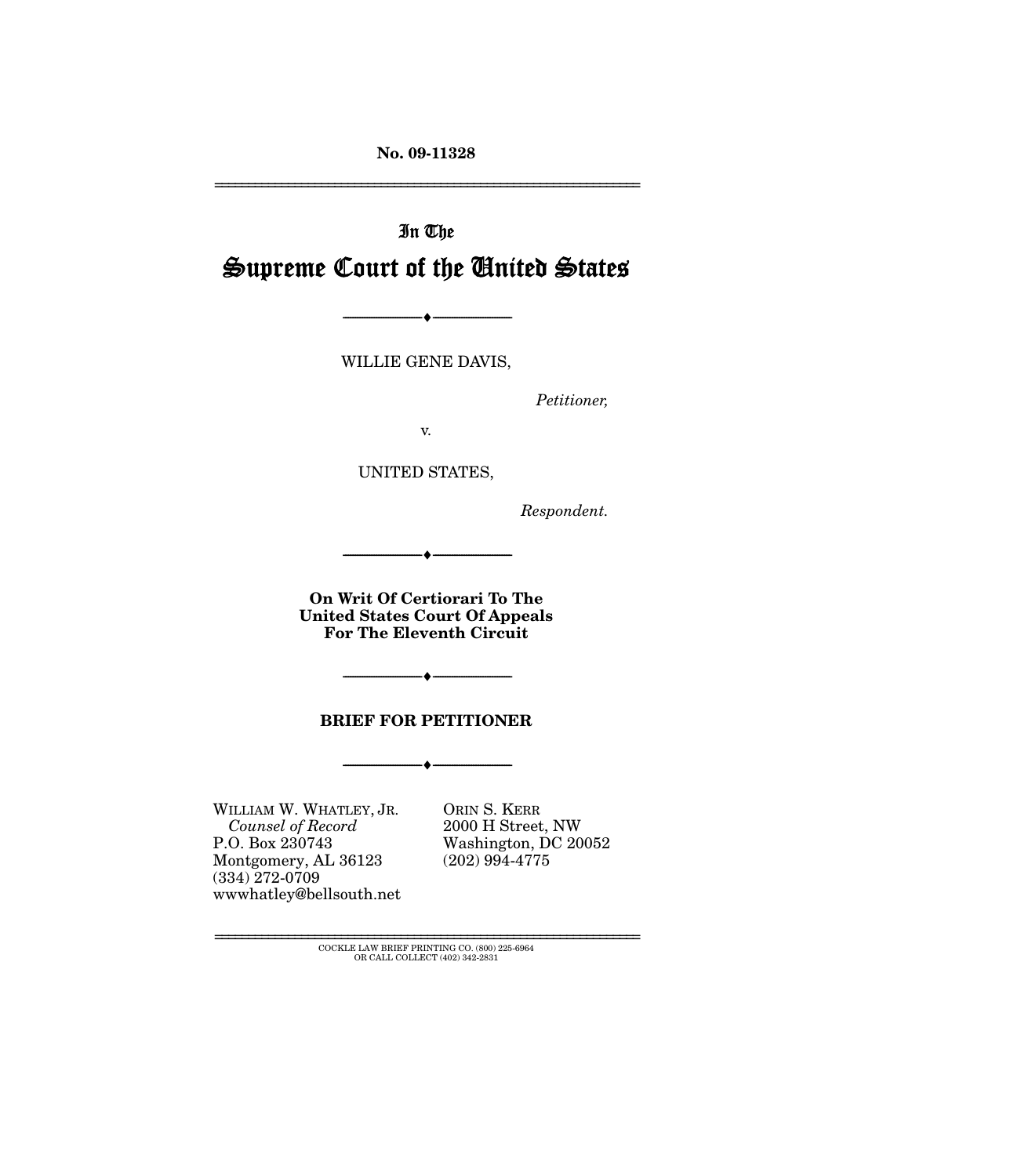No. 09-11328

# In The Supreme Court of the United States

---

WILLIE GENE DAVIS,

*Petitioner,*

v.

UNITED STATES,

*Respondent.*

---

**On Writ Of Certiorari To The United States Court Of Appeals For The Eleventh Circuit**

---

**BRIEF FOR PETITIONER**

---

WILLIAM W. WHATLEY, JR.
*Counsel of Record*
P.O. Box 230743
Montgomery, AL 36123
(334) 272-0709
wwwhatley@bellsouth.net

ORIN S. KERR
2000 H Street, NW
Washington, DC 20052
(202) 994-4775

COCKLE LAW BRIEF PRINTING CO. (800) 225-6964
OR CALL COLLECT (402) 342-2831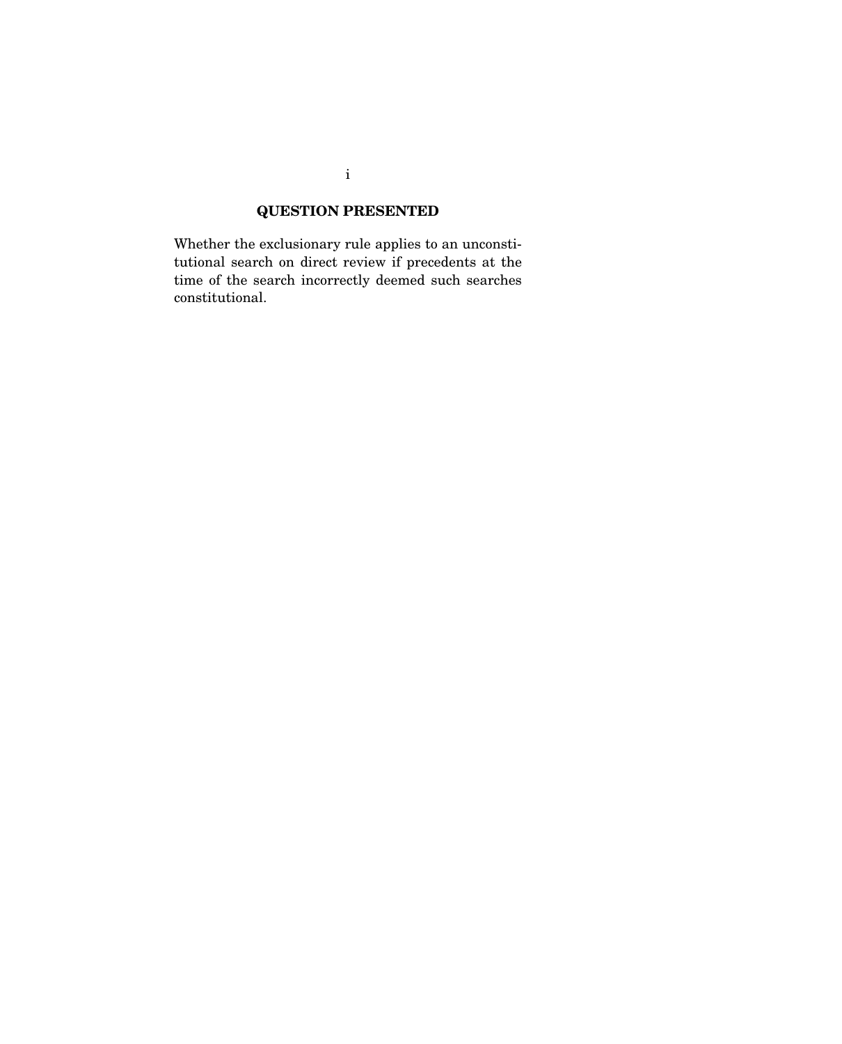## QUESTION PRESENTED

Whether the exclusionary rule applies to an unconstitutional search on direct review if precedents at the time of the search incorrectly deemed such searches constitutional.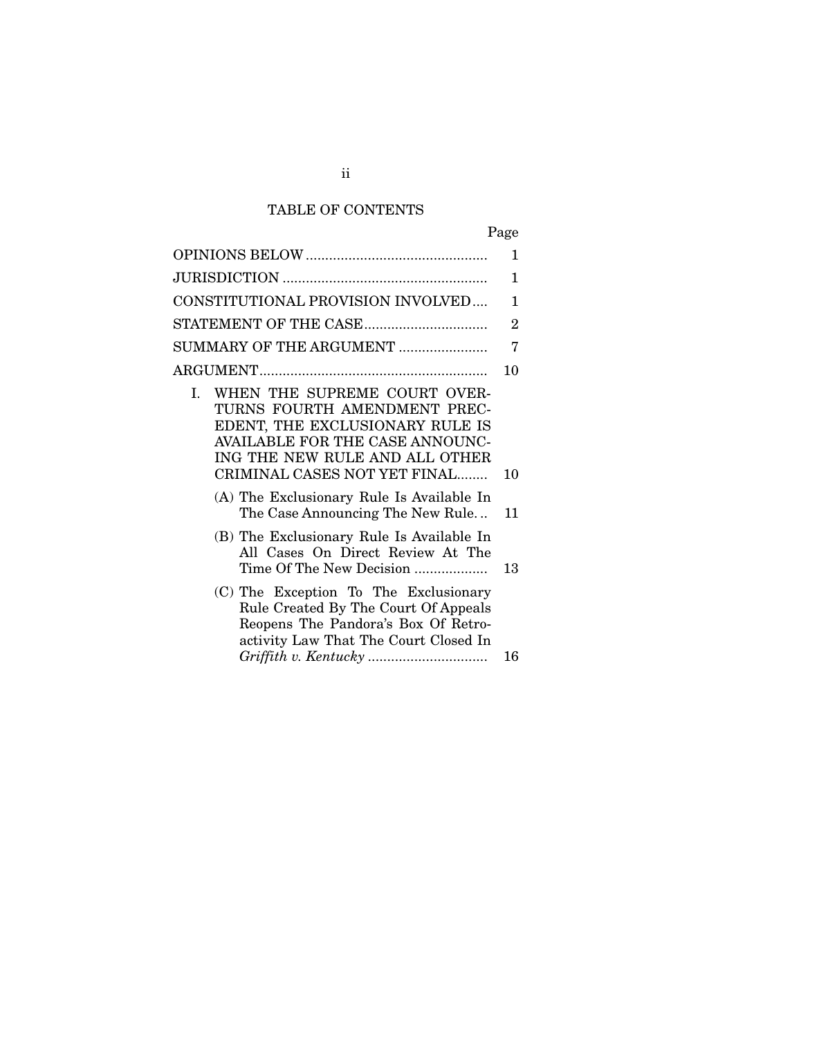# TABLE OF CONTENTS

| | Page |
|---|---|
| OPINIONS BELOW | 1 |
| JURISDICTION | 1 |
| CONSTITUTIONAL PROVISION INVOLVED | 1 |
| STATEMENT OF THE CASE | 2 |
| SUMMARY OF THE ARGUMENT | 7 |
| ARGUMENT | 10 |
| I. WHEN THE SUPREME COURT OVERTURNS FOURTH AMENDMENT PRECEDENT, THE EXCLUSIONARY RULE IS AVAILABLE FOR THE CASE ANNOUNCING THE NEW RULE AND ALL OTHER CRIMINAL CASES NOT YET FINAL | 10 |
| (A) The Exclusionary Rule Is Available In The Case Announcing The New Rule. | 11 |
| (B) The Exclusionary Rule Is Available In All Cases On Direct Review At The Time Of The New Decision | 13 |
| (C) The Exception To The Exclusionary Rule Created By The Court Of Appeals Reopens The Pandora's Box Of Retroactivity Law That The Court Closed In *Griffith v. Kentucky* | 16 |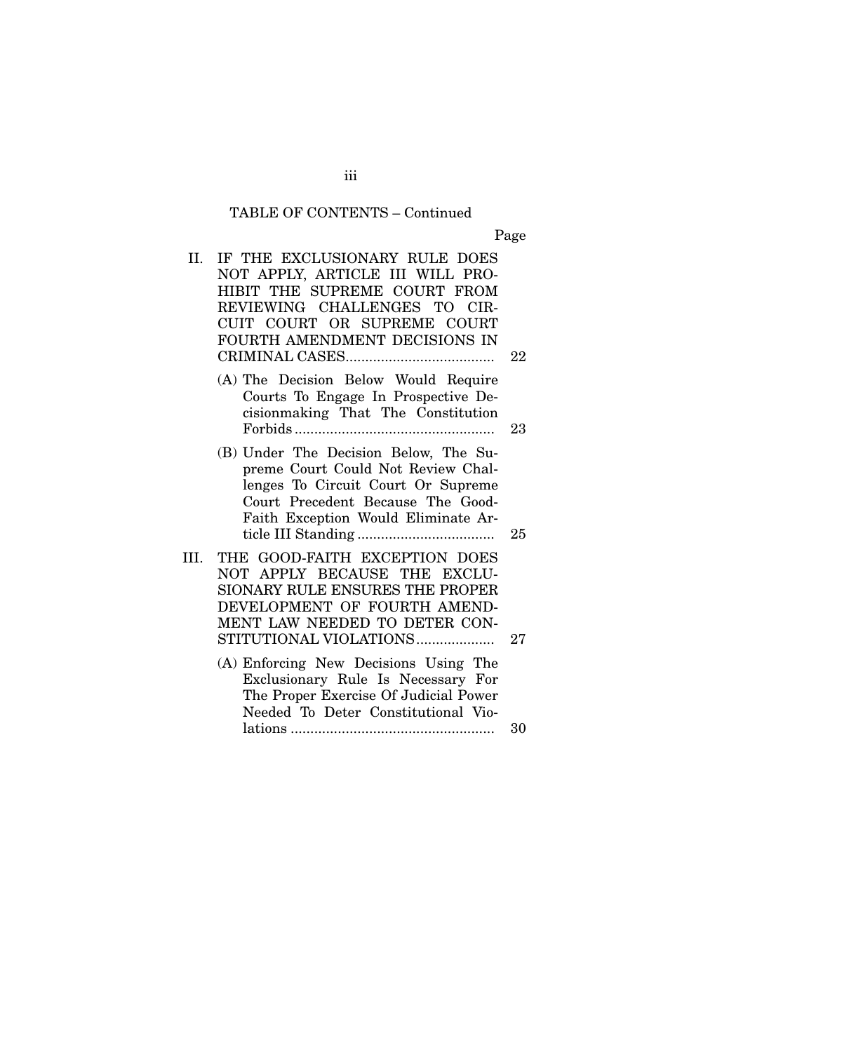TABLE OF CONTENTS – Continued

| | Page |
|---|---|
| II. IF THE EXCLUSIONARY RULE DOES NOT APPLY, ARTICLE III WILL PROHIBIT THE SUPREME COURT FROM REVIEWING CHALLENGES TO CIRCUIT COURT OR SUPREME COURT FOURTH AMENDMENT DECISIONS IN CRIMINAL CASES | 22 |
| (A) The Decision Below Would Require Courts To Engage In Prospective Decisionmaking That The Constitution Forbids | 23 |
| (B) Under The Decision Below, The Supreme Court Could Not Review Challenges To Circuit Court Or Supreme Court Precedent Because The Good-Faith Exception Would Eliminate Article III Standing | 25 |
| III. THE GOOD-FAITH EXCEPTION DOES NOT APPLY BECAUSE THE EXCLUSIONARY RULE ENSURES THE PROPER DEVELOPMENT OF FOURTH AMENDMENT LAW NEEDED TO DETER CONSTITUTIONAL VIOLATIONS | 27 |
| (A) Enforcing New Decisions Using The Exclusionary Rule Is Necessary For The Proper Exercise Of Judicial Power Needed To Deter Constitutional Violations | 30 |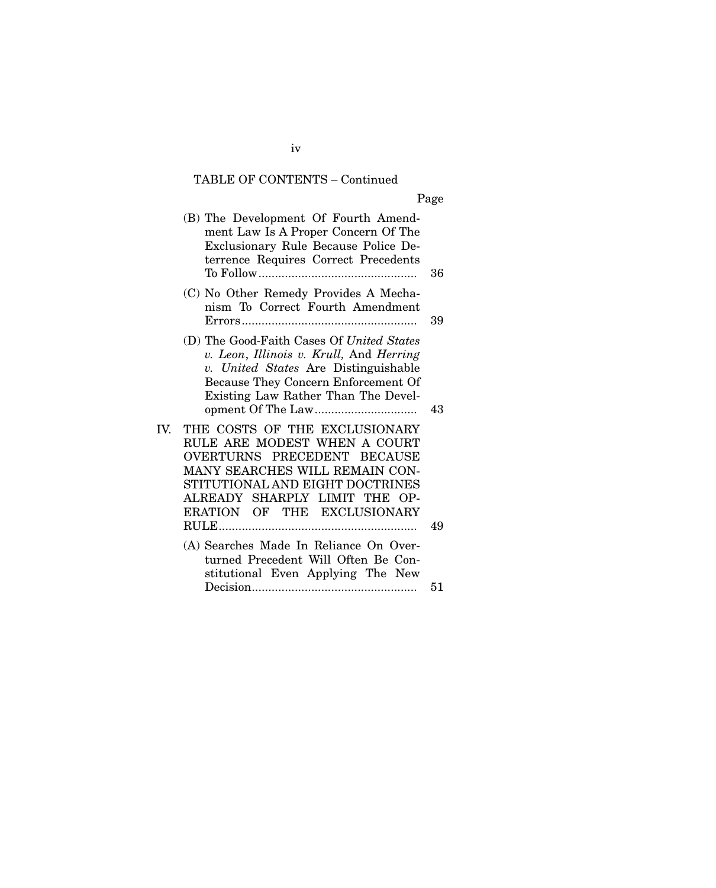TABLE OF CONTENTS – Continued

| | Page |
|---|---|
| (B) The Development Of Fourth Amendment Law Is A Proper Concern Of The Exclusionary Rule Because Police Deterrence Requires Correct Precedents To Follow | 36 |
| (C) No Other Remedy Provides A Mechanism To Correct Fourth Amendment Errors | 39 |
| (D) The Good-Faith Cases Of *United States v. Leon*, *Illinois v. Krull,* And *Herring v. United States* Are Distinguishable Because They Concern Enforcement Of Existing Law Rather Than The Development Of The Law | 43 |
| IV. THE COSTS OF THE EXCLUSIONARY RULE ARE MODEST WHEN A COURT OVERTURNS PRECEDENT BECAUSE MANY SEARCHES WILL REMAIN CONSTITUTIONAL AND EIGHT DOCTRINES ALREADY SHARPLY LIMIT THE OPERATION OF THE EXCLUSIONARY RULE | 49 |
| (A) Searches Made In Reliance On Overturned Precedent Will Often Be Constitutional Even Applying The New Decision | 51 |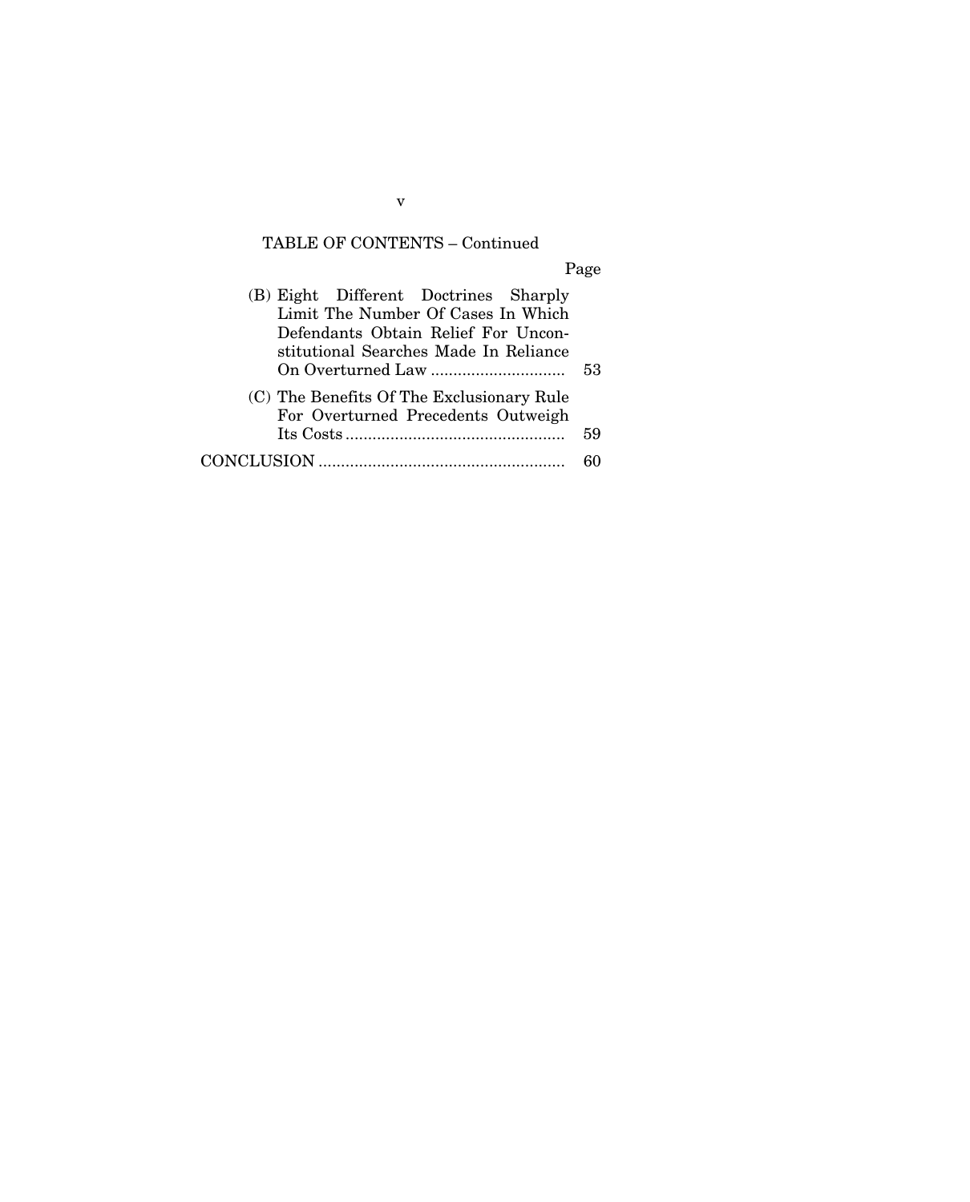TABLE OF CONTENTS – Continued

| | Page |
|---|---|
| (B) Eight Different Doctrines Sharply Limit The Number Of Cases In Which Defendants Obtain Relief For Unconstitutional Searches Made In Reliance On Overturned Law | 53 |
| (C) The Benefits Of The Exclusionary Rule For Overturned Precedents Outweigh Its Costs | 59 |
| CONCLUSION | 60 |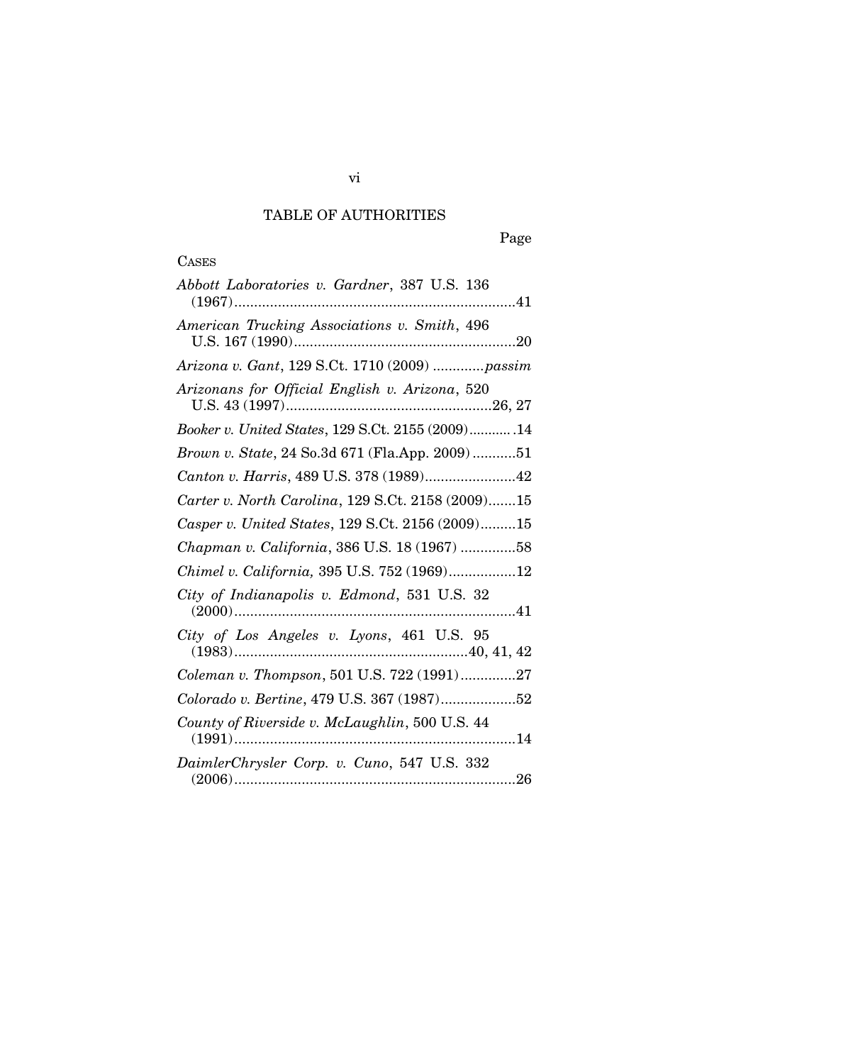# TABLE OF AUTHORITIES

Page

CASES

*Abbott Laboratories v. Gardner*, 387 U.S. 136 (1967) ........................................................................ 41

*American Trucking Associations v. Smith*, 496 U.S. 167 (1990) ........................................................ 20

*Arizona v. Gant*, 129 S.Ct. 1710 (2009) ............ *passim*

*Arizonans for Official English v. Arizona*, 520 U.S. 43 (1997) .................................................. 26, 27

*Booker v. United States*, 129 S.Ct. 2155 (2009) ........... 14

*Brown v. State*, 24 So.3d 671 (Fla.App. 2009) ........... 51

*Canton v. Harris*, 489 U.S. 378 (1989) ....................... 42

*Carter v. North Carolina*, 129 S.Ct. 2158 (2009) ....... 15

*Casper v. United States*, 129 S.Ct. 2156 (2009) ......... 15

*Chapman v. California*, 386 U.S. 18 (1967) .............. 58

*Chimel v. California,* 395 U.S. 752 (1969) ................. 12

*City of Indianapolis v. Edmond*, 531 U.S. 32 (2000) ........................................................................ 41

*City of Los Angeles v. Lyons*, 461 U.S. 95 (1983) ........................................................... 40, 41, 42

*Coleman v. Thompson*, 501 U.S. 722 (1991) .............. 27

*Colorado v. Bertine*, 479 U.S. 367 (1987) ................... 52

*County of Riverside v. McLaughlin*, 500 U.S. 44 (1991) ........................................................................ 14

*DaimlerChrysler Corp. v. Cuno*, 547 U.S. 332 (2006) ........................................................................ 26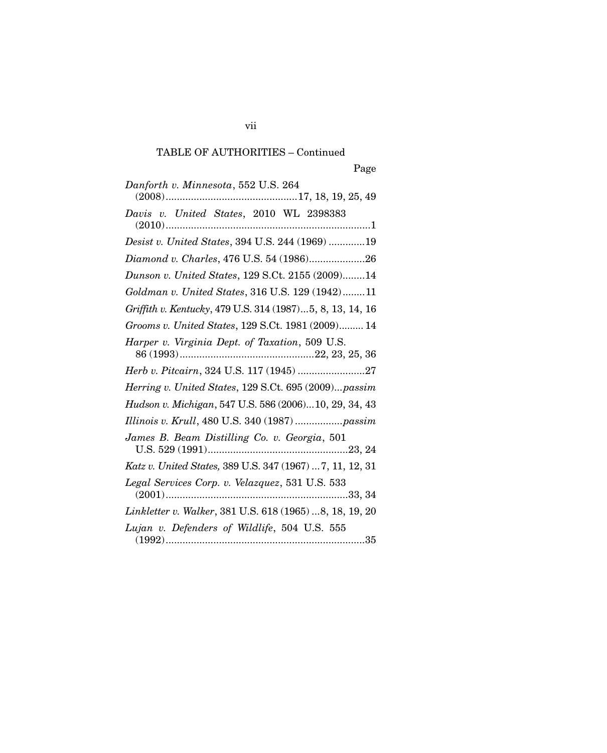TABLE OF AUTHORITIES – Continued

Page

*Danforth v. Minnesota*, 552 U.S. 264 (2008)..............................................17, 18, 19, 25, 49

*Davis v. United States*, 2010 WL 2398383 (2010)........................................................................1

*Desist v. United States*, 394 U.S. 244 (1969) .............19

*Diamond v. Charles*, 476 U.S. 54 (1986)....................26

*Dunson v. United States*, 129 S.Ct. 2155 (2009)........14

*Goldman v. United States*, 316 U.S. 129 (1942)........11

*Griffith v. Kentucky*, 479 U.S. 314 (1987)...5, 8, 13, 14, 16

*Grooms v. United States*, 129 S.Ct. 1981 (2009)......... 14

*Harper v. Virginia Dept. of Taxation*, 509 U.S. 86 (1993)................................................22, 23, 25, 36

*Herb v. Pitcairn*, 324 U.S. 117 (1945) ........................27

*Herring v. United States*, 129 S.Ct. 695 (2009)...*passim*

*Hudson v. Michigan*, 547 U.S. 586 (2006)...10, 29, 34, 43

*Illinois v. Krull*, 480 U.S. 340 (1987) .................*passim*

*James B. Beam Distilling Co. v. Georgia*, 501 U.S. 529 (1991)..................................................23, 24

*Katz v. United States,* 389 U.S. 347 (1967) ... 7, 11, 12, 31

*Legal Services Corp. v. Velazquez*, 531 U.S. 533 (2001).................................................................33, 34

*Linkletter v. Walker*, 381 U.S. 618 (1965) ...8, 18, 19, 20

*Lujan v. Defenders of Wildlife*, 504 U.S. 555 (1992)......................................................................35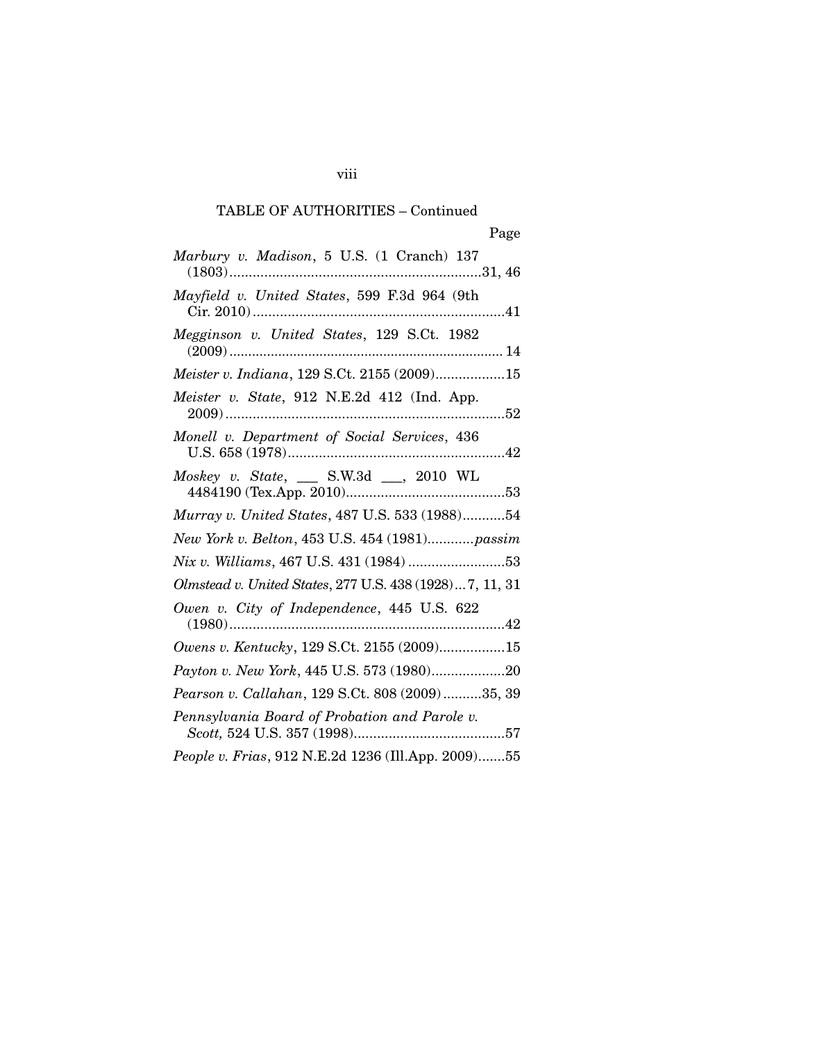TABLE OF AUTHORITIES – Continued

Page

*Marbury v. Madison*, 5 U.S. (1 Cranch) 137 (1803) ............................................................31, 46

*Mayfield v. United States*, 599 F.3d 964 (9th Cir. 2010) ..............................................................41

*Megginson v. United States*, 129 S.Ct. 1982 (2009) ...................................................................... 14

*Meister v. Indiana*, 129 S.Ct. 2155 (2009)..................15

*Meister v. State*, 912 N.E.2d 412 (Ind. App. 2009) .......................................................................52

*Monell v. Department of Social Services*, 436 U.S. 658 (1978).......................................................42

*Moskey v. State*, ___ S.W.3d ___, 2010 WL 4484190 (Tex.App. 2010).........................................53

*Murray v. United States*, 487 U.S. 533 (1988)...........54

*New York v. Belton*, 453 U.S. 454 (1981)............*passim*

*Nix v. Williams*, 467 U.S. 431 (1984) .........................53

*Olmstead v. United States*, 277 U.S. 438 (1928)...7, 11, 31

*Owen v. City of Independence*, 445 U.S. 622 (1980).......................................................................42

*Owens v. Kentucky*, 129 S.Ct. 2155 (2009).................15

*Payton v. New York*, 445 U.S. 573 (1980)...................20

*Pearson v. Callahan*, 129 S.Ct. 808 (2009)..........35, 39

*Pennsylvania Board of Probation and Parole v. Scott,* 524 U.S. 357 (1998).......................................57

*People v. Frias*, 912 N.E.2d 1236 (Ill.App. 2009).......55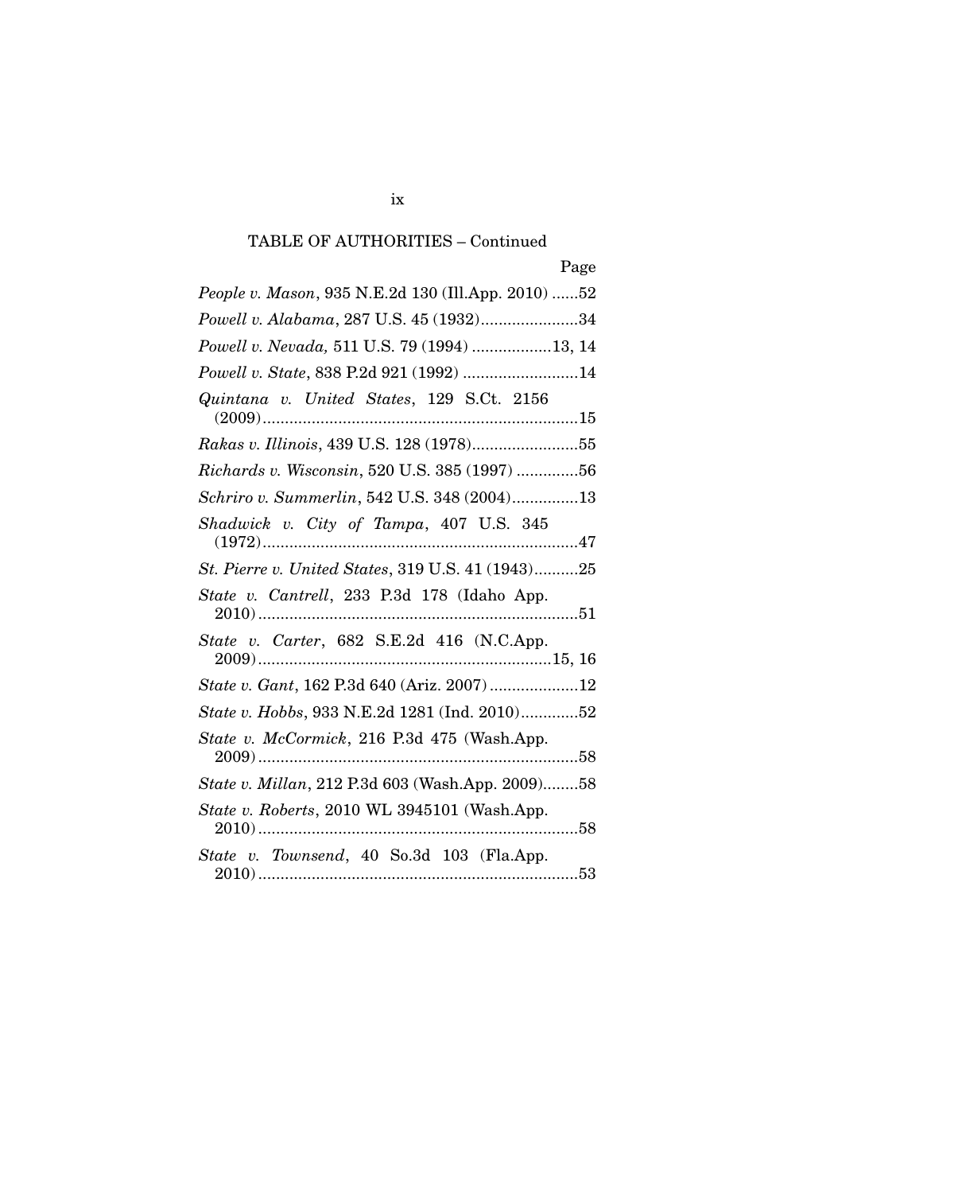TABLE OF AUTHORITIES – Continued

Page

*People v. Mason*, 935 N.E.2d 130 (Ill.App. 2010) ......52

*Powell v. Alabama*, 287 U.S. 45 (1932)......................34

*Powell v. Nevada,* 511 U.S. 79 (1994) ..................13, 14

*Powell v. State*, 838 P.2d 921 (1992) ..........................14

*Quintana v. United States*, 129 S.Ct. 2156 (2009).......................................................................15

*Rakas v. Illinois*, 439 U.S. 128 (1978)........................55

*Richards v. Wisconsin*, 520 U.S. 385 (1997) ..............56

*Schriro v. Summerlin*, 542 U.S. 348 (2004)...............13

*Shadwick v. City of Tampa*, 407 U.S. 345 (1972).......................................................................47

*St. Pierre v. United States*, 319 U.S. 41 (1943)..........25

*State v. Cantrell*, 233 P.3d 178 (Idaho App. 2010)........................................................................51

*State v. Carter*, 682 S.E.2d 416 (N.C.App. 2009)..................................................................15, 16

*State v. Gant*, 162 P.3d 640 (Ariz. 2007)....................12

*State v. Hobbs*, 933 N.E.2d 1281 (Ind. 2010).............52

*State v. McCormick*, 216 P.3d 475 (Wash.App. 2009)........................................................................58

*State v. Millan*, 212 P.3d 603 (Wash.App. 2009)........58

*State v. Roberts*, 2010 WL 3945101 (Wash.App. 2010)........................................................................58

*State v. Townsend*, 40 So.3d 103 (Fla.App. 2010)........................................................................53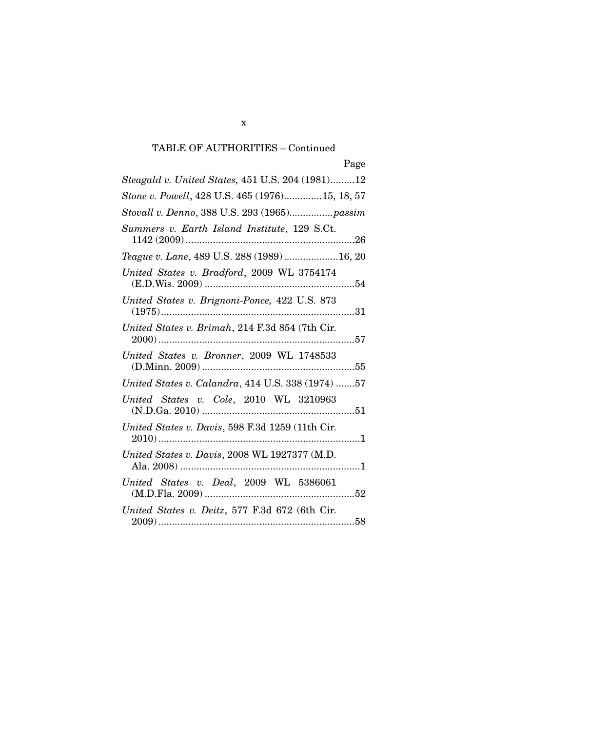TABLE OF AUTHORITIES – Continued

Page

*Steagald v. United States,* 451 U.S. 204 (1981).........12

*Stone v. Powell*, 428 U.S. 465 (1976)..............15, 18, 57

*Stovall v. Denno*, 388 U.S. 293 (1965)................*passim*

*Summers v. Earth Island Institute*, 129 S.Ct. 1142 (2009)..............................................................26

*Teague v. Lane*, 489 U.S. 288 (1989)....................16, 20

*United States v. Bradford*, 2009 WL 3754174 (E.D.Wis. 2009) .......................................................54

*United States v. Brignoni-Ponce,* 422 U.S. 873 (1975).......................................................................31

*United States v. Brimah*, 214 F.3d 854 (7th Cir. 2000)........................................................................57

*United States v. Bronner*, 2009 WL 1748533 (D.Minn. 2009) ........................................................55

*United States v. Calandra*, 414 U.S. 338 (1974) .......57

*United States v. Cole*, 2010 WL 3210963 (N.D.Ga. 2010) ........................................................51

*United States v. Davis*, 598 F.3d 1259 (11th Cir. 2010)..........................................................................1

*United States v. Davis*, 2008 WL 1927377 (M.D. Ala. 2008) ..................................................................1

*United States v. Deal*, 2009 WL 5386061 (M.D.Fla. 2009) .......................................................52

*United States v. Deitz*, 577 F.3d 672 (6th Cir. 2009)........................................................................58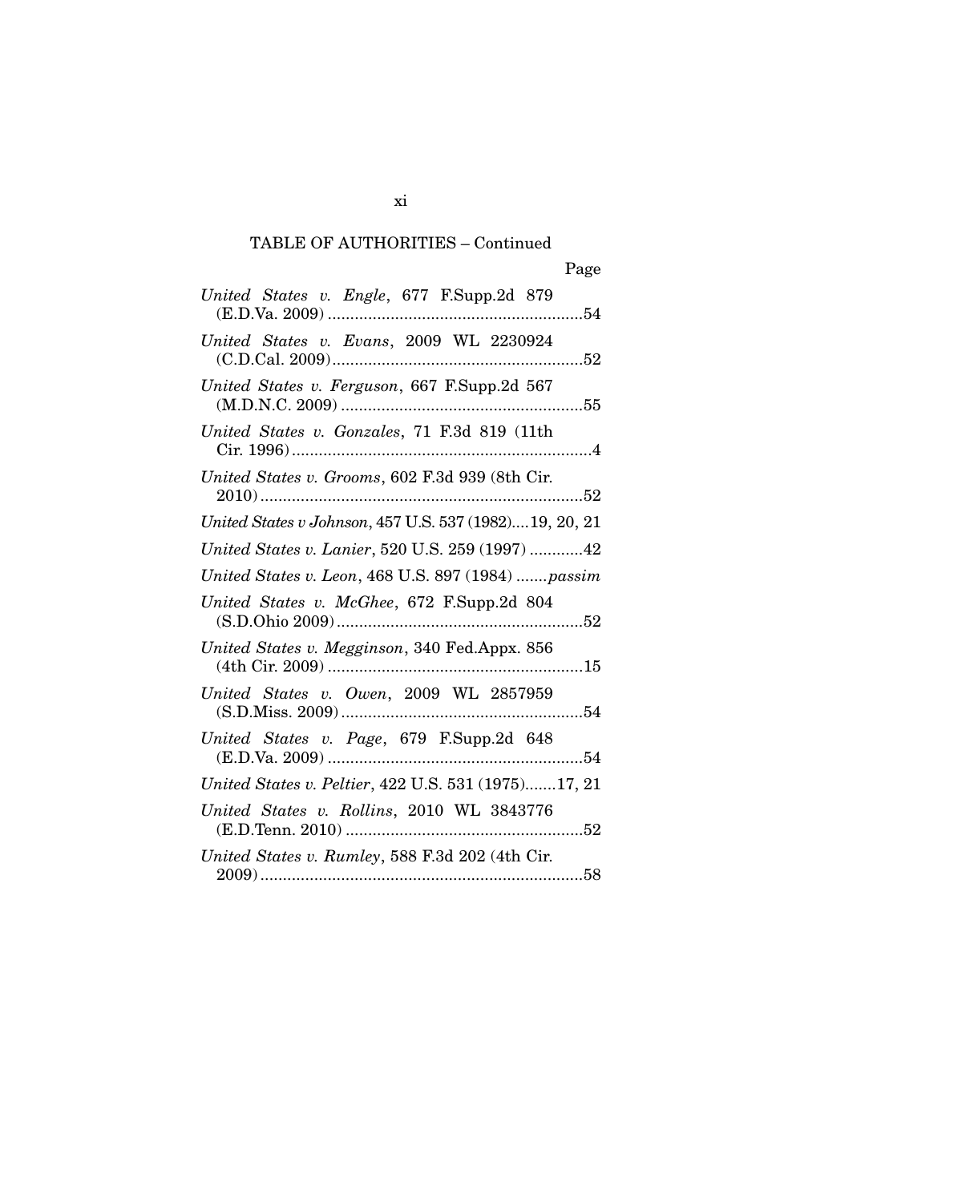TABLE OF AUTHORITIES – Continued

Page

*United States v. Engle*, 677 F.Supp.2d 879 (E.D.Va. 2009) ....................................................54

*United States v. Evans*, 2009 WL 2230924 (C.D.Cal. 2009)....................................................52

*United States v. Ferguson*, 667 F.Supp.2d 567 (M.D.N.C. 2009) ..................................................55

*United States v. Gonzales*, 71 F.3d 819 (11th Cir. 1996)..............................................................4

*United States v. Grooms*, 602 F.3d 939 (8th Cir. 2010)....................................................................52

*United States v Johnson*, 457 U.S. 537 (1982)....19, 20, 21

*United States v. Lanier*, 520 U.S. 259 (1997) ............42

*United States v. Leon*, 468 U.S. 897 (1984) .......*passim*

*United States v. McGhee*, 672 F.Supp.2d 804 (S.D.Ohio 2009)..................................................52

*United States v. Megginson*, 340 Fed.Appx. 856 (4th Cir. 2009) ....................................................15

*United States v. Owen*, 2009 WL 2857959 (S.D.Miss. 2009)..................................................54

*United States v. Page*, 679 F.Supp.2d 648 (E.D.Va. 2009) ....................................................54

*United States v. Peltier*, 422 U.S. 531 (1975).......17, 21

*United States v. Rollins*, 2010 WL 3843776 (E.D.Tenn. 2010) ..................................................52

*United States v. Rumley*, 588 F.3d 202 (4th Cir. 2009)....................................................................58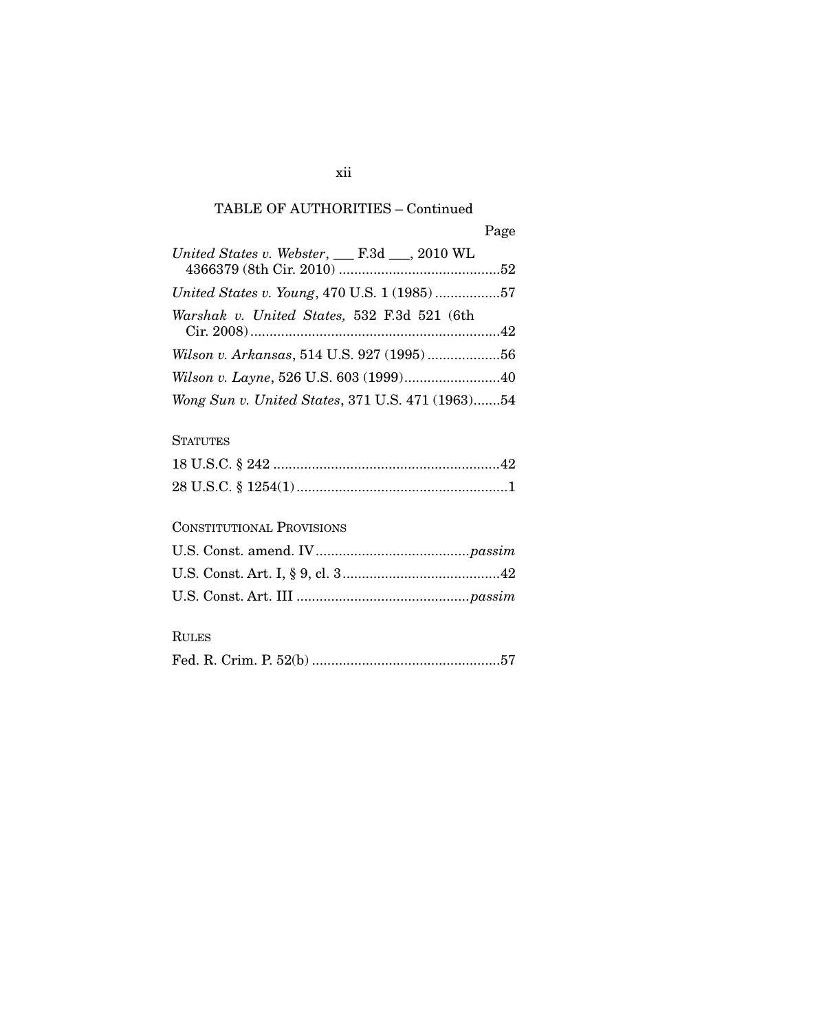TABLE OF AUTHORITIES – Continued

Page

*United States v. Webster*, ___ F.3d ___, 2010 WL 4366379 (8th Cir. 2010) ..........................................52

*United States v. Young*, 470 U.S. 1 (1985) .................57

*Warshak v. United States,* 532 F.3d 521 (6th Cir. 2008) .................................................................42

*Wilson v. Arkansas*, 514 U.S. 927 (1995) ...................56

*Wilson v. Layne*, 526 U.S. 603 (1999).........................40

*Wong Sun v. United States*, 371 U.S. 471 (1963).......54

STATUTES

18 U.S.C. § 242 ...........................................................42

28 U.S.C. § 1254(1) .......................................................1

CONSTITUTIONAL PROVISIONS

U.S. Const. amend. IV........................................*passim*

U.S. Const. Art. I, § 9, cl. 3.........................................42

U.S. Const. Art. III .............................................*passim*

RULES

Fed. R. Crim. P. 52(b) .................................................57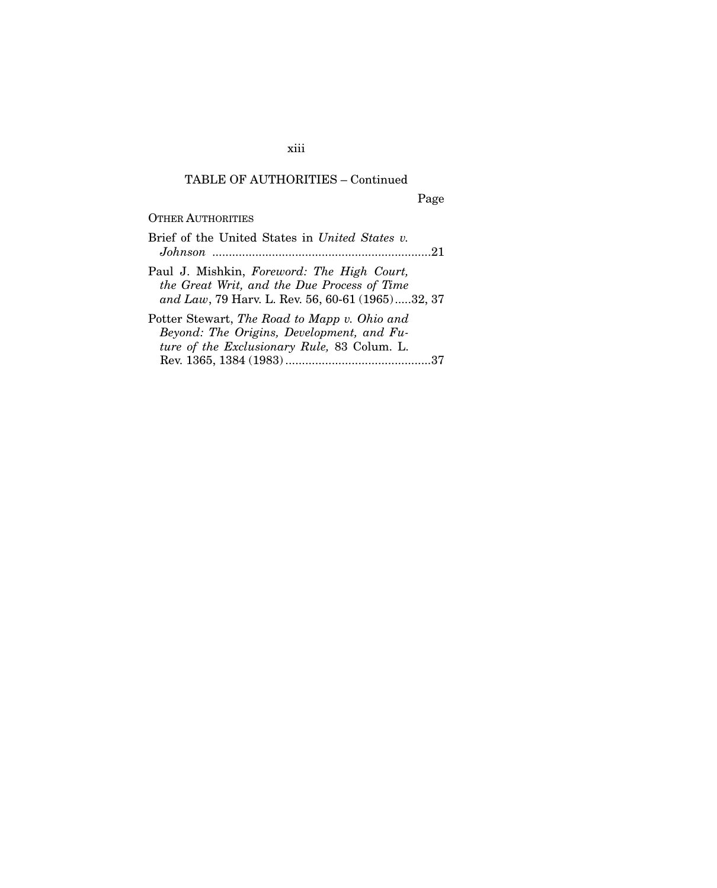TABLE OF AUTHORITIES – Continued

Page

OTHER AUTHORITIES

Brief of the United States in *United States v. Johnson* ..................................................................21

Paul J. Mishkin, *Foreword: The High Court, the Great Writ, and the Due Process of Time and Law*, 79 Harv. L. Rev. 56, 60-61 (1965).....32, 37

Potter Stewart, *The Road to Mapp v. Ohio and Beyond: The Origins, Development, and Future of the Exclusionary Rule,* 83 Colum. L. Rev. 1365, 1384 (1983)............................................37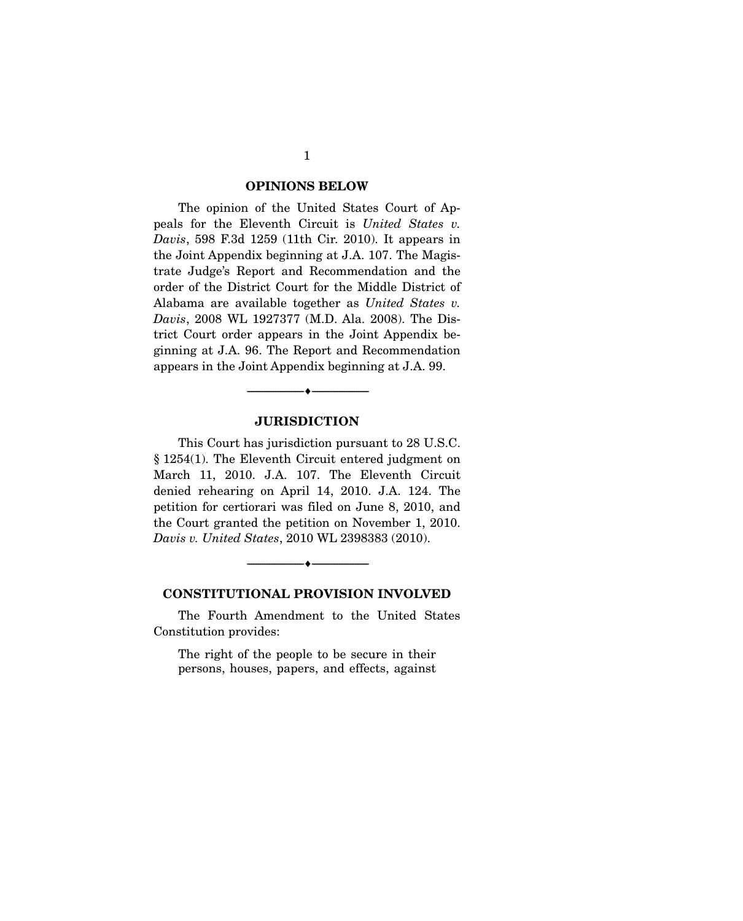## OPINIONS BELOW

The opinion of the United States Court of Appeals for the Eleventh Circuit is *United States v. Davis*, 598 F.3d 1259 (11th Cir. 2010). It appears in the Joint Appendix beginning at J.A. 107. The Magistrate Judge's Report and Recommendation and the order of the District Court for the Middle District of Alabama are available together as *United States v. Davis*, 2008 WL 1927377 (M.D. Ala. 2008). The District Court order appears in the Joint Appendix beginning at J.A. 96. The Report and Recommendation appears in the Joint Appendix beginning at J.A. 99.

---

## JURISDICTION

This Court has jurisdiction pursuant to 28 U.S.C. § 1254(1). The Eleventh Circuit entered judgment on March 11, 2010. J.A. 107. The Eleventh Circuit denied rehearing on April 14, 2010. J.A. 124. The petition for certiorari was filed on June 8, 2010, and the Court granted the petition on November 1, 2010. *Davis v. United States*, 2010 WL 2398383 (2010).

---

## CONSTITUTIONAL PROVISION INVOLVED

The Fourth Amendment to the United States Constitution provides:

> The right of the people to be secure in their persons, houses, papers, and effects, against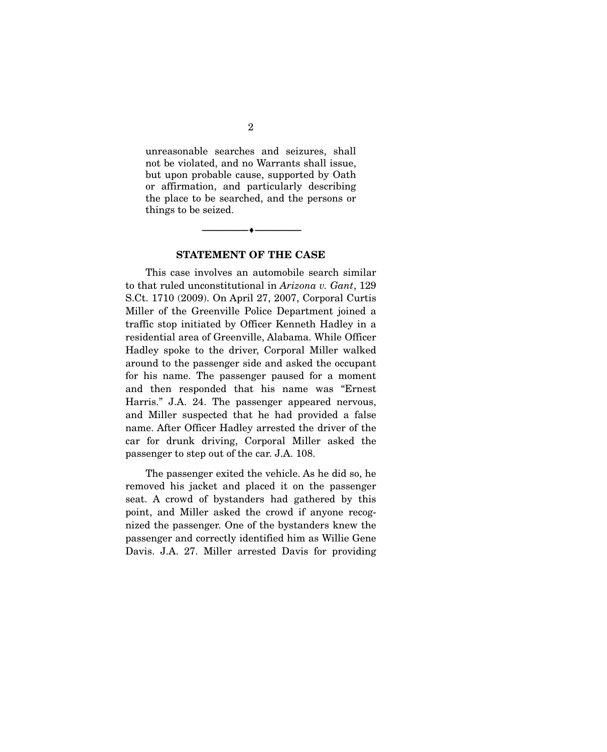unreasonable searches and seizures, shall not be violated, and no Warrants shall issue, but upon probable cause, supported by Oath or affirmation, and particularly describing the place to be searched, and the persons or things to be seized.

---

## STATEMENT OF THE CASE

This case involves an automobile search similar to that ruled unconstitutional in *Arizona v. Gant*, 129 S.Ct. 1710 (2009). On April 27, 2007, Corporal Curtis Miller of the Greenville Police Department joined a traffic stop initiated by Officer Kenneth Hadley in a residential area of Greenville, Alabama. While Officer Hadley spoke to the driver, Corporal Miller walked around to the passenger side and asked the occupant for his name. The passenger paused for a moment and then responded that his name was "Ernest Harris." J.A. 24. The passenger appeared nervous, and Miller suspected that he had provided a false name. After Officer Hadley arrested the driver of the car for drunk driving, Corporal Miller asked the passenger to step out of the car. J.A. 108.

The passenger exited the vehicle. As he did so, he removed his jacket and placed it on the passenger seat. A crowd of bystanders had gathered by this point, and Miller asked the crowd if anyone recognized the passenger. One of the bystanders knew the passenger and correctly identified him as Willie Gene Davis. J.A. 27. Miller arrested Davis for providing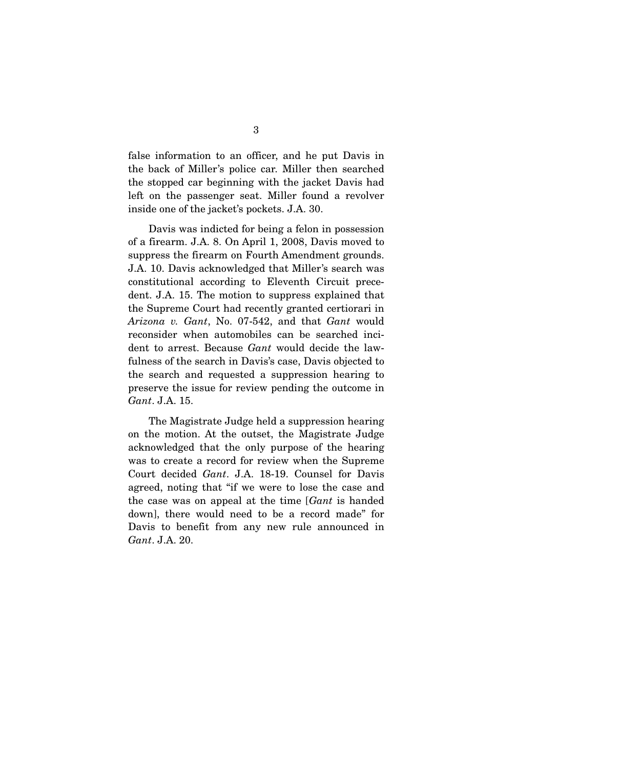false information to an officer, and he put Davis in the back of Miller's police car. Miller then searched the stopped car beginning with the jacket Davis had left on the passenger seat. Miller found a revolver inside one of the jacket's pockets. J.A. 30.

Davis was indicted for being a felon in possession of a firearm. J.A. 8. On April 1, 2008, Davis moved to suppress the firearm on Fourth Amendment grounds. J.A. 10. Davis acknowledged that Miller's search was constitutional according to Eleventh Circuit precedent. J.A. 15. The motion to suppress explained that the Supreme Court had recently granted certiorari in *Arizona v. Gant*, No. 07-542, and that *Gant* would reconsider when automobiles can be searched incident to arrest. Because *Gant* would decide the lawfulness of the search in Davis's case, Davis objected to the search and requested a suppression hearing to preserve the issue for review pending the outcome in *Gant*. J.A. 15.

The Magistrate Judge held a suppression hearing on the motion. At the outset, the Magistrate Judge acknowledged that the only purpose of the hearing was to create a record for review when the Supreme Court decided *Gant*. J.A. 18-19. Counsel for Davis agreed, noting that "if we were to lose the case and the case was on appeal at the time [*Gant* is handed down], there would need to be a record made" for Davis to benefit from any new rule announced in *Gant*. J.A. 20.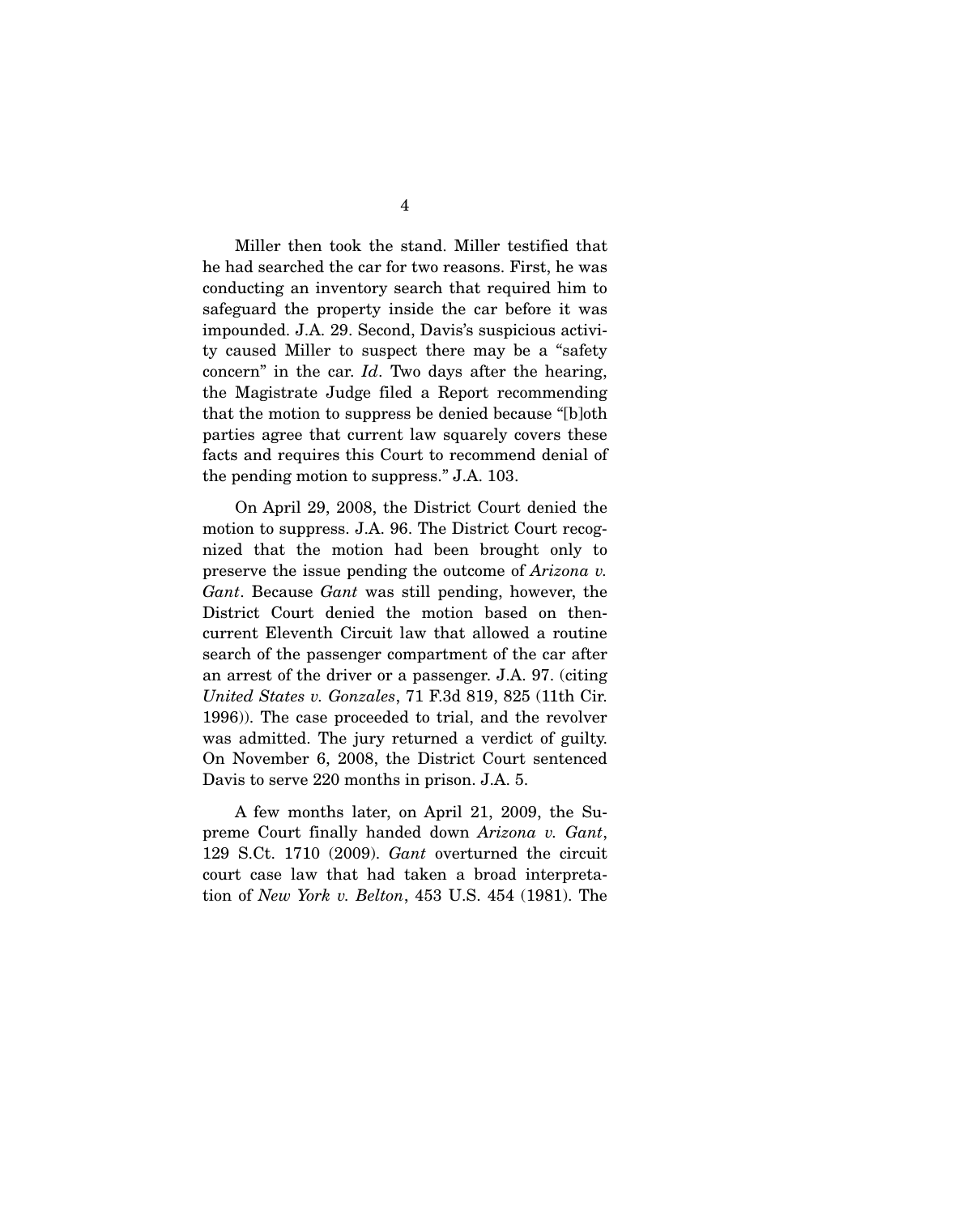Miller then took the stand. Miller testified that he had searched the car for two reasons. First, he was conducting an inventory search that required him to safeguard the property inside the car before it was impounded. J.A. 29. Second, Davis's suspicious activity caused Miller to suspect there may be a "safety concern" in the car. *Id*. Two days after the hearing, the Magistrate Judge filed a Report recommending that the motion to suppress be denied because "[b]oth parties agree that current law squarely covers these facts and requires this Court to recommend denial of the pending motion to suppress." J.A. 103.

On April 29, 2008, the District Court denied the motion to suppress. J.A. 96. The District Court recognized that the motion had been brought only to preserve the issue pending the outcome of *Arizona v. Gant*. Because *Gant* was still pending, however, the District Court denied the motion based on then-current Eleventh Circuit law that allowed a routine search of the passenger compartment of the car after an arrest of the driver or a passenger. J.A. 97. (citing *United States v. Gonzales*, 71 F.3d 819, 825 (11th Cir. 1996)). The case proceeded to trial, and the revolver was admitted. The jury returned a verdict of guilty. On November 6, 2008, the District Court sentenced Davis to serve 220 months in prison. J.A. 5.

A few months later, on April 21, 2009, the Supreme Court finally handed down *Arizona v. Gant*, 129 S.Ct. 1710 (2009). *Gant* overturned the circuit court case law that had taken a broad interpretation of *New York v. Belton*, 453 U.S. 454 (1981). The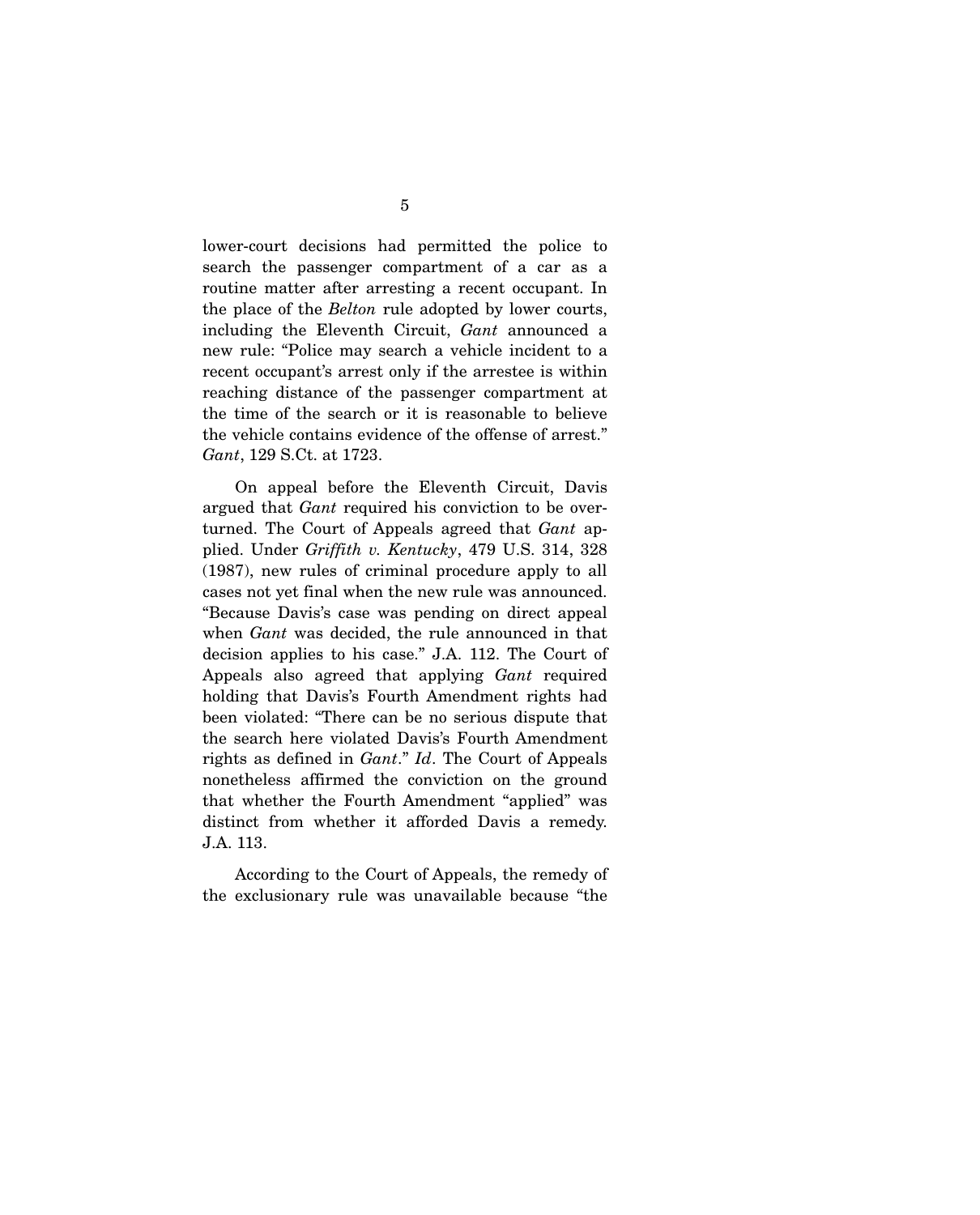lower-court decisions had permitted the police to search the passenger compartment of a car as a routine matter after arresting a recent occupant. In the place of the *Belton* rule adopted by lower courts, including the Eleventh Circuit, *Gant* announced a new rule: "Police may search a vehicle incident to a recent occupant's arrest only if the arrestee is within reaching distance of the passenger compartment at the time of the search or it is reasonable to believe the vehicle contains evidence of the offense of arrest." *Gant*, 129 S.Ct. at 1723.

On appeal before the Eleventh Circuit, Davis argued that *Gant* required his conviction to be overturned. The Court of Appeals agreed that *Gant* applied. Under *Griffith v. Kentucky*, 479 U.S. 314, 328 (1987), new rules of criminal procedure apply to all cases not yet final when the new rule was announced. "Because Davis's case was pending on direct appeal when *Gant* was decided, the rule announced in that decision applies to his case." J.A. 112. The Court of Appeals also agreed that applying *Gant* required holding that Davis's Fourth Amendment rights had been violated: "There can be no serious dispute that the search here violated Davis's Fourth Amendment rights as defined in *Gant*." *Id*. The Court of Appeals nonetheless affirmed the conviction on the ground that whether the Fourth Amendment "applied" was distinct from whether it afforded Davis a remedy. J.A. 113.

According to the Court of Appeals, the remedy of the exclusionary rule was unavailable because "the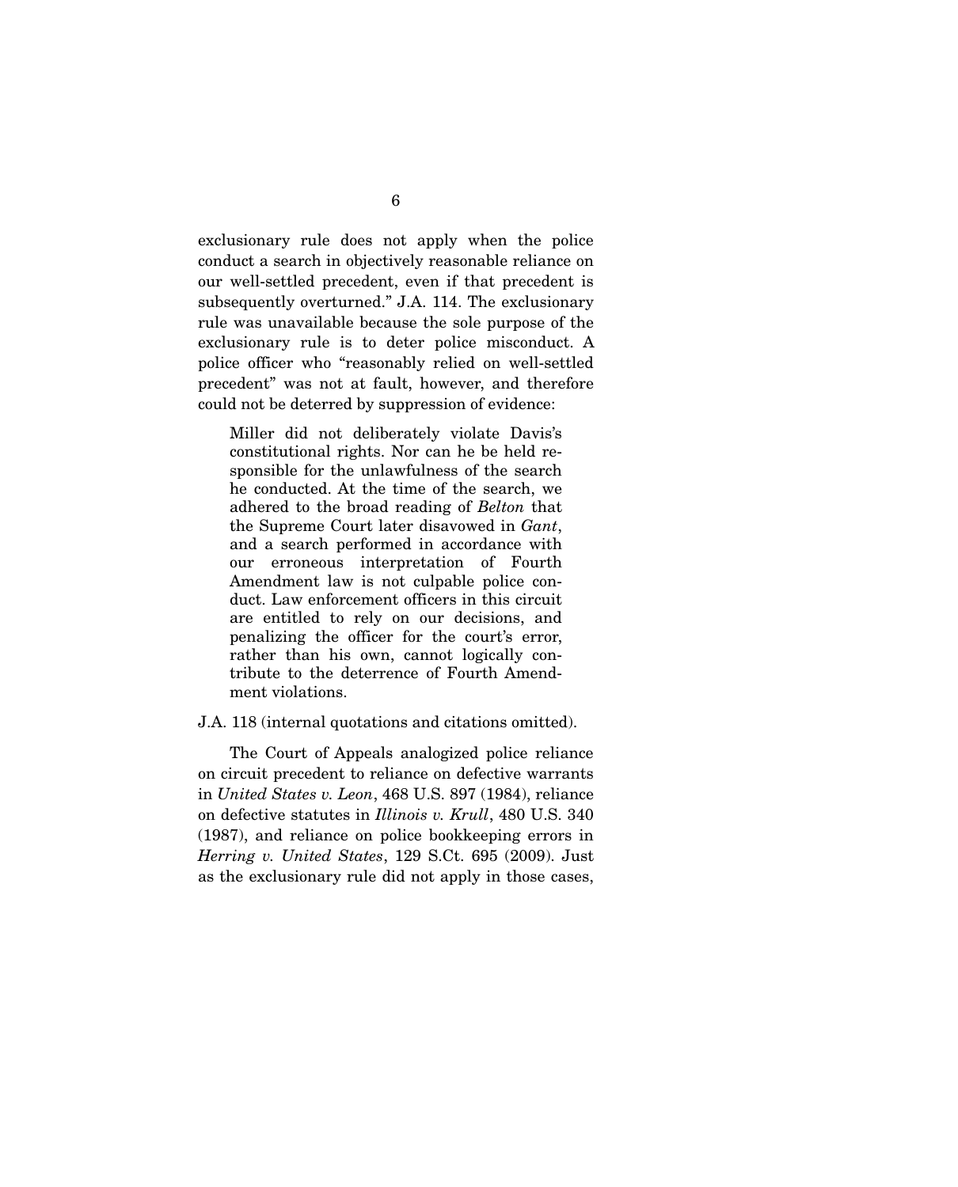exclusionary rule does not apply when the police conduct a search in objectively reasonable reliance on our well-settled precedent, even if that precedent is subsequently overturned." J.A. 114. The exclusionary rule was unavailable because the sole purpose of the exclusionary rule is to deter police misconduct. A police officer who "reasonably relied on well-settled precedent" was not at fault, however, and therefore could not be deterred by suppression of evidence:

> Miller did not deliberately violate Davis's constitutional rights. Nor can he be held responsible for the unlawfulness of the search he conducted. At the time of the search, we adhered to the broad reading of *Belton* that the Supreme Court later disavowed in *Gant*, and a search performed in accordance with our erroneous interpretation of Fourth Amendment law is not culpable police conduct. Law enforcement officers in this circuit are entitled to rely on our decisions, and penalizing the officer for the court's error, rather than his own, cannot logically contribute to the deterrence of Fourth Amendment violations.

J.A. 118 (internal quotations and citations omitted).

The Court of Appeals analogized police reliance on circuit precedent to reliance on defective warrants in *United States v. Leon*, 468 U.S. 897 (1984), reliance on defective statutes in *Illinois v. Krull*, 480 U.S. 340 (1987), and reliance on police bookkeeping errors in *Herring v. United States*, 129 S.Ct. 695 (2009). Just as the exclusionary rule did not apply in those cases,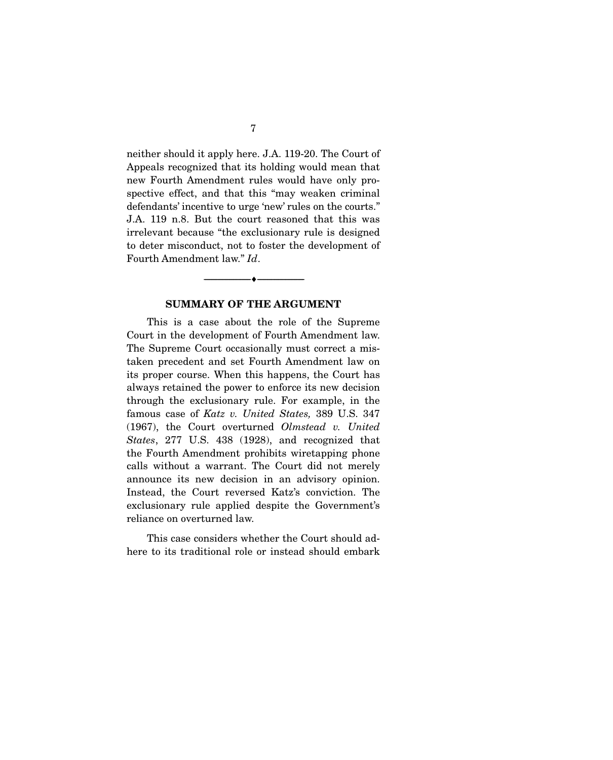neither should it apply here. J.A. 119-20. The Court of Appeals recognized that its holding would mean that new Fourth Amendment rules would have only prospective effect, and that this "may weaken criminal defendants' incentive to urge 'new' rules on the courts." J.A. 119 n.8. But the court reasoned that this was irrelevant because "the exclusionary rule is designed to deter misconduct, not to foster the development of Fourth Amendment law." *Id*.

---

## SUMMARY OF THE ARGUMENT

This is a case about the role of the Supreme Court in the development of Fourth Amendment law. The Supreme Court occasionally must correct a mistaken precedent and set Fourth Amendment law on its proper course. When this happens, the Court has always retained the power to enforce its new decision through the exclusionary rule. For example, in the famous case of *Katz v. United States,* 389 U.S. 347 (1967), the Court overturned *Olmstead v. United States*, 277 U.S. 438 (1928), and recognized that the Fourth Amendment prohibits wiretapping phone calls without a warrant. The Court did not merely announce its new decision in an advisory opinion. Instead, the Court reversed Katz's conviction. The exclusionary rule applied despite the Government's reliance on overturned law.

This case considers whether the Court should adhere to its traditional role or instead should embark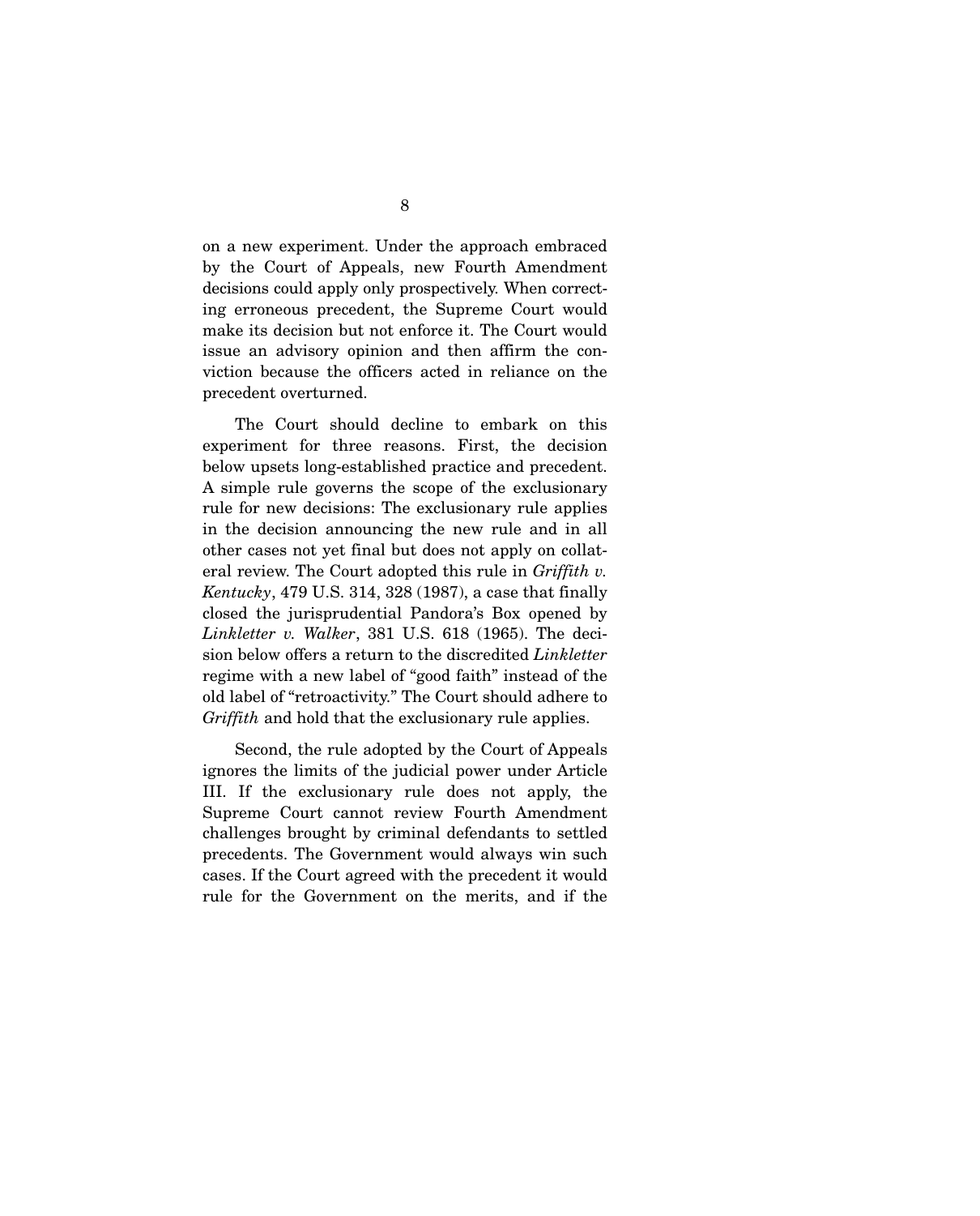on a new experiment. Under the approach embraced by the Court of Appeals, new Fourth Amendment decisions could apply only prospectively. When correcting erroneous precedent, the Supreme Court would make its decision but not enforce it. The Court would issue an advisory opinion and then affirm the conviction because the officers acted in reliance on the precedent overturned.

The Court should decline to embark on this experiment for three reasons. First, the decision below upsets long-established practice and precedent. A simple rule governs the scope of the exclusionary rule for new decisions: The exclusionary rule applies in the decision announcing the new rule and in all other cases not yet final but does not apply on collateral review. The Court adopted this rule in *Griffith v. Kentucky*, 479 U.S. 314, 328 (1987), a case that finally closed the jurisprudential Pandora's Box opened by *Linkletter v. Walker*, 381 U.S. 618 (1965). The decision below offers a return to the discredited *Linkletter* regime with a new label of "good faith" instead of the old label of "retroactivity." The Court should adhere to *Griffith* and hold that the exclusionary rule applies.

Second, the rule adopted by the Court of Appeals ignores the limits of the judicial power under Article III. If the exclusionary rule does not apply, the Supreme Court cannot review Fourth Amendment challenges brought by criminal defendants to settled precedents. The Government would always win such cases. If the Court agreed with the precedent it would rule for the Government on the merits, and if the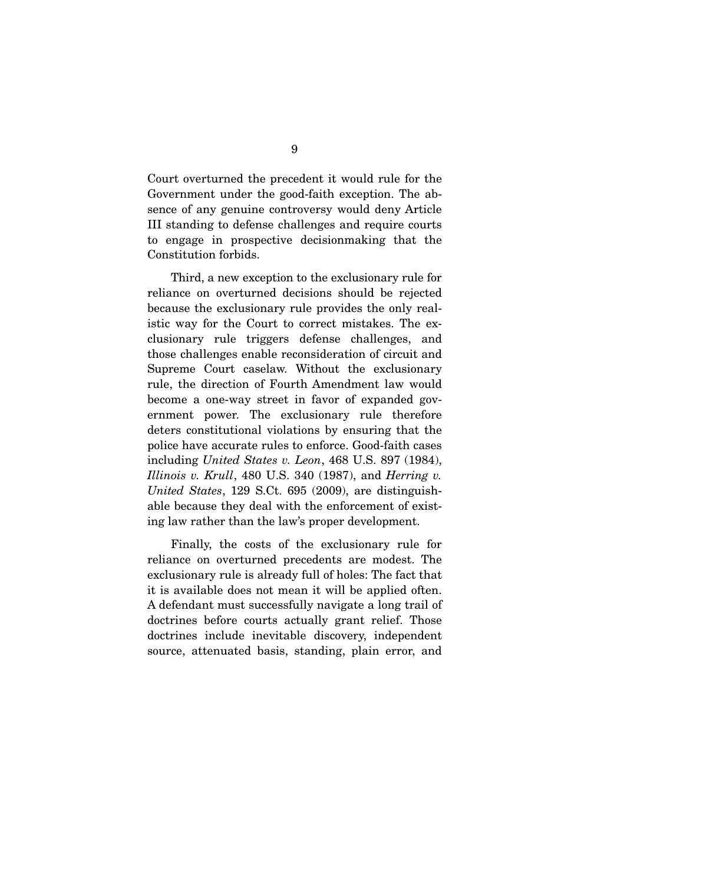Court overturned the precedent it would rule for the Government under the good-faith exception. The absence of any genuine controversy would deny Article III standing to defense challenges and require courts to engage in prospective decisionmaking that the Constitution forbids.

Third, a new exception to the exclusionary rule for reliance on overturned decisions should be rejected because the exclusionary rule provides the only realistic way for the Court to correct mistakes. The exclusionary rule triggers defense challenges, and those challenges enable reconsideration of circuit and Supreme Court caselaw. Without the exclusionary rule, the direction of Fourth Amendment law would become a one-way street in favor of expanded government power. The exclusionary rule therefore deters constitutional violations by ensuring that the police have accurate rules to enforce. Good-faith cases including *United States v. Leon*, 468 U.S. 897 (1984), *Illinois v. Krull*, 480 U.S. 340 (1987), and *Herring v. United States*, 129 S.Ct. 695 (2009), are distinguishable because they deal with the enforcement of existing law rather than the law's proper development.

Finally, the costs of the exclusionary rule for reliance on overturned precedents are modest. The exclusionary rule is already full of holes: The fact that it is available does not mean it will be applied often. A defendant must successfully navigate a long trail of doctrines before courts actually grant relief. Those doctrines include inevitable discovery, independent source, attenuated basis, standing, plain error, and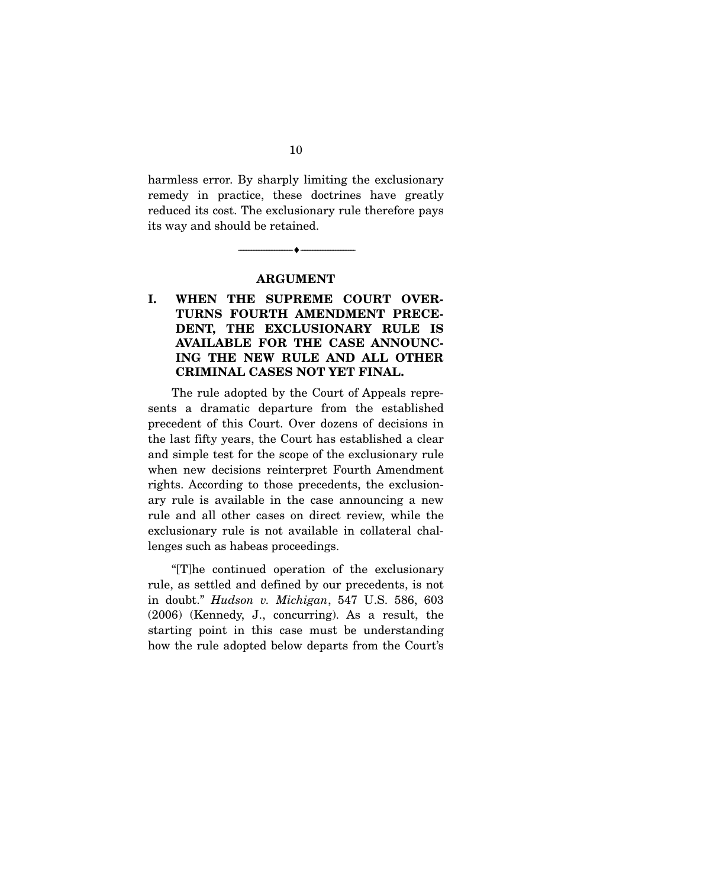harmless error. By sharply limiting the exclusionary remedy in practice, these doctrines have greatly reduced its cost. The exclusionary rule therefore pays its way and should be retained.

---

## ARGUMENT

### I. WHEN THE SUPREME COURT OVERTURNS FOURTH AMENDMENT PRECEDENT, THE EXCLUSIONARY RULE IS AVAILABLE FOR THE CASE ANNOUNCING THE NEW RULE AND ALL OTHER CRIMINAL CASES NOT YET FINAL.

The rule adopted by the Court of Appeals represents a dramatic departure from the established precedent of this Court. Over dozens of decisions in the last fifty years, the Court has established a clear and simple test for the scope of the exclusionary rule when new decisions reinterpret Fourth Amendment rights. According to those precedents, the exclusionary rule is available in the case announcing a new rule and all other cases on direct review, while the exclusionary rule is not available in collateral challenges such as habeas proceedings.

"[T]he continued operation of the exclusionary rule, as settled and defined by our precedents, is not in doubt." *Hudson v. Michigan*, 547 U.S. 586, 603 (2006) (Kennedy, J., concurring). As a result, the starting point in this case must be understanding how the rule adopted below departs from the Court's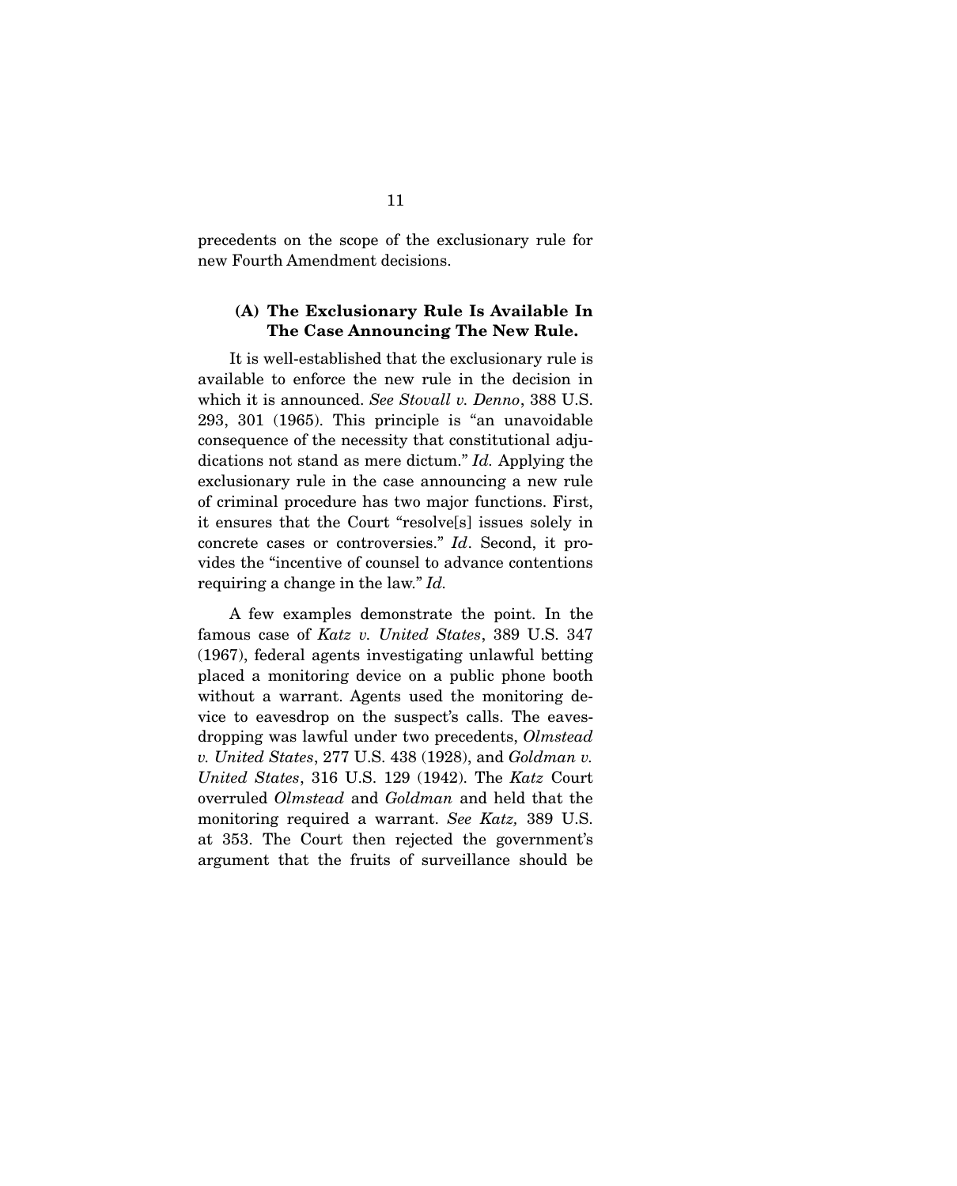precedents on the scope of the exclusionary rule for new Fourth Amendment decisions.

### (A) The Exclusionary Rule Is Available In The Case Announcing The New Rule.

It is well-established that the exclusionary rule is available to enforce the new rule in the decision in which it is announced. *See Stovall v. Denno*, 388 U.S. 293, 301 (1965). This principle is "an unavoidable consequence of the necessity that constitutional adjudications not stand as mere dictum." *Id.* Applying the exclusionary rule in the case announcing a new rule of criminal procedure has two major functions. First, it ensures that the Court "resolve[s] issues solely in concrete cases or controversies." *Id*. Second, it provides the "incentive of counsel to advance contentions requiring a change in the law." *Id.*

A few examples demonstrate the point. In the famous case of *Katz v. United States*, 389 U.S. 347 (1967), federal agents investigating unlawful betting placed a monitoring device on a public phone booth without a warrant. Agents used the monitoring device to eavesdrop on the suspect's calls. The eavesdropping was lawful under two precedents, *Olmstead v. United States*, 277 U.S. 438 (1928), and *Goldman v. United States*, 316 U.S. 129 (1942). The *Katz* Court overruled *Olmstead* and *Goldman* and held that the monitoring required a warrant. *See Katz,* 389 U.S. at 353. The Court then rejected the government's argument that the fruits of surveillance should be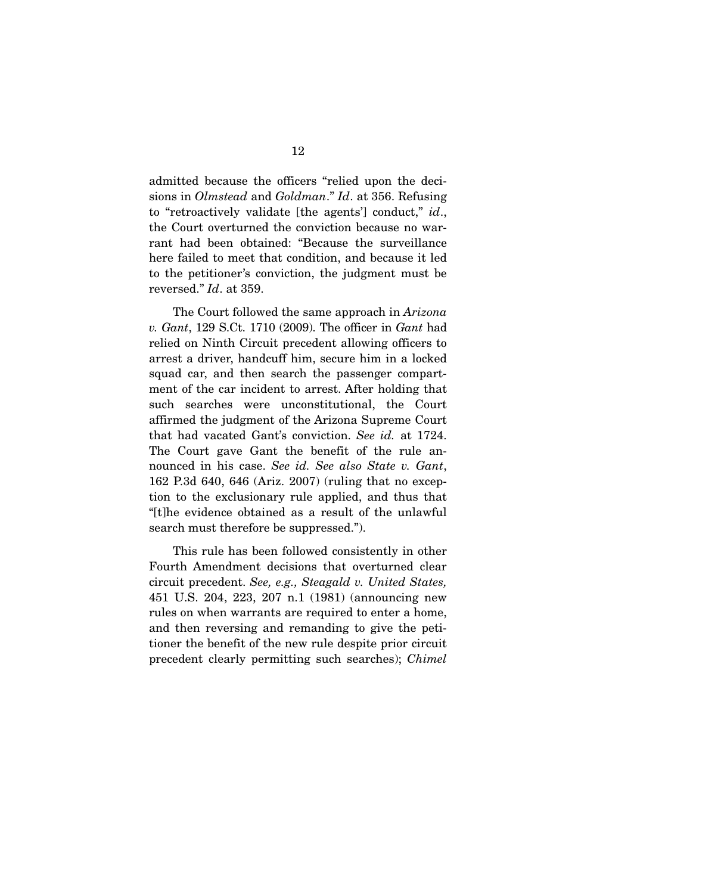admitted because the officers "relied upon the decisions in *Olmstead* and *Goldman*." *Id*. at 356. Refusing to "retroactively validate [the agents'] conduct," *id*., the Court overturned the conviction because no warrant had been obtained: "Because the surveillance here failed to meet that condition, and because it led to the petitioner's conviction, the judgment must be reversed." *Id*. at 359.

The Court followed the same approach in *Arizona v. Gant*, 129 S.Ct. 1710 (2009). The officer in *Gant* had relied on Ninth Circuit precedent allowing officers to arrest a driver, handcuff him, secure him in a locked squad car, and then search the passenger compartment of the car incident to arrest. After holding that such searches were unconstitutional, the Court affirmed the judgment of the Arizona Supreme Court that had vacated Gant's conviction. *See id.* at 1724. The Court gave Gant the benefit of the rule announced in his case. *See id. See also State v. Gant*, 162 P.3d 640, 646 (Ariz. 2007) (ruling that no exception to the exclusionary rule applied, and thus that "[t]he evidence obtained as a result of the unlawful search must therefore be suppressed.").

This rule has been followed consistently in other Fourth Amendment decisions that overturned clear circuit precedent. *See, e.g., Steagald v. United States,* 451 U.S. 204, 223, 207 n.1 (1981) (announcing new rules on when warrants are required to enter a home, and then reversing and remanding to give the petitioner the benefit of the new rule despite prior circuit precedent clearly permitting such searches); *Chimel*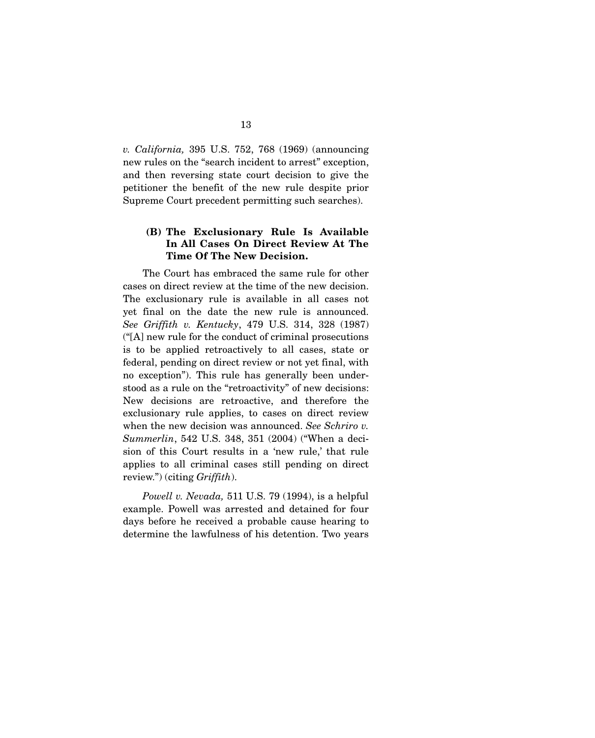*v. California,* 395 U.S. 752, 768 (1969) (announcing new rules on the "search incident to arrest" exception, and then reversing state court decision to give the petitioner the benefit of the new rule despite prior Supreme Court precedent permitting such searches).

### (B) The Exclusionary Rule Is Available In All Cases On Direct Review At The Time Of The New Decision.

The Court has embraced the same rule for other cases on direct review at the time of the new decision. The exclusionary rule is available in all cases not yet final on the date the new rule is announced. *See Griffith v. Kentucky*, 479 U.S. 314, 328 (1987) ("[A] new rule for the conduct of criminal prosecutions is to be applied retroactively to all cases, state or federal, pending on direct review or not yet final, with no exception"). This rule has generally been understood as a rule on the "retroactivity" of new decisions: New decisions are retroactive, and therefore the exclusionary rule applies, to cases on direct review when the new decision was announced. *See Schriro v. Summerlin*, 542 U.S. 348, 351 (2004) ("When a decision of this Court results in a 'new rule,' that rule applies to all criminal cases still pending on direct review.") (citing *Griffith*).

*Powell v. Nevada,* 511 U.S. 79 (1994), is a helpful example. Powell was arrested and detained for four days before he received a probable cause hearing to determine the lawfulness of his detention. Two years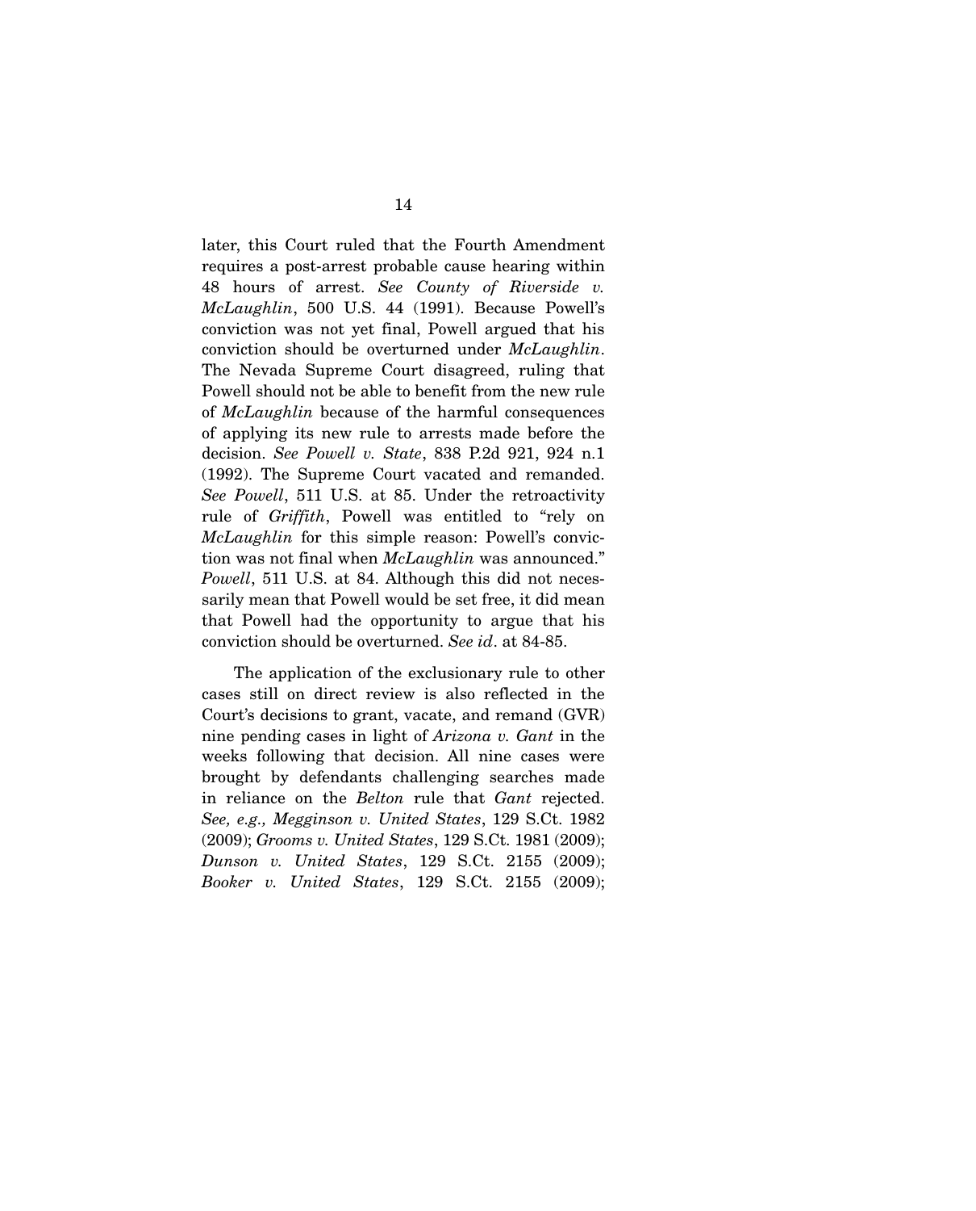later, this Court ruled that the Fourth Amendment requires a post-arrest probable cause hearing within 48 hours of arrest. *See County of Riverside v. McLaughlin*, 500 U.S. 44 (1991). Because Powell's conviction was not yet final, Powell argued that his conviction should be overturned under *McLaughlin*. The Nevada Supreme Court disagreed, ruling that Powell should not be able to benefit from the new rule of *McLaughlin* because of the harmful consequences of applying its new rule to arrests made before the decision. *See Powell v. State*, 838 P.2d 921, 924 n.1 (1992). The Supreme Court vacated and remanded. *See Powell*, 511 U.S. at 85. Under the retroactivity rule of *Griffith*, Powell was entitled to "rely on *McLaughlin* for this simple reason: Powell's conviction was not final when *McLaughlin* was announced." *Powell*, 511 U.S. at 84. Although this did not necessarily mean that Powell would be set free, it did mean that Powell had the opportunity to argue that his conviction should be overturned. *See id*. at 84-85.

The application of the exclusionary rule to other cases still on direct review is also reflected in the Court's decisions to grant, vacate, and remand (GVR) nine pending cases in light of *Arizona v. Gant* in the weeks following that decision. All nine cases were brought by defendants challenging searches made in reliance on the *Belton* rule that *Gant* rejected. *See, e.g., Megginson v. United States*, 129 S.Ct. 1982 (2009); *Grooms v. United States*, 129 S.Ct. 1981 (2009); *Dunson v. United States*, 129 S.Ct. 2155 (2009); *Booker v. United States*, 129 S.Ct. 2155 (2009);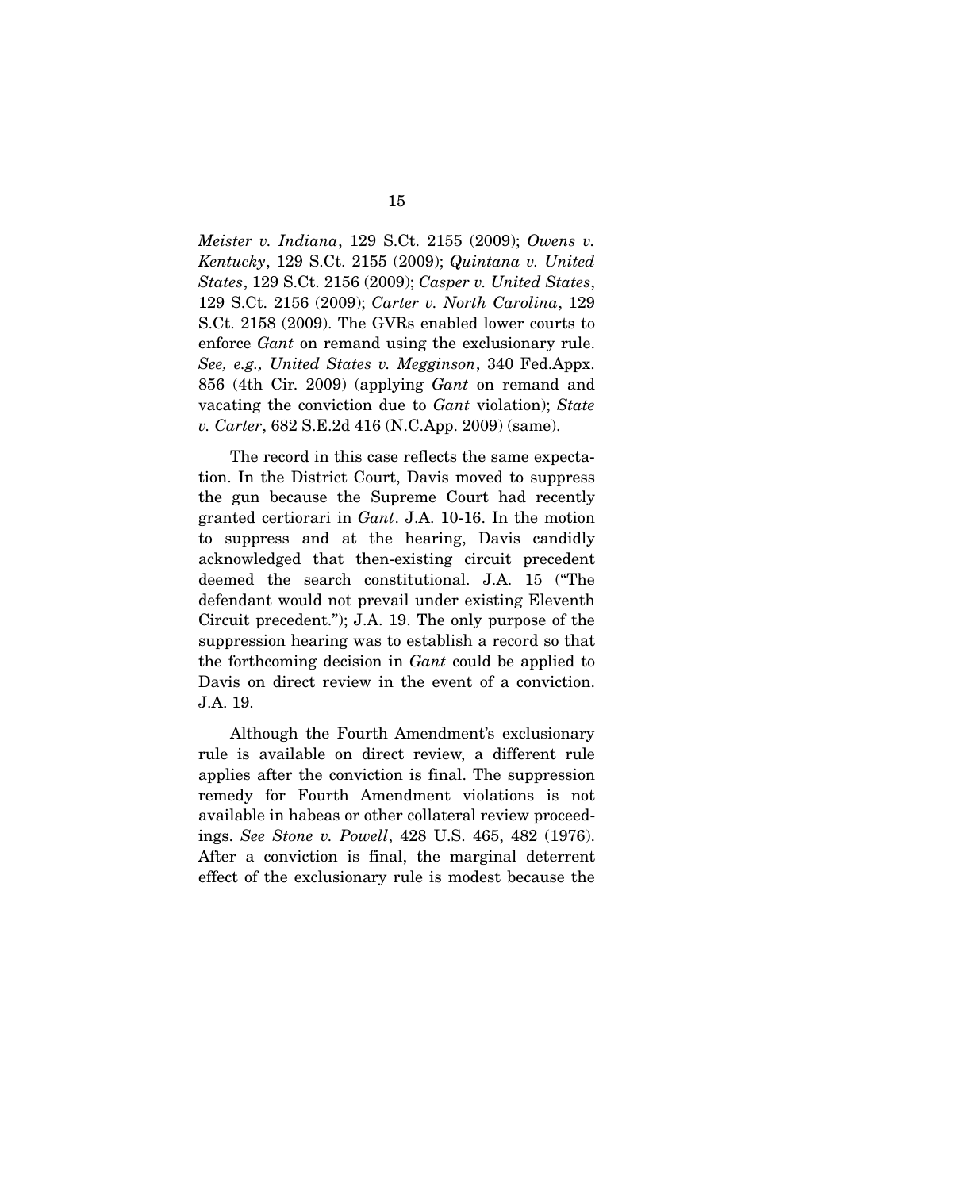*Meister v. Indiana*, 129 S.Ct. 2155 (2009); *Owens v. Kentucky*, 129 S.Ct. 2155 (2009); *Quintana v. United States*, 129 S.Ct. 2156 (2009); *Casper v. United States*, 129 S.Ct. 2156 (2009); *Carter v. North Carolina*, 129 S.Ct. 2158 (2009). The GVRs enabled lower courts to enforce *Gant* on remand using the exclusionary rule. *See, e.g., United States v. Megginson*, 340 Fed.Appx. 856 (4th Cir. 2009) (applying *Gant* on remand and vacating the conviction due to *Gant* violation); *State v. Carter*, 682 S.E.2d 416 (N.C.App. 2009) (same).

The record in this case reflects the same expectation. In the District Court, Davis moved to suppress the gun because the Supreme Court had recently granted certiorari in *Gant*. J.A. 10-16. In the motion to suppress and at the hearing, Davis candidly acknowledged that then-existing circuit precedent deemed the search constitutional. J.A. 15 ("The defendant would not prevail under existing Eleventh Circuit precedent."); J.A. 19. The only purpose of the suppression hearing was to establish a record so that the forthcoming decision in *Gant* could be applied to Davis on direct review in the event of a conviction. J.A. 19.

Although the Fourth Amendment's exclusionary rule is available on direct review, a different rule applies after the conviction is final. The suppression remedy for Fourth Amendment violations is not available in habeas or other collateral review proceedings. *See Stone v. Powell*, 428 U.S. 465, 482 (1976). After a conviction is final, the marginal deterrent effect of the exclusionary rule is modest because the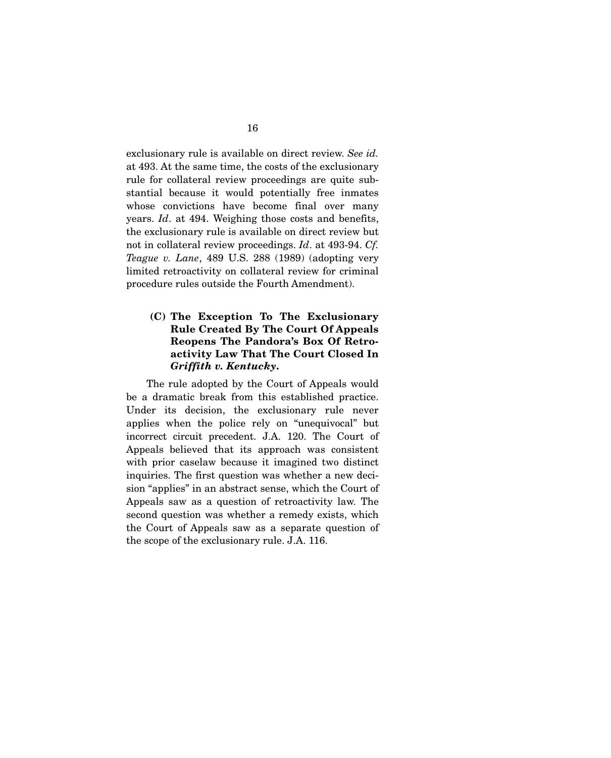exclusionary rule is available on direct review. *See id.* at 493. At the same time, the costs of the exclusionary rule for collateral review proceedings are quite substantial because it would potentially free inmates whose convictions have become final over many years. *Id*. at 494. Weighing those costs and benefits, the exclusionary rule is available on direct review but not in collateral review proceedings. *Id*. at 493-94. *Cf. Teague v. Lane*, 489 U.S. 288 (1989) (adopting very limited retroactivity on collateral review for criminal procedure rules outside the Fourth Amendment).

### (C) The Exception To The Exclusionary Rule Created By The Court Of Appeals Reopens The Pandora's Box Of Retroactivity Law That The Court Closed In *Griffith v. Kentucky*.

The rule adopted by the Court of Appeals would be a dramatic break from this established practice. Under its decision, the exclusionary rule never applies when the police rely on "unequivocal" but incorrect circuit precedent. J.A. 120. The Court of Appeals believed that its approach was consistent with prior caselaw because it imagined two distinct inquiries. The first question was whether a new decision "applies" in an abstract sense, which the Court of Appeals saw as a question of retroactivity law. The second question was whether a remedy exists, which the Court of Appeals saw as a separate question of the scope of the exclusionary rule. J.A. 116.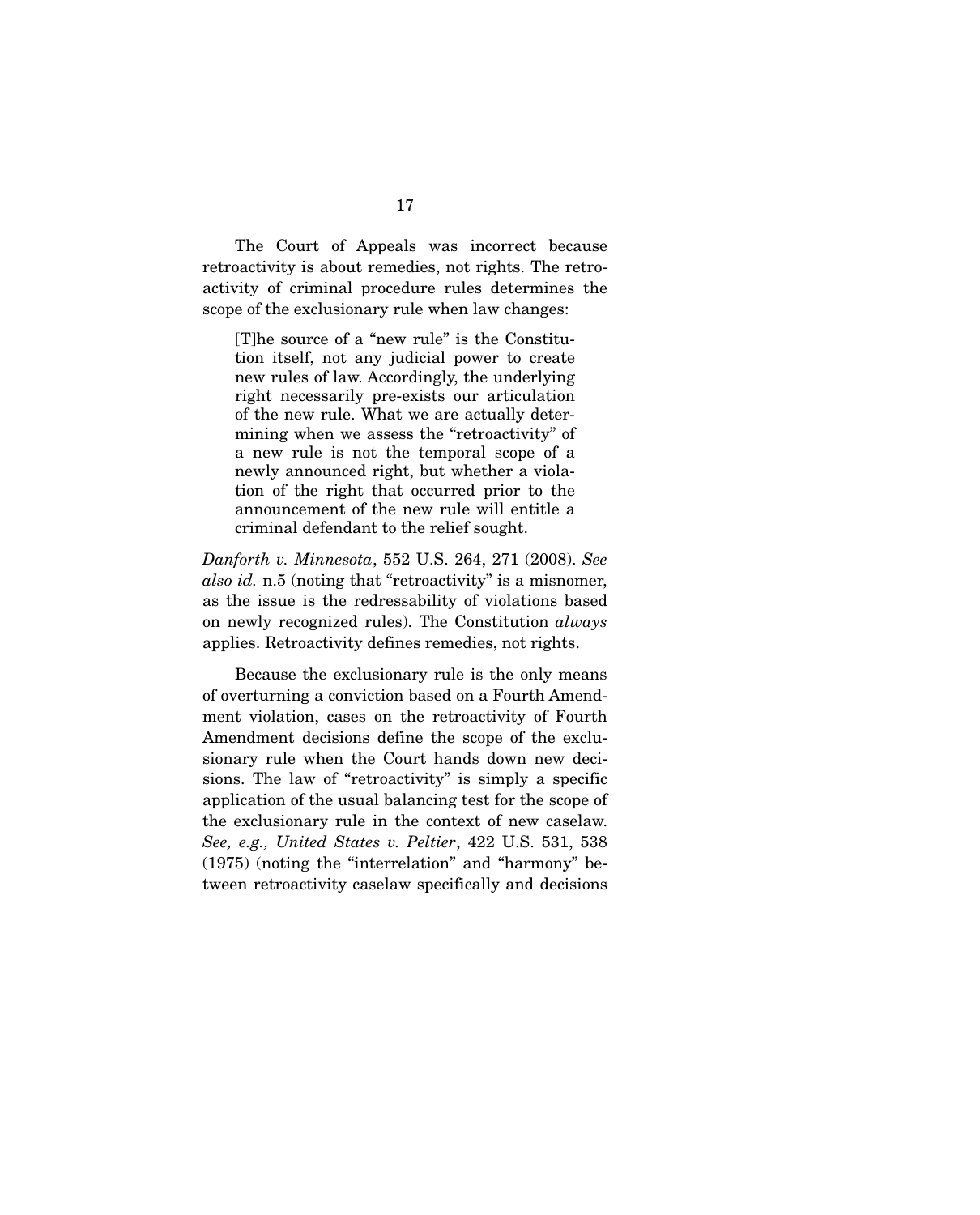The Court of Appeals was incorrect because retroactivity is about remedies, not rights. The retroactivity of criminal procedure rules determines the scope of the exclusionary rule when law changes:

> [T]he source of a "new rule" is the Constitution itself, not any judicial power to create new rules of law. Accordingly, the underlying right necessarily pre-exists our articulation of the new rule. What we are actually determining when we assess the "retroactivity" of a new rule is not the temporal scope of a newly announced right, but whether a violation of the right that occurred prior to the announcement of the new rule will entitle a criminal defendant to the relief sought.

*Danforth v. Minnesota*, 552 U.S. 264, 271 (2008). *See also id.* n.5 (noting that "retroactivity" is a misnomer, as the issue is the redressability of violations based on newly recognized rules). The Constitution *always* applies. Retroactivity defines remedies, not rights.

Because the exclusionary rule is the only means of overturning a conviction based on a Fourth Amendment violation, cases on the retroactivity of Fourth Amendment decisions define the scope of the exclusionary rule when the Court hands down new decisions. The law of "retroactivity" is simply a specific application of the usual balancing test for the scope of the exclusionary rule in the context of new caselaw. *See, e.g., United States v. Peltier*, 422 U.S. 531, 538 (1975) (noting the "interrelation" and "harmony" between retroactivity caselaw specifically and decisions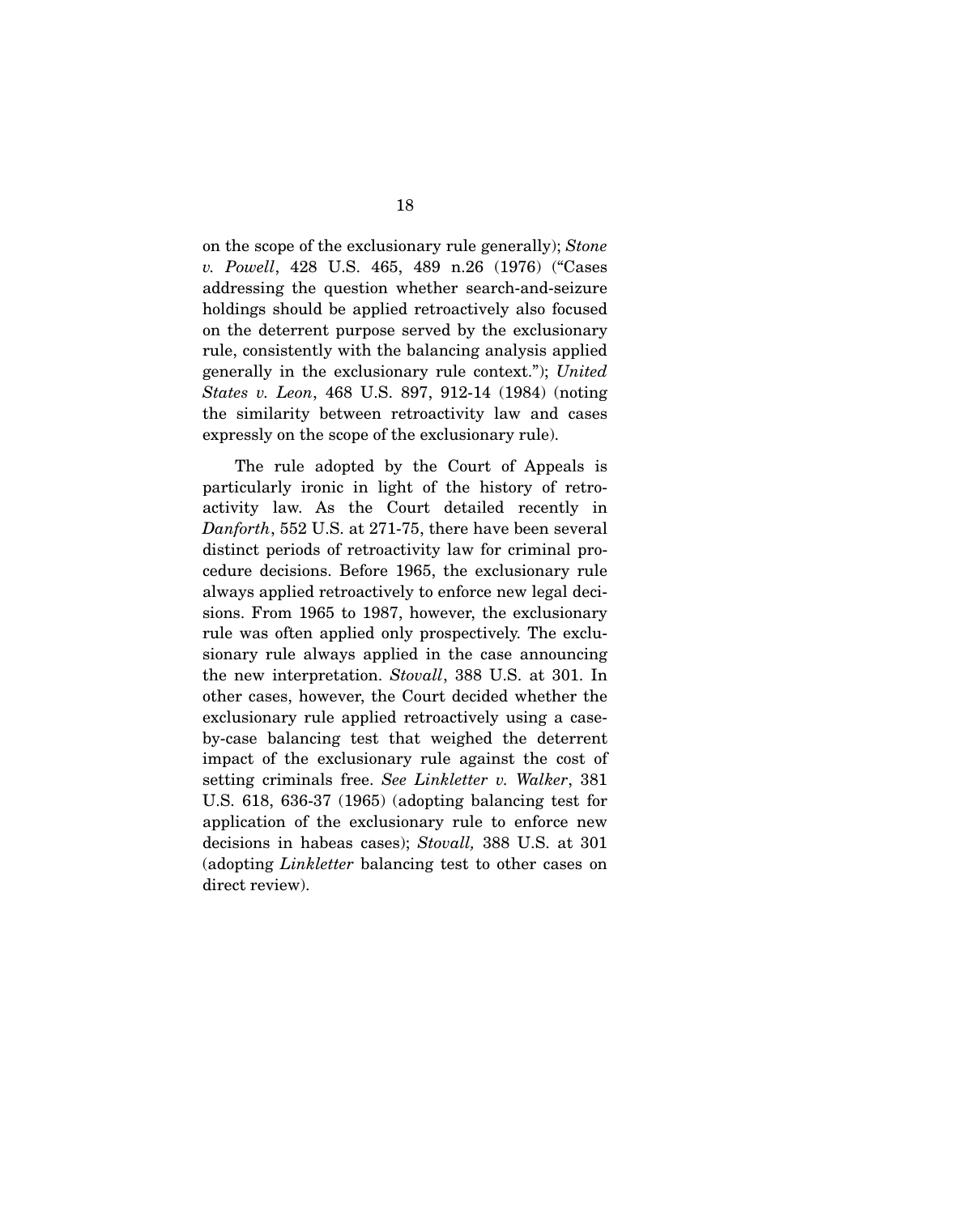on the scope of the exclusionary rule generally); *Stone v. Powell*, 428 U.S. 465, 489 n.26 (1976) ("Cases addressing the question whether search-and-seizure holdings should be applied retroactively also focused on the deterrent purpose served by the exclusionary rule, consistently with the balancing analysis applied generally in the exclusionary rule context."); *United States v. Leon*, 468 U.S. 897, 912-14 (1984) (noting the similarity between retroactivity law and cases expressly on the scope of the exclusionary rule).

The rule adopted by the Court of Appeals is particularly ironic in light of the history of retroactivity law. As the Court detailed recently in *Danforth*, 552 U.S. at 271-75, there have been several distinct periods of retroactivity law for criminal procedure decisions. Before 1965, the exclusionary rule always applied retroactively to enforce new legal decisions. From 1965 to 1987, however, the exclusionary rule was often applied only prospectively. The exclusionary rule always applied in the case announcing the new interpretation. *Stovall*, 388 U.S. at 301. In other cases, however, the Court decided whether the exclusionary rule applied retroactively using a case-by-case balancing test that weighed the deterrent impact of the exclusionary rule against the cost of setting criminals free. *See Linkletter v. Walker*, 381 U.S. 618, 636-37 (1965) (adopting balancing test for application of the exclusionary rule to enforce new decisions in habeas cases); *Stovall,* 388 U.S. at 301 (adopting *Linkletter* balancing test to other cases on direct review).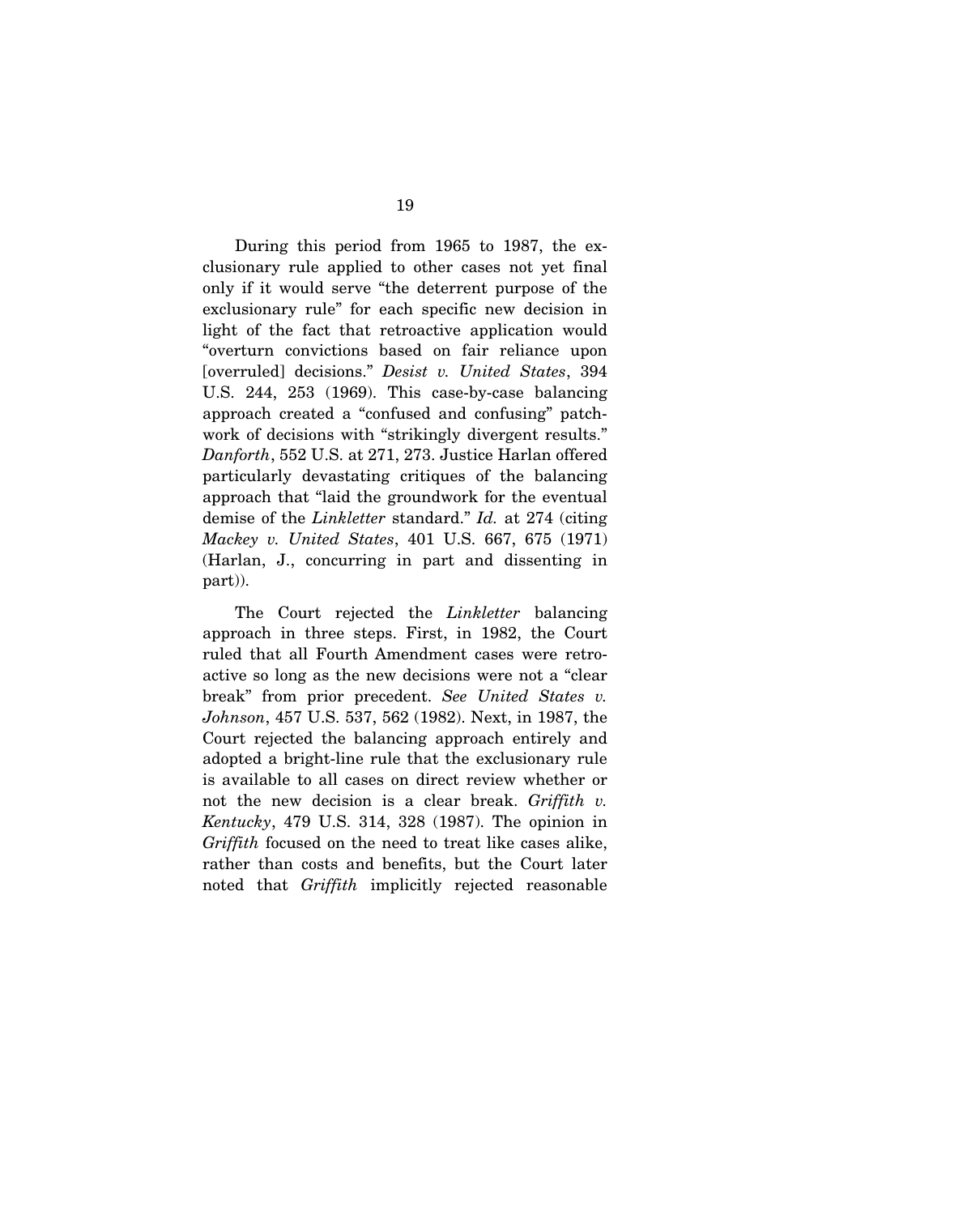During this period from 1965 to 1987, the exclusionary rule applied to other cases not yet final only if it would serve "the deterrent purpose of the exclusionary rule" for each specific new decision in light of the fact that retroactive application would "overturn convictions based on fair reliance upon [overruled] decisions." *Desist v. United States*, 394 U.S. 244, 253 (1969). This case-by-case balancing approach created a "confused and confusing" patchwork of decisions with "strikingly divergent results." *Danforth*, 552 U.S. at 271, 273. Justice Harlan offered particularly devastating critiques of the balancing approach that "laid the groundwork for the eventual demise of the *Linkletter* standard." *Id.* at 274 (citing *Mackey v. United States*, 401 U.S. 667, 675 (1971) (Harlan, J., concurring in part and dissenting in part)).

The Court rejected the *Linkletter* balancing approach in three steps. First, in 1982, the Court ruled that all Fourth Amendment cases were retroactive so long as the new decisions were not a "clear break" from prior precedent. *See United States v. Johnson*, 457 U.S. 537, 562 (1982). Next, in 1987, the Court rejected the balancing approach entirely and adopted a bright-line rule that the exclusionary rule is available to all cases on direct review whether or not the new decision is a clear break. *Griffith v. Kentucky*, 479 U.S. 314, 328 (1987). The opinion in *Griffith* focused on the need to treat like cases alike, rather than costs and benefits, but the Court later noted that *Griffith* implicitly rejected reasonable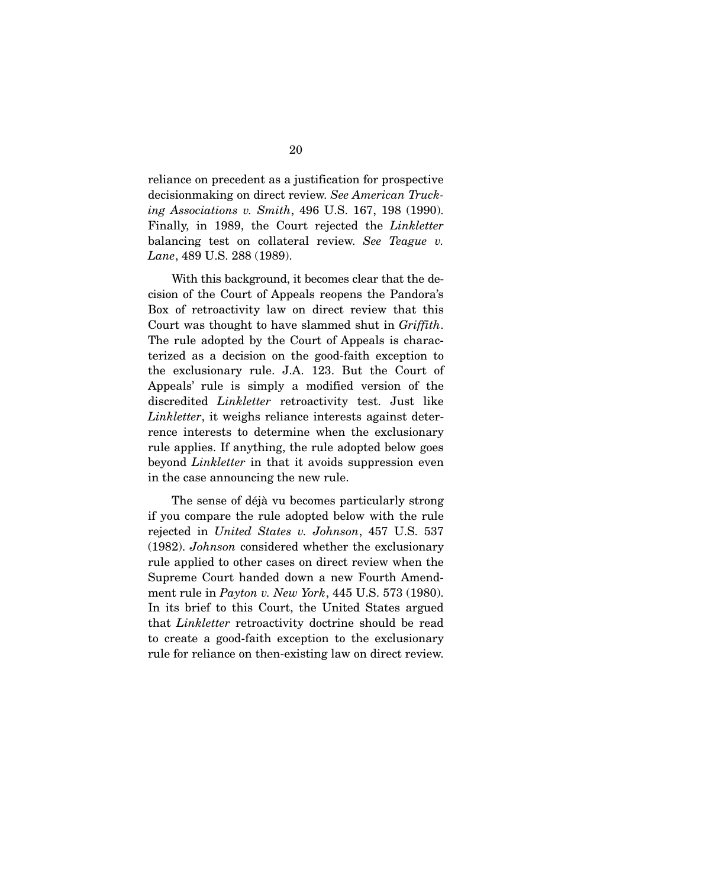reliance on precedent as a justification for prospective decisionmaking on direct review. *See American Trucking Associations v. Smith*, 496 U.S. 167, 198 (1990). Finally, in 1989, the Court rejected the *Linkletter* balancing test on collateral review. *See Teague v. Lane*, 489 U.S. 288 (1989).

With this background, it becomes clear that the decision of the Court of Appeals reopens the Pandora's Box of retroactivity law on direct review that this Court was thought to have slammed shut in *Griffith*. The rule adopted by the Court of Appeals is characterized as a decision on the good-faith exception to the exclusionary rule. J.A. 123. But the Court of Appeals' rule is simply a modified version of the discredited *Linkletter* retroactivity test. Just like *Linkletter*, it weighs reliance interests against deterrence interests to determine when the exclusionary rule applies. If anything, the rule adopted below goes beyond *Linkletter* in that it avoids suppression even in the case announcing the new rule.

The sense of déjà vu becomes particularly strong if you compare the rule adopted below with the rule rejected in *United States v. Johnson*, 457 U.S. 537 (1982). *Johnson* considered whether the exclusionary rule applied to other cases on direct review when the Supreme Court handed down a new Fourth Amendment rule in *Payton v. New York*, 445 U.S. 573 (1980). In its brief to this Court, the United States argued that *Linkletter* retroactivity doctrine should be read to create a good-faith exception to the exclusionary rule for reliance on then-existing law on direct review.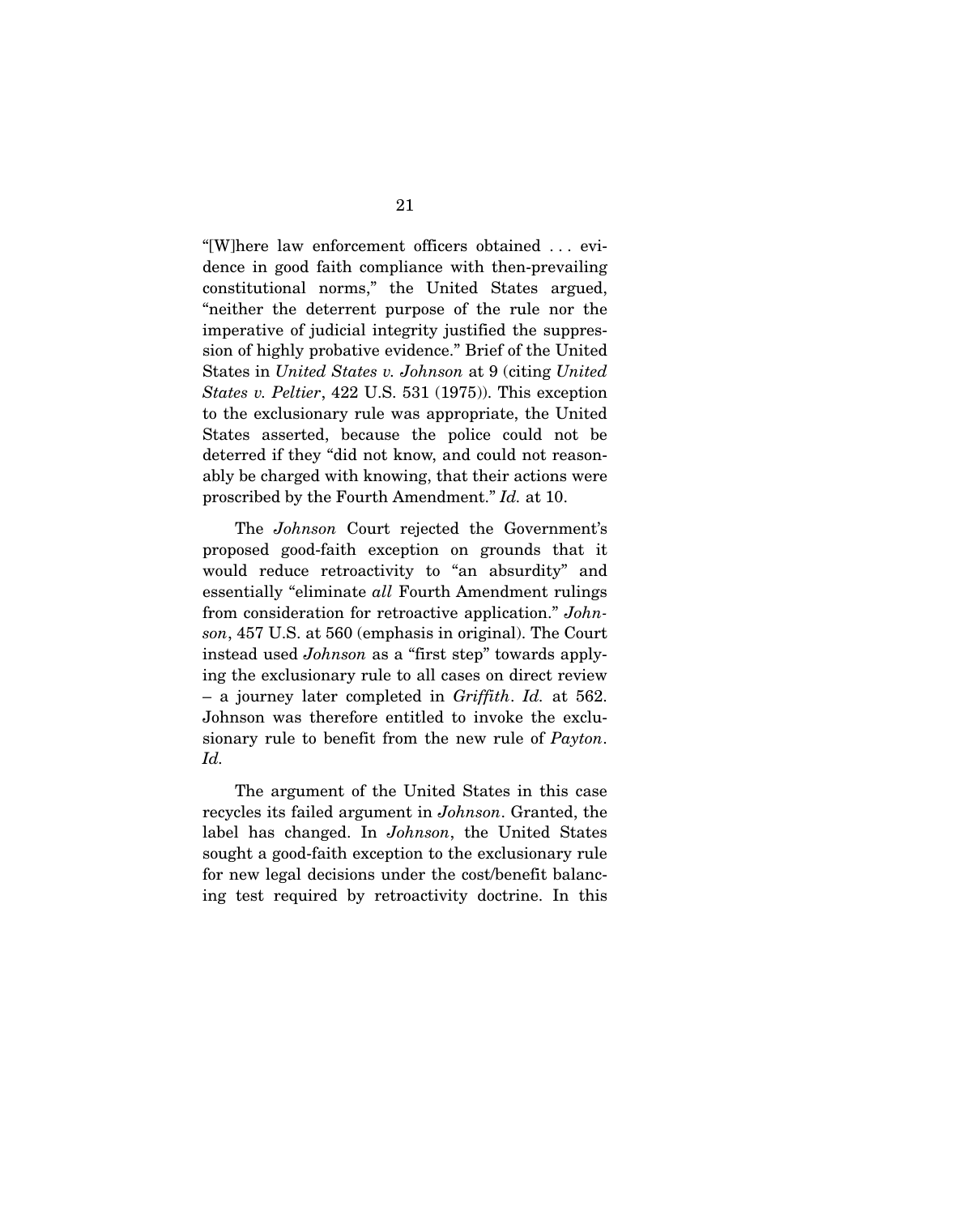"[W]here law enforcement officers obtained . . . evidence in good faith compliance with then-prevailing constitutional norms," the United States argued, "neither the deterrent purpose of the rule nor the imperative of judicial integrity justified the suppression of highly probative evidence." Brief of the United States in *United States v. Johnson* at 9 (citing *United States v. Peltier*, 422 U.S. 531 (1975)). This exception to the exclusionary rule was appropriate, the United States asserted, because the police could not be deterred if they "did not know, and could not reasonably be charged with knowing, that their actions were proscribed by the Fourth Amendment." *Id.* at 10.

The *Johnson* Court rejected the Government's proposed good-faith exception on grounds that it would reduce retroactivity to "an absurdity" and essentially "eliminate *all* Fourth Amendment rulings from consideration for retroactive application." *Johnson*, 457 U.S. at 560 (emphasis in original). The Court instead used *Johnson* as a "first step" towards applying the exclusionary rule to all cases on direct review – a journey later completed in *Griffith*. *Id.* at 562. Johnson was therefore entitled to invoke the exclusionary rule to benefit from the new rule of *Payton*. *Id.*

The argument of the United States in this case recycles its failed argument in *Johnson*. Granted, the label has changed. In *Johnson*, the United States sought a good-faith exception to the exclusionary rule for new legal decisions under the cost/benefit balancing test required by retroactivity doctrine. In this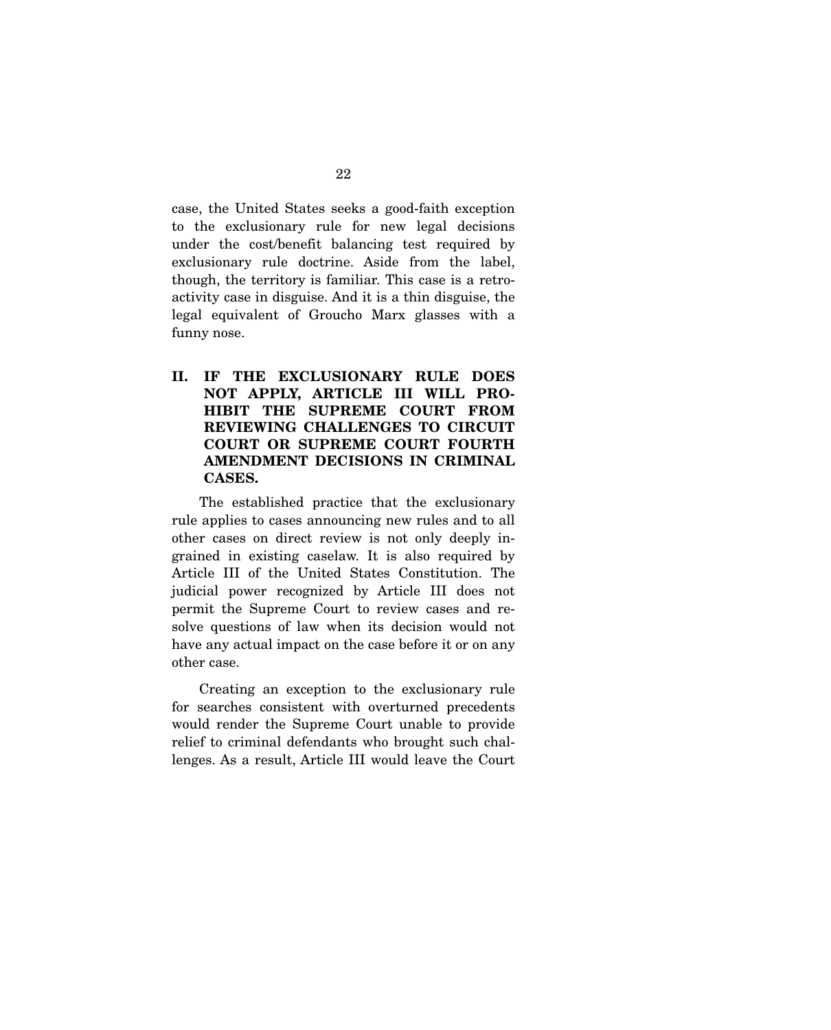case, the United States seeks a good-faith exception to the exclusionary rule for new legal decisions under the cost/benefit balancing test required by exclusionary rule doctrine. Aside from the label, though, the territory is familiar. This case is a retroactivity case in disguise. And it is a thin disguise, the legal equivalent of Groucho Marx glasses with a funny nose.

## II. IF THE EXCLUSIONARY RULE DOES NOT APPLY, ARTICLE III WILL PROHIBIT THE SUPREME COURT FROM REVIEWING CHALLENGES TO CIRCUIT COURT OR SUPREME COURT FOURTH AMENDMENT DECISIONS IN CRIMINAL CASES.

The established practice that the exclusionary rule applies to cases announcing new rules and to all other cases on direct review is not only deeply ingrained in existing caselaw. It is also required by Article III of the United States Constitution. The judicial power recognized by Article III does not permit the Supreme Court to review cases and resolve questions of law when its decision would not have any actual impact on the case before it or on any other case.

Creating an exception to the exclusionary rule for searches consistent with overturned precedents would render the Supreme Court unable to provide relief to criminal defendants who brought such challenges. As a result, Article III would leave the Court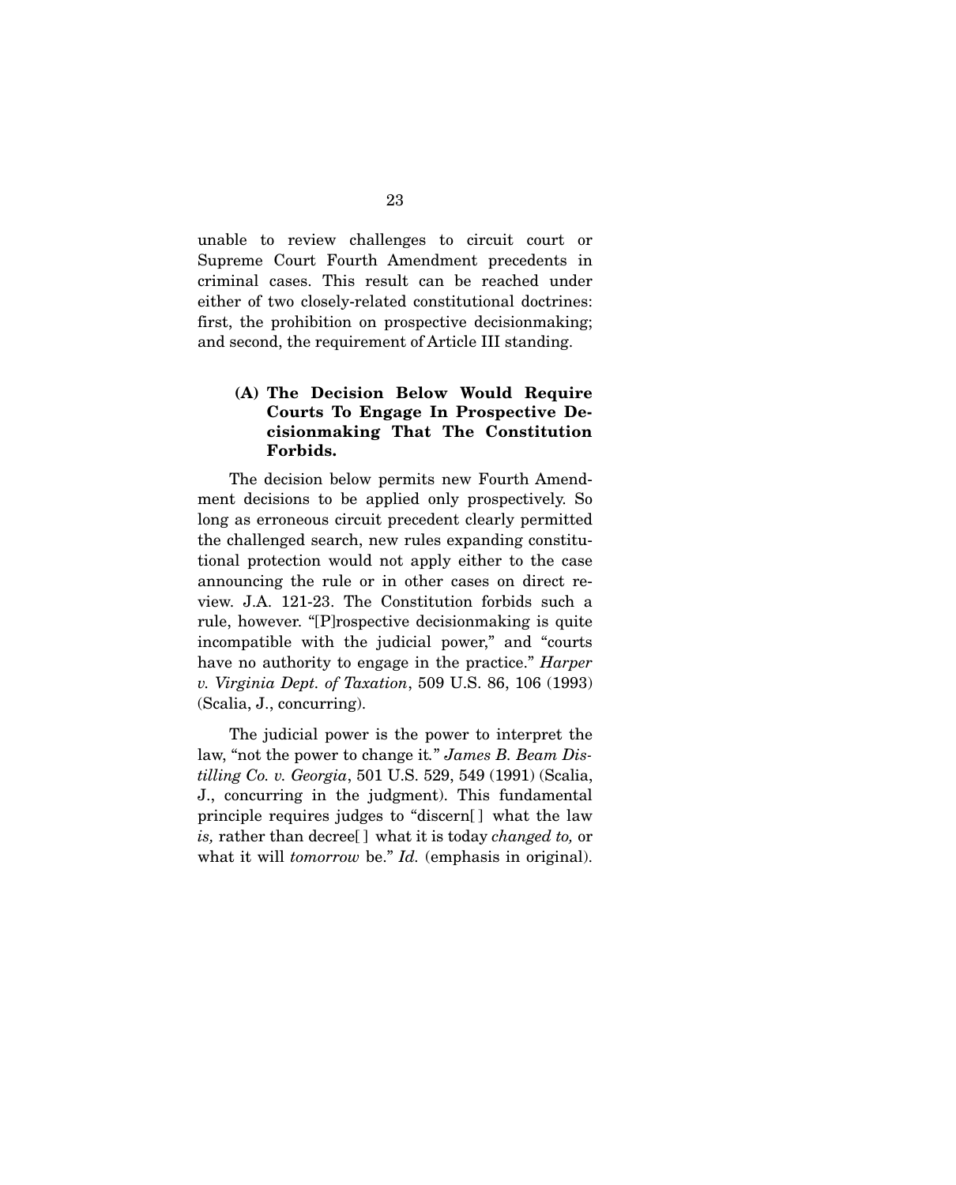unable to review challenges to circuit court or Supreme Court Fourth Amendment precedents in criminal cases. This result can be reached under either of two closely-related constitutional doctrines: first, the prohibition on prospective decisionmaking; and second, the requirement of Article III standing.

### (A) The Decision Below Would Require Courts To Engage In Prospective Decisionmaking That The Constitution Forbids.

The decision below permits new Fourth Amendment decisions to be applied only prospectively. So long as erroneous circuit precedent clearly permitted the challenged search, new rules expanding constitutional protection would not apply either to the case announcing the rule or in other cases on direct review. J.A. 121-23. The Constitution forbids such a rule, however. "[P]rospective decisionmaking is quite incompatible with the judicial power," and "courts have no authority to engage in the practice." *Harper v. Virginia Dept. of Taxation*, 509 U.S. 86, 106 (1993) (Scalia, J., concurring).

The judicial power is the power to interpret the law, "not the power to change it." *James B. Beam Distilling Co. v. Georgia*, 501 U.S. 529, 549 (1991) (Scalia, J., concurring in the judgment). This fundamental principle requires judges to "discern[ ] what the law *is,* rather than decree[ ] what it is today *changed to,* or what it will *tomorrow* be." *Id.* (emphasis in original).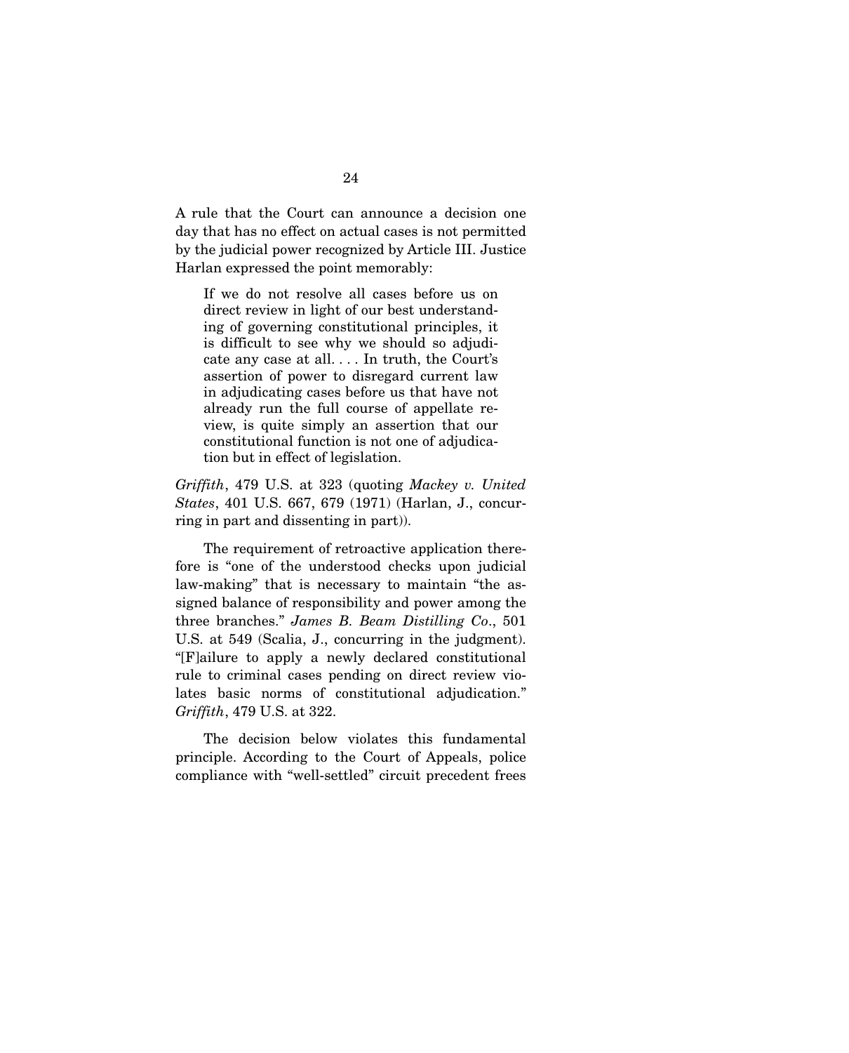A rule that the Court can announce a decision one day that has no effect on actual cases is not permitted by the judicial power recognized by Article III. Justice Harlan expressed the point memorably:

> If we do not resolve all cases before us on direct review in light of our best understanding of governing constitutional principles, it is difficult to see why we should so adjudicate any case at all. . . . In truth, the Court's assertion of power to disregard current law in adjudicating cases before us that have not already run the full course of appellate review, is quite simply an assertion that our constitutional function is not one of adjudication but in effect of legislation.

*Griffith*, 479 U.S. at 323 (quoting *Mackey v. United States*, 401 U.S. 667, 679 (1971) (Harlan, J., concurring in part and dissenting in part)).

The requirement of retroactive application therefore is "one of the understood checks upon judicial law-making" that is necessary to maintain "the assigned balance of responsibility and power among the three branches." *James B. Beam Distilling Co.*, 501 U.S. at 549 (Scalia, J., concurring in the judgment). "[F]ailure to apply a newly declared constitutional rule to criminal cases pending on direct review violates basic norms of constitutional adjudication." *Griffith*, 479 U.S. at 322.

The decision below violates this fundamental principle. According to the Court of Appeals, police compliance with "well-settled" circuit precedent frees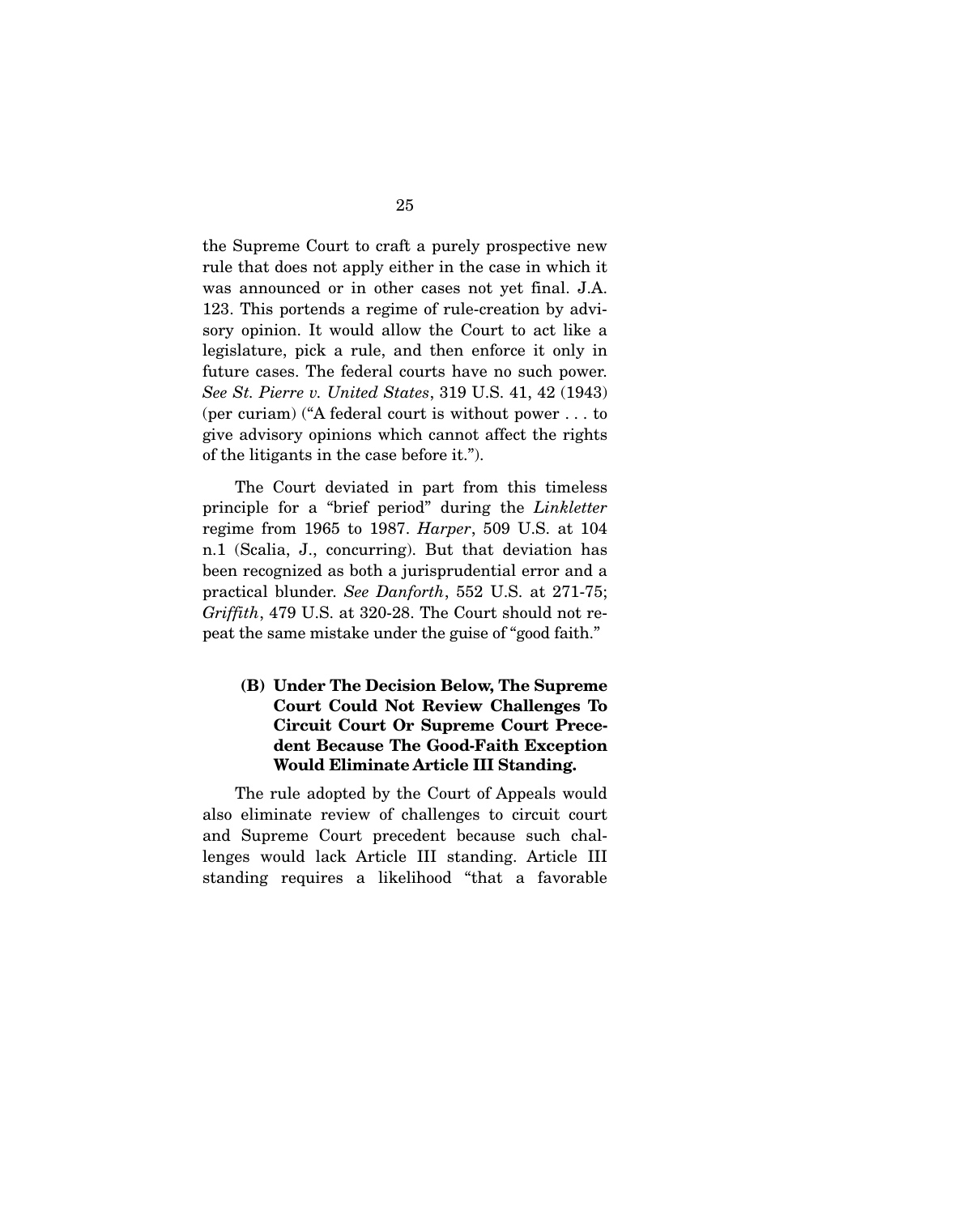the Supreme Court to craft a purely prospective new rule that does not apply either in the case in which it was announced or in other cases not yet final. J.A. 123. This portends a regime of rule-creation by advisory opinion. It would allow the Court to act like a legislature, pick a rule, and then enforce it only in future cases. The federal courts have no such power. *See St. Pierre v. United States*, 319 U.S. 41, 42 (1943) (per curiam) ("A federal court is without power . . . to give advisory opinions which cannot affect the rights of the litigants in the case before it.").

The Court deviated in part from this timeless principle for a "brief period" during the *Linkletter* regime from 1965 to 1987. *Harper*, 509 U.S. at 104 n.1 (Scalia, J., concurring). But that deviation has been recognized as both a jurisprudential error and a practical blunder. *See Danforth*, 552 U.S. at 271-75; *Griffith*, 479 U.S. at 320-28. The Court should not repeat the same mistake under the guise of "good faith."

**(B) Under The Decision Below, The Supreme Court Could Not Review Challenges To Circuit Court Or Supreme Court Precedent Because The Good-Faith Exception Would Eliminate Article III Standing.**

The rule adopted by the Court of Appeals would also eliminate review of challenges to circuit court and Supreme Court precedent because such challenges would lack Article III standing. Article III standing requires a likelihood "that a favorable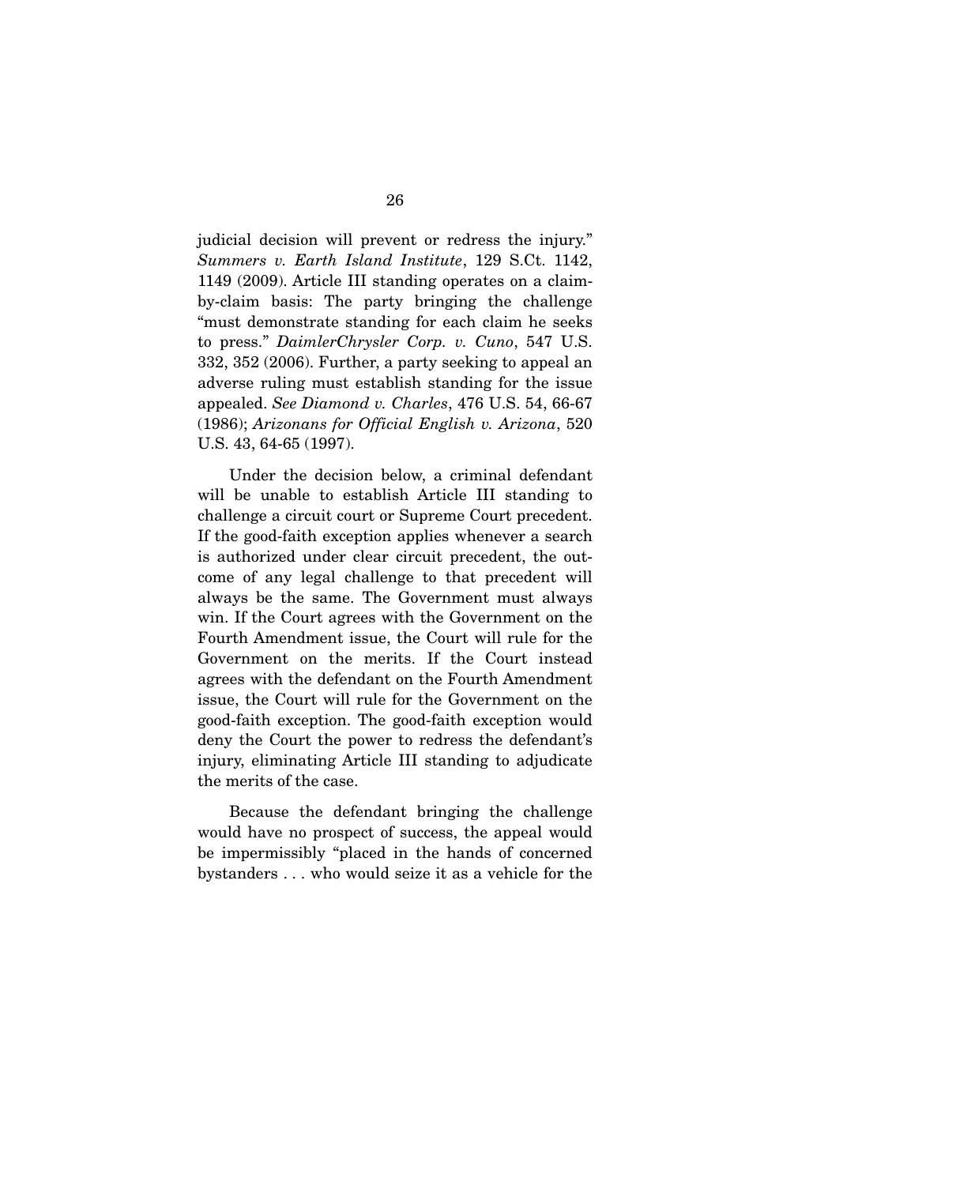judicial decision will prevent or redress the injury." *Summers v. Earth Island Institute*, 129 S.Ct. 1142, 1149 (2009). Article III standing operates on a claim-by-claim basis: The party bringing the challenge "must demonstrate standing for each claim he seeks to press." *DaimlerChrysler Corp. v. Cuno*, 547 U.S. 332, 352 (2006). Further, a party seeking to appeal an adverse ruling must establish standing for the issue appealed. *See Diamond v. Charles*, 476 U.S. 54, 66-67 (1986); *Arizonans for Official English v. Arizona*, 520 U.S. 43, 64-65 (1997).

Under the decision below, a criminal defendant will be unable to establish Article III standing to challenge a circuit court or Supreme Court precedent. If the good-faith exception applies whenever a search is authorized under clear circuit precedent, the outcome of any legal challenge to that precedent will always be the same. The Government must always win. If the Court agrees with the Government on the Fourth Amendment issue, the Court will rule for the Government on the merits. If the Court instead agrees with the defendant on the Fourth Amendment issue, the Court will rule for the Government on the good-faith exception. The good-faith exception would deny the Court the power to redress the defendant's injury, eliminating Article III standing to adjudicate the merits of the case.

Because the defendant bringing the challenge would have no prospect of success, the appeal would be impermissibly "placed in the hands of concerned bystanders . . . who would seize it as a vehicle for the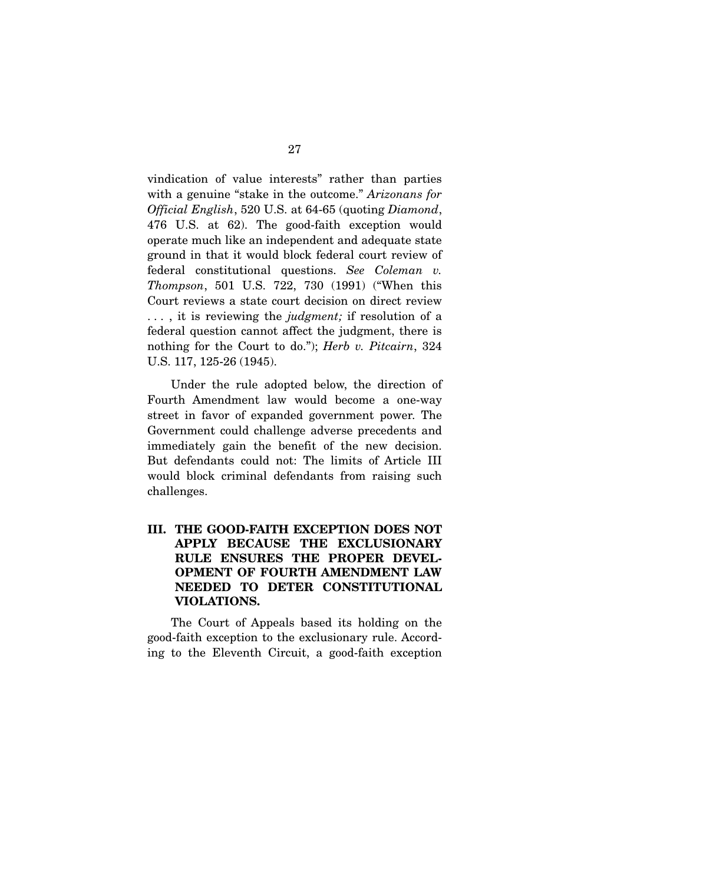vindication of value interests" rather than parties with a genuine "stake in the outcome." *Arizonans for Official English*, 520 U.S. at 64-65 (quoting *Diamond*, 476 U.S. at 62). The good-faith exception would operate much like an independent and adequate state ground in that it would block federal court review of federal constitutional questions. *See Coleman v. Thompson*, 501 U.S. 722, 730 (1991) ("When this Court reviews a state court decision on direct review . . . , it is reviewing the *judgment;* if resolution of a federal question cannot affect the judgment, there is nothing for the Court to do."); *Herb v. Pitcairn*, 324 U.S. 117, 125-26 (1945).

Under the rule adopted below, the direction of Fourth Amendment law would become a one-way street in favor of expanded government power. The Government could challenge adverse precedents and immediately gain the benefit of the new decision. But defendants could not: The limits of Article III would block criminal defendants from raising such challenges.

## III. THE GOOD-FAITH EXCEPTION DOES NOT APPLY BECAUSE THE EXCLUSIONARY RULE ENSURES THE PROPER DEVELOPMENT OF FOURTH AMENDMENT LAW NEEDED TO DETER CONSTITUTIONAL VIOLATIONS.

The Court of Appeals based its holding on the good-faith exception to the exclusionary rule. According to the Eleventh Circuit, a good-faith exception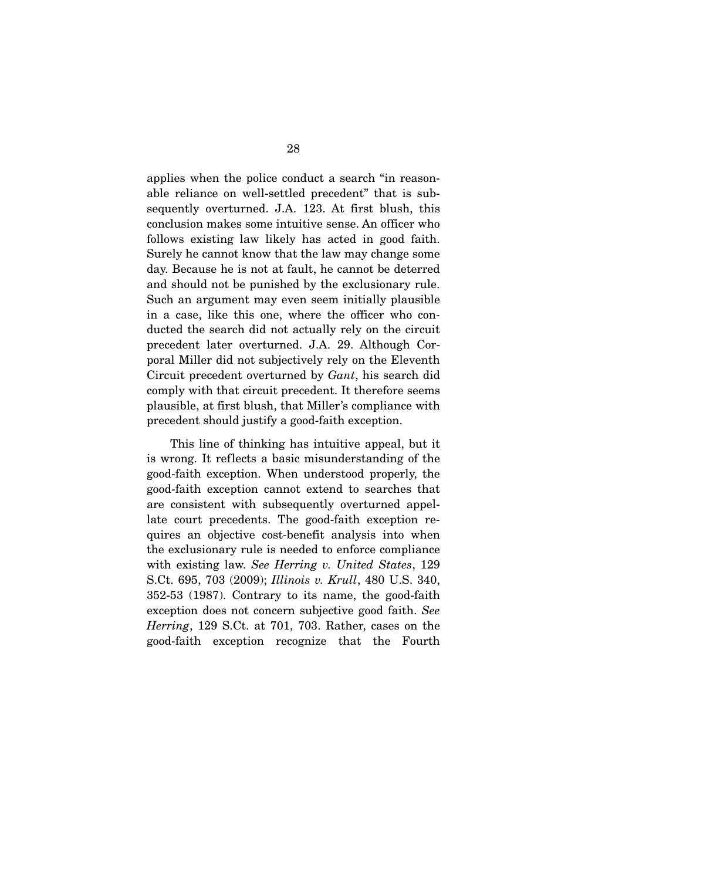applies when the police conduct a search "in reasonable reliance on well-settled precedent" that is subsequently overturned. J.A. 123. At first blush, this conclusion makes some intuitive sense. An officer who follows existing law likely has acted in good faith. Surely he cannot know that the law may change some day. Because he is not at fault, he cannot be deterred and should not be punished by the exclusionary rule. Such an argument may even seem initially plausible in a case, like this one, where the officer who conducted the search did not actually rely on the circuit precedent later overturned. J.A. 29. Although Corporal Miller did not subjectively rely on the Eleventh Circuit precedent overturned by *Gant*, his search did comply with that circuit precedent. It therefore seems plausible, at first blush, that Miller's compliance with precedent should justify a good-faith exception.

This line of thinking has intuitive appeal, but it is wrong. It reflects a basic misunderstanding of the good-faith exception. When understood properly, the good-faith exception cannot extend to searches that are consistent with subsequently overturned appellate court precedents. The good-faith exception requires an objective cost-benefit analysis into when the exclusionary rule is needed to enforce compliance with existing law. *See Herring v. United States*, 129 S.Ct. 695, 703 (2009); *Illinois v. Krull*, 480 U.S. 340, 352-53 (1987). Contrary to its name, the good-faith exception does not concern subjective good faith. *See Herring*, 129 S.Ct. at 701, 703. Rather, cases on the good-faith exception recognize that the Fourth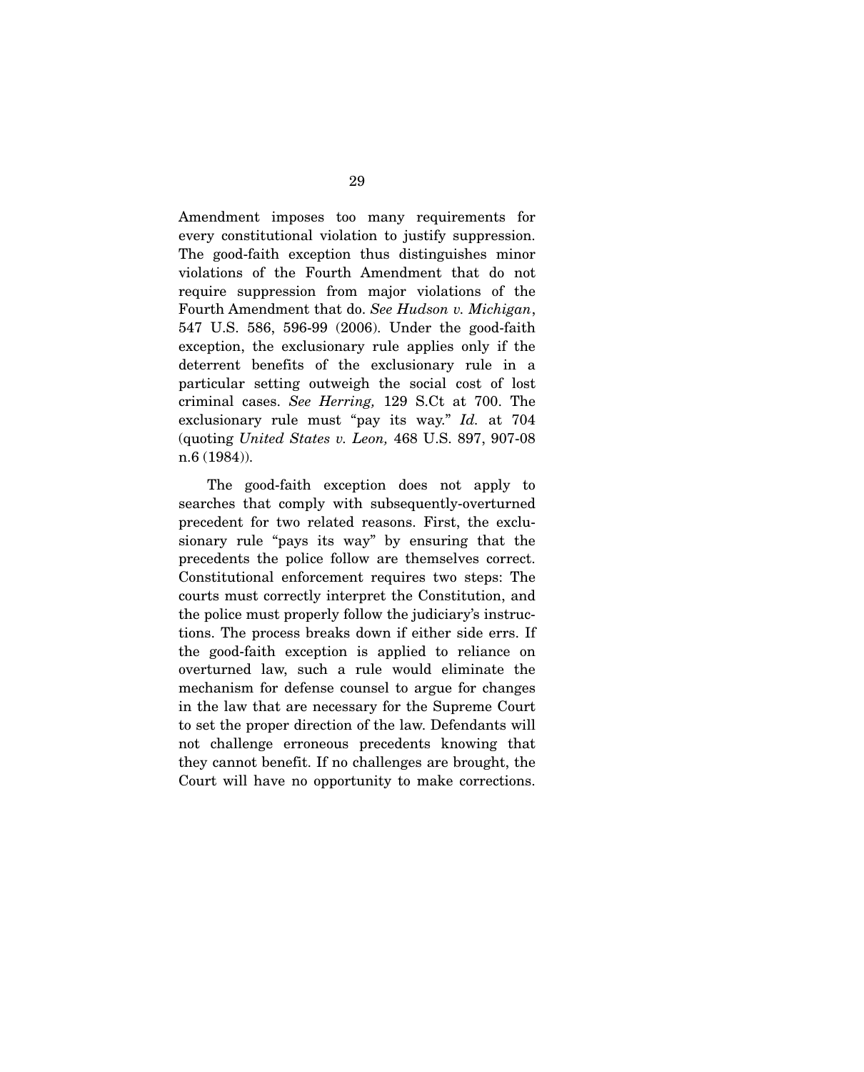Amendment imposes too many requirements for every constitutional violation to justify suppression. The good-faith exception thus distinguishes minor violations of the Fourth Amendment that do not require suppression from major violations of the Fourth Amendment that do. *See Hudson v. Michigan*, 547 U.S. 586, 596-99 (2006). Under the good-faith exception, the exclusionary rule applies only if the deterrent benefits of the exclusionary rule in a particular setting outweigh the social cost of lost criminal cases. *See Herring,* 129 S.Ct at 700. The exclusionary rule must "pay its way." *Id.* at 704 (quoting *United States v. Leon,* 468 U.S. 897, 907-08 n.6 (1984)).

The good-faith exception does not apply to searches that comply with subsequently-overturned precedent for two related reasons. First, the exclusionary rule "pays its way" by ensuring that the precedents the police follow are themselves correct. Constitutional enforcement requires two steps: The courts must correctly interpret the Constitution, and the police must properly follow the judiciary's instructions. The process breaks down if either side errs. If the good-faith exception is applied to reliance on overturned law, such a rule would eliminate the mechanism for defense counsel to argue for changes in the law that are necessary for the Supreme Court to set the proper direction of the law. Defendants will not challenge erroneous precedents knowing that they cannot benefit. If no challenges are brought, the Court will have no opportunity to make corrections.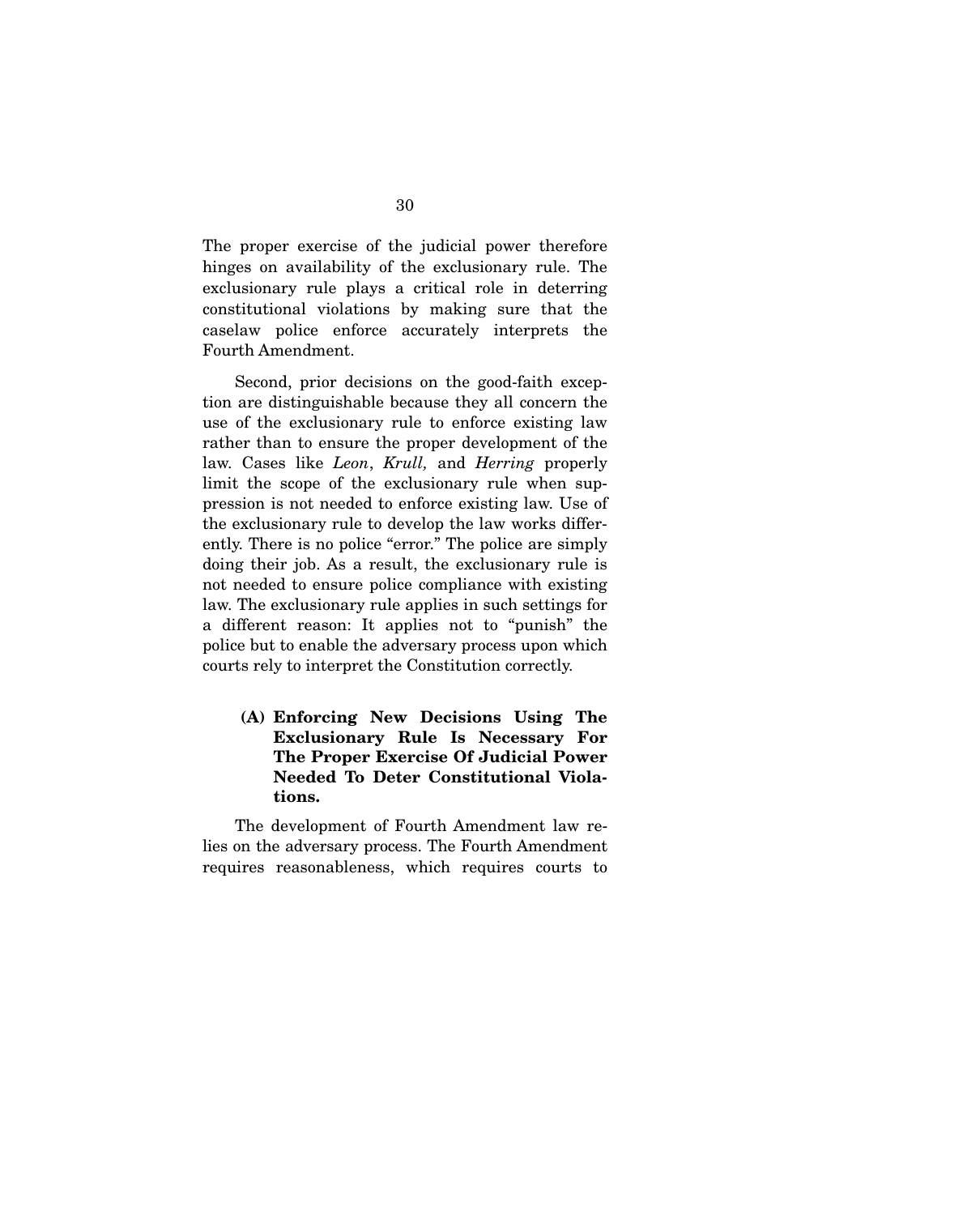The proper exercise of the judicial power therefore hinges on availability of the exclusionary rule. The exclusionary rule plays a critical role in deterring constitutional violations by making sure that the caselaw police enforce accurately interprets the Fourth Amendment.

Second, prior decisions on the good-faith exception are distinguishable because they all concern the use of the exclusionary rule to enforce existing law rather than to ensure the proper development of the law. Cases like *Leon*, *Krull,* and *Herring* properly limit the scope of the exclusionary rule when suppression is not needed to enforce existing law. Use of the exclusionary rule to develop the law works differently. There is no police "error." The police are simply doing their job. As a result, the exclusionary rule is not needed to ensure police compliance with existing law. The exclusionary rule applies in such settings for a different reason: It applies not to "punish" the police but to enable the adversary process upon which courts rely to interpret the Constitution correctly.

### (A) Enforcing New Decisions Using The Exclusionary Rule Is Necessary For The Proper Exercise Of Judicial Power Needed To Deter Constitutional Violations.

The development of Fourth Amendment law relies on the adversary process. The Fourth Amendment requires reasonableness, which requires courts to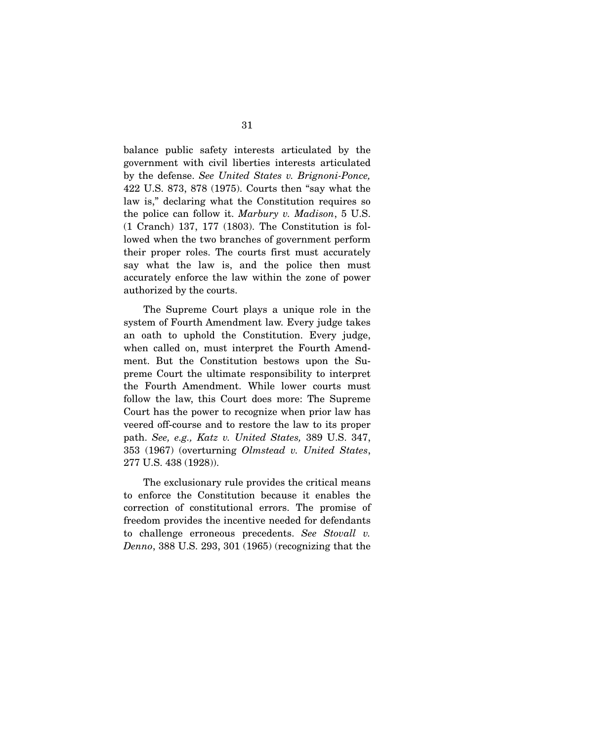balance public safety interests articulated by the government with civil liberties interests articulated by the defense. *See United States v. Brignoni-Ponce,* 422 U.S. 873, 878 (1975). Courts then "say what the law is," declaring what the Constitution requires so the police can follow it. *Marbury v. Madison*, 5 U.S. (1 Cranch) 137, 177 (1803). The Constitution is followed when the two branches of government perform their proper roles. The courts first must accurately say what the law is, and the police then must accurately enforce the law within the zone of power authorized by the courts.

The Supreme Court plays a unique role in the system of Fourth Amendment law. Every judge takes an oath to uphold the Constitution. Every judge, when called on, must interpret the Fourth Amendment. But the Constitution bestows upon the Supreme Court the ultimate responsibility to interpret the Fourth Amendment. While lower courts must follow the law, this Court does more: The Supreme Court has the power to recognize when prior law has veered off-course and to restore the law to its proper path. *See, e.g., Katz v. United States,* 389 U.S. 347, 353 (1967) (overturning *Olmstead v. United States*, 277 U.S. 438 (1928)).

The exclusionary rule provides the critical means to enforce the Constitution because it enables the correction of constitutional errors. The promise of freedom provides the incentive needed for defendants to challenge erroneous precedents. *See Stovall v. Denno*, 388 U.S. 293, 301 (1965) (recognizing that the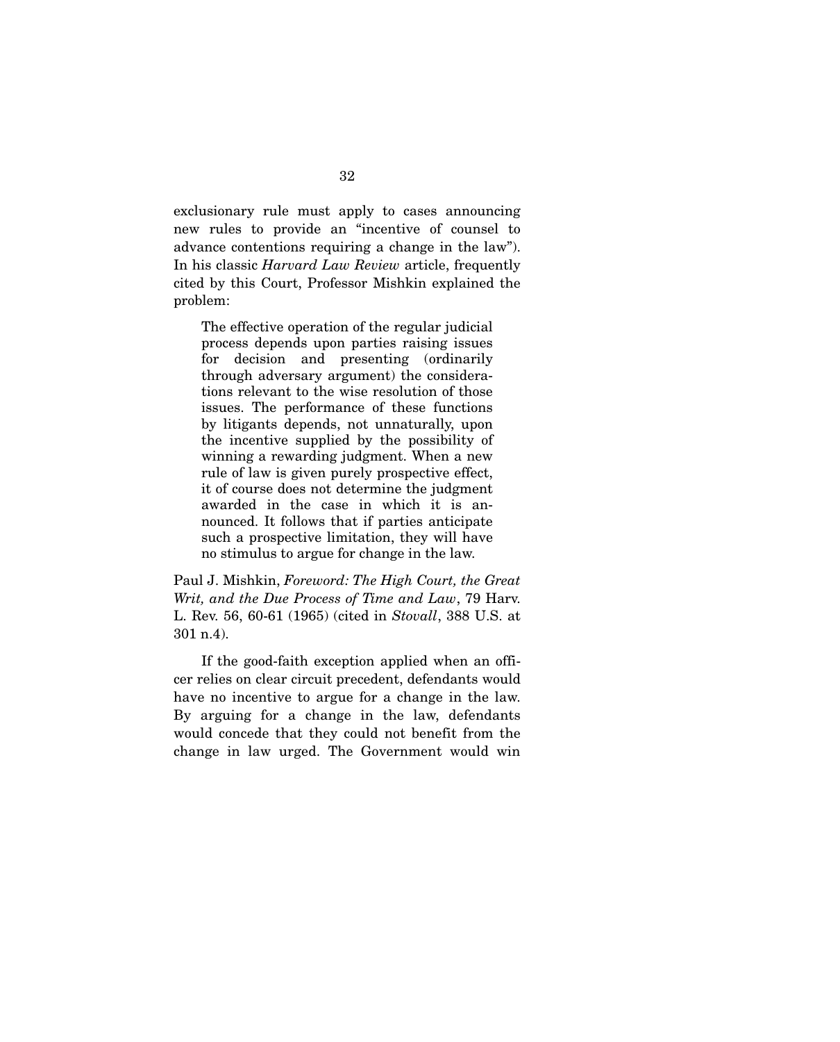exclusionary rule must apply to cases announcing new rules to provide an "incentive of counsel to advance contentions requiring a change in the law"). In his classic *Harvard Law Review* article, frequently cited by this Court, Professor Mishkin explained the problem:

> The effective operation of the regular judicial process depends upon parties raising issues for decision and presenting (ordinarily through adversary argument) the considerations relevant to the wise resolution of those issues. The performance of these functions by litigants depends, not unnaturally, upon the incentive supplied by the possibility of winning a rewarding judgment. When a new rule of law is given purely prospective effect, it of course does not determine the judgment awarded in the case in which it is announced. It follows that if parties anticipate such a prospective limitation, they will have no stimulus to argue for change in the law.

Paul J. Mishkin, *Foreword: The High Court, the Great Writ, and the Due Process of Time and Law*, 79 Harv. L. Rev. 56, 60-61 (1965) (cited in *Stovall*, 388 U.S. at 301 n.4).

If the good-faith exception applied when an officer relies on clear circuit precedent, defendants would have no incentive to argue for a change in the law. By arguing for a change in the law, defendants would concede that they could not benefit from the change in law urged. The Government would win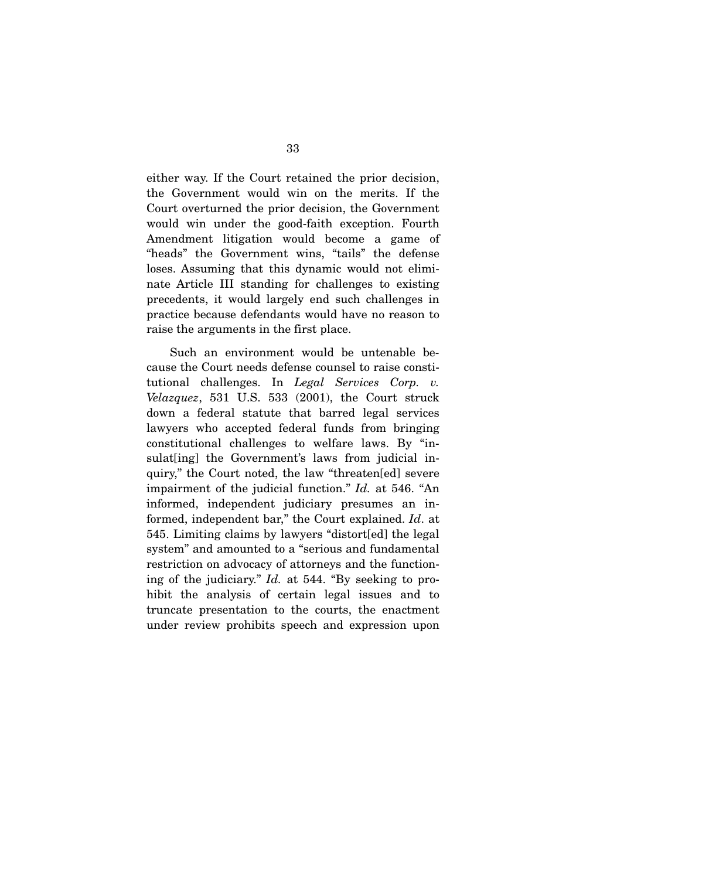either way. If the Court retained the prior decision, the Government would win on the merits. If the Court overturned the prior decision, the Government would win under the good-faith exception. Fourth Amendment litigation would become a game of "heads" the Government wins, "tails" the defense loses. Assuming that this dynamic would not eliminate Article III standing for challenges to existing precedents, it would largely end such challenges in practice because defendants would have no reason to raise the arguments in the first place.

Such an environment would be untenable because the Court needs defense counsel to raise constitutional challenges. In *Legal Services Corp. v. Velazquez*, 531 U.S. 533 (2001), the Court struck down a federal statute that barred legal services lawyers who accepted federal funds from bringing constitutional challenges to welfare laws. By "insulat[ing] the Government's laws from judicial inquiry," the Court noted, the law "threaten[ed] severe impairment of the judicial function." *Id.* at 546. "An informed, independent judiciary presumes an informed, independent bar," the Court explained. *Id*. at 545. Limiting claims by lawyers "distort[ed] the legal system" and amounted to a "serious and fundamental restriction on advocacy of attorneys and the functioning of the judiciary." *Id.* at 544. "By seeking to prohibit the analysis of certain legal issues and to truncate presentation to the courts, the enactment under review prohibits speech and expression upon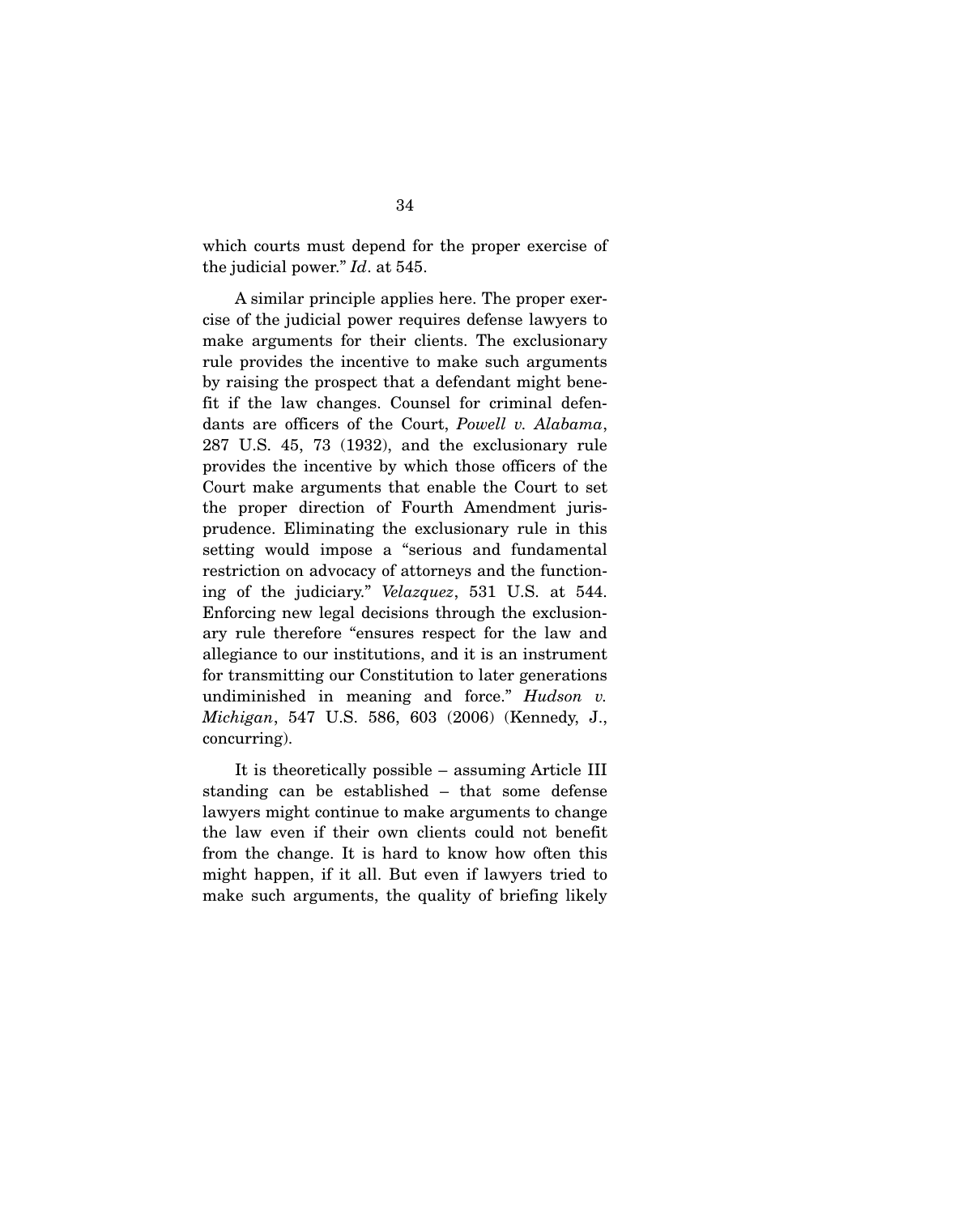which courts must depend for the proper exercise of the judicial power." *Id*. at 545.

A similar principle applies here. The proper exercise of the judicial power requires defense lawyers to make arguments for their clients. The exclusionary rule provides the incentive to make such arguments by raising the prospect that a defendant might benefit if the law changes. Counsel for criminal defendants are officers of the Court, *Powell v. Alabama*, 287 U.S. 45, 73 (1932), and the exclusionary rule provides the incentive by which those officers of the Court make arguments that enable the Court to set the proper direction of Fourth Amendment jurisprudence. Eliminating the exclusionary rule in this setting would impose a "serious and fundamental restriction on advocacy of attorneys and the functioning of the judiciary." *Velazquez*, 531 U.S. at 544. Enforcing new legal decisions through the exclusionary rule therefore "ensures respect for the law and allegiance to our institutions, and it is an instrument for transmitting our Constitution to later generations undiminished in meaning and force." *Hudson v. Michigan*, 547 U.S. 586, 603 (2006) (Kennedy, J., concurring).

It is theoretically possible – assuming Article III standing can be established – that some defense lawyers might continue to make arguments to change the law even if their own clients could not benefit from the change. It is hard to know how often this might happen, if it all. But even if lawyers tried to make such arguments, the quality of briefing likely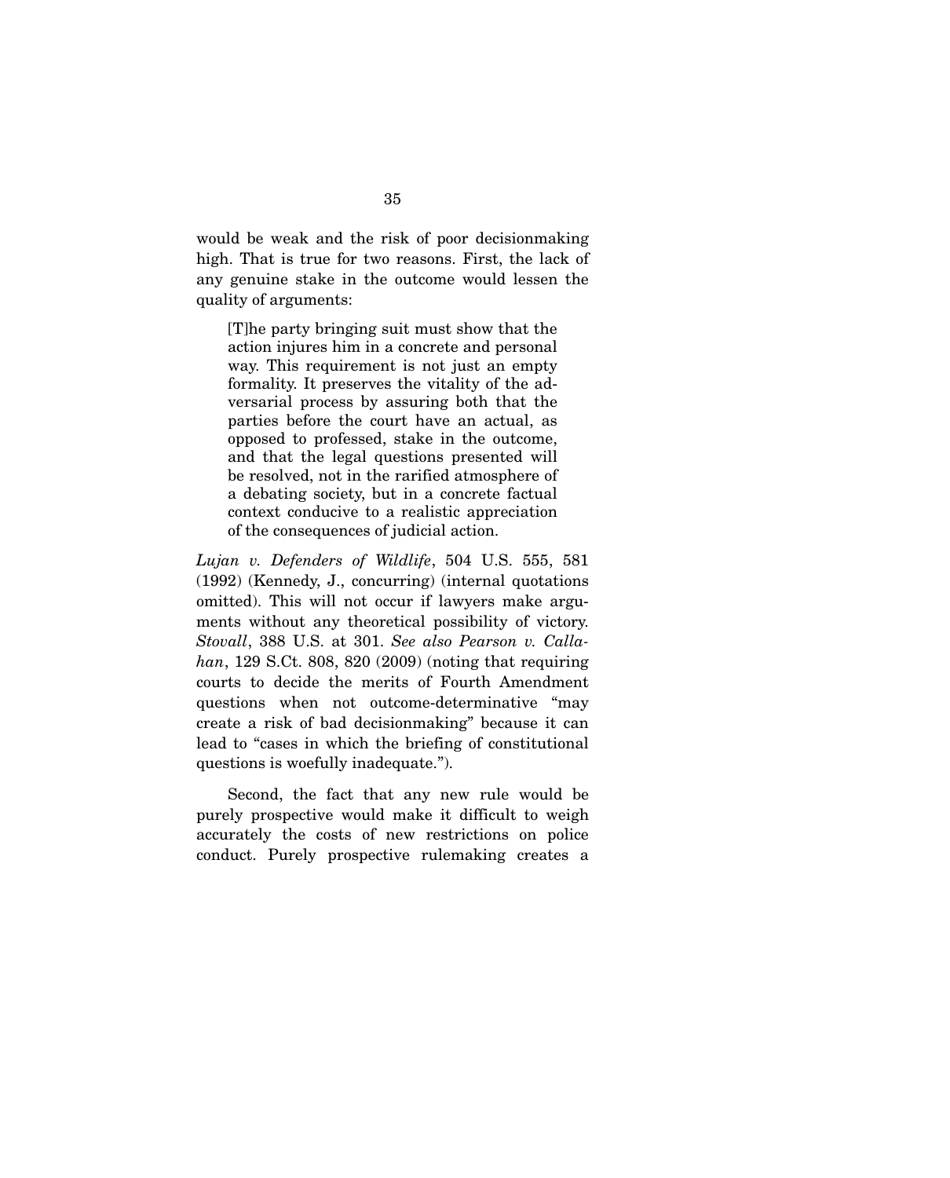would be weak and the risk of poor decisionmaking high. That is true for two reasons. First, the lack of any genuine stake in the outcome would lessen the quality of arguments:

> [T]he party bringing suit must show that the action injures him in a concrete and personal way. This requirement is not just an empty formality. It preserves the vitality of the adversarial process by assuring both that the parties before the court have an actual, as opposed to professed, stake in the outcome, and that the legal questions presented will be resolved, not in the rarified atmosphere of a debating society, but in a concrete factual context conducive to a realistic appreciation of the consequences of judicial action.

*Lujan v. Defenders of Wildlife*, 504 U.S. 555, 581 (1992) (Kennedy, J., concurring) (internal quotations omitted). This will not occur if lawyers make arguments without any theoretical possibility of victory. *Stovall*, 388 U.S. at 301. *See also Pearson v. Callahan*, 129 S.Ct. 808, 820 (2009) (noting that requiring courts to decide the merits of Fourth Amendment questions when not outcome-determinative "may create a risk of bad decisionmaking" because it can lead to "cases in which the briefing of constitutional questions is woefully inadequate.").

Second, the fact that any new rule would be purely prospective would make it difficult to weigh accurately the costs of new restrictions on police conduct. Purely prospective rulemaking creates a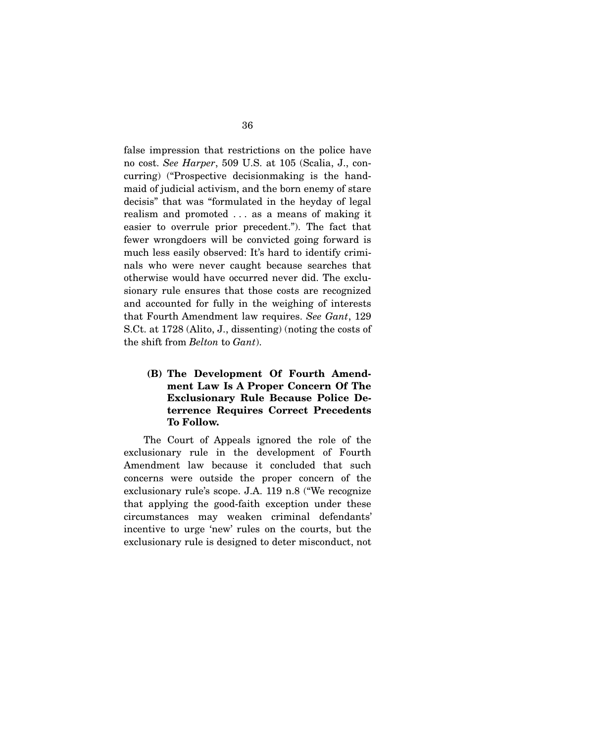false impression that restrictions on the police have no cost. *See Harper*, 509 U.S. at 105 (Scalia, J., concurring) ("Prospective decisionmaking is the handmaid of judicial activism, and the born enemy of stare decisis" that was "formulated in the heyday of legal realism and promoted . . . as a means of making it easier to overrule prior precedent."). The fact that fewer wrongdoers will be convicted going forward is much less easily observed: It's hard to identify criminals who were never caught because searches that otherwise would have occurred never did. The exclusionary rule ensures that those costs are recognized and accounted for fully in the weighing of interests that Fourth Amendment law requires. *See Gant*, 129 S.Ct. at 1728 (Alito, J., dissenting) (noting the costs of the shift from *Belton* to *Gant*).

**(B) The Development Of Fourth Amendment Law Is A Proper Concern Of The Exclusionary Rule Because Police Deterrence Requires Correct Precedents To Follow.**

The Court of Appeals ignored the role of the exclusionary rule in the development of Fourth Amendment law because it concluded that such concerns were outside the proper concern of the exclusionary rule's scope. J.A. 119 n.8 ("We recognize that applying the good-faith exception under these circumstances may weaken criminal defendants' incentive to urge 'new' rules on the courts, but the exclusionary rule is designed to deter misconduct, not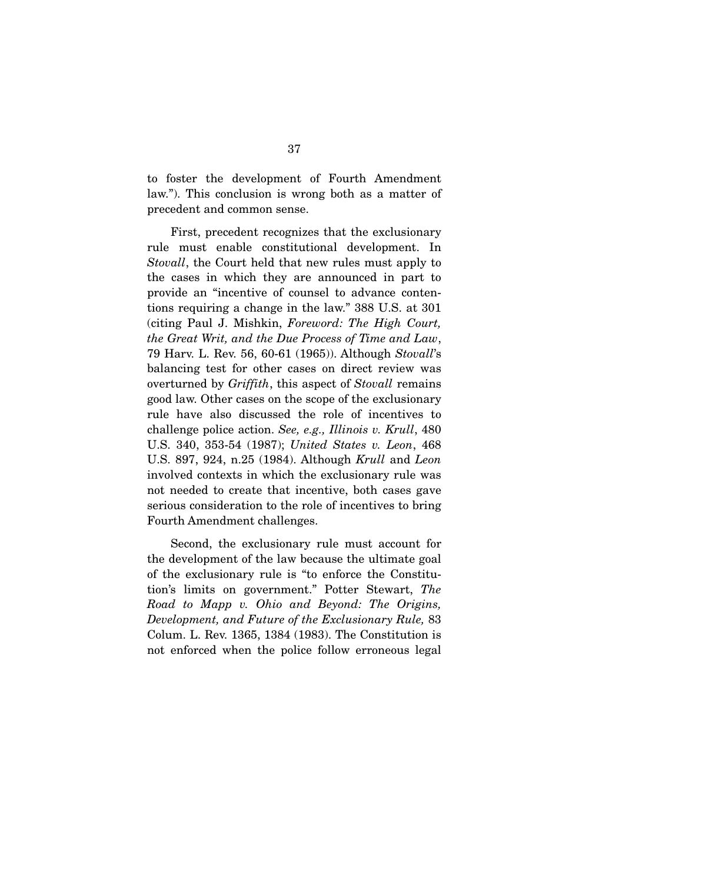to foster the development of Fourth Amendment law."). This conclusion is wrong both as a matter of precedent and common sense.

First, precedent recognizes that the exclusionary rule must enable constitutional development. In *Stovall*, the Court held that new rules must apply to the cases in which they are announced in part to provide an "incentive of counsel to advance contentions requiring a change in the law." 388 U.S. at 301 (citing Paul J. Mishkin, *Foreword: The High Court, the Great Writ, and the Due Process of Time and Law*, 79 Harv. L. Rev. 56, 60-61 (1965)). Although *Stovall*'s balancing test for other cases on direct review was overturned by *Griffith*, this aspect of *Stovall* remains good law. Other cases on the scope of the exclusionary rule have also discussed the role of incentives to challenge police action. *See, e.g., Illinois v. Krull*, 480 U.S. 340, 353-54 (1987); *United States v. Leon*, 468 U.S. 897, 924, n.25 (1984). Although *Krull* and *Leon* involved contexts in which the exclusionary rule was not needed to create that incentive, both cases gave serious consideration to the role of incentives to bring Fourth Amendment challenges.

Second, the exclusionary rule must account for the development of the law because the ultimate goal of the exclusionary rule is "to enforce the Constitution's limits on government." Potter Stewart, *The Road to Mapp v. Ohio and Beyond: The Origins, Development, and Future of the Exclusionary Rule,* 83 Colum. L. Rev. 1365, 1384 (1983). The Constitution is not enforced when the police follow erroneous legal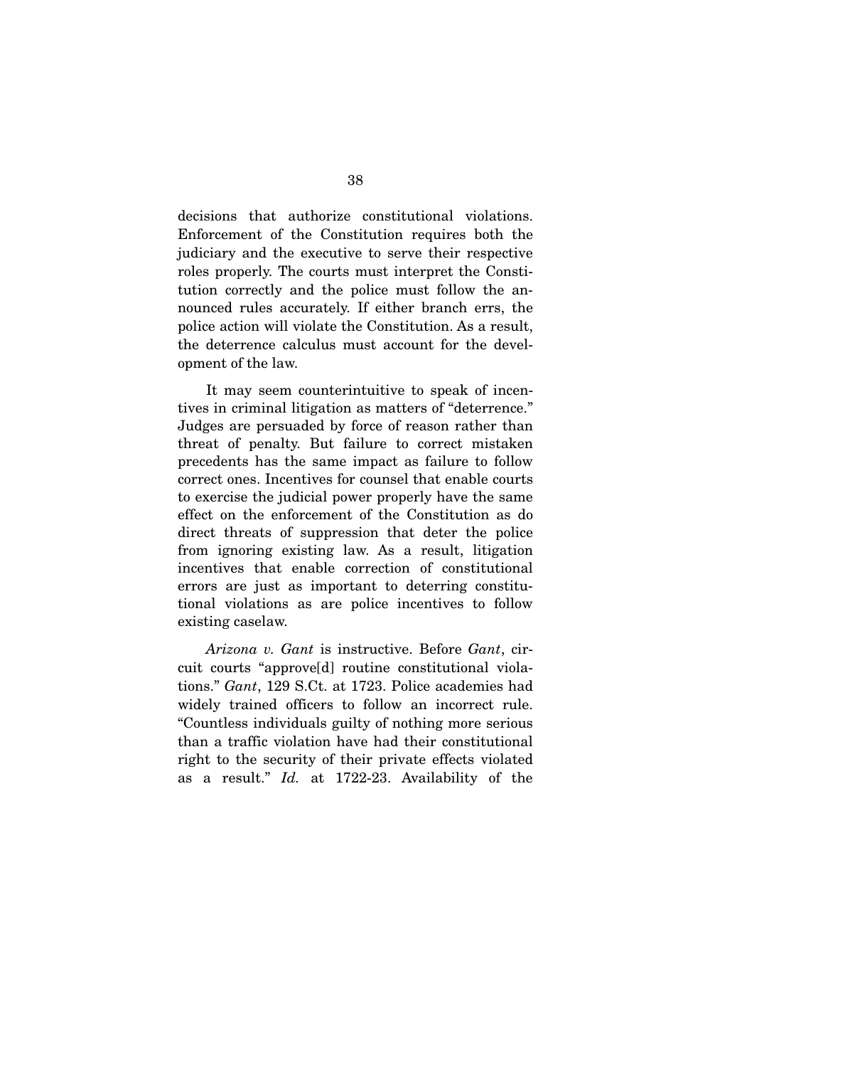decisions that authorize constitutional violations. Enforcement of the Constitution requires both the judiciary and the executive to serve their respective roles properly. The courts must interpret the Constitution correctly and the police must follow the announced rules accurately. If either branch errs, the police action will violate the Constitution. As a result, the deterrence calculus must account for the development of the law.

It may seem counterintuitive to speak of incentives in criminal litigation as matters of "deterrence." Judges are persuaded by force of reason rather than threat of penalty. But failure to correct mistaken precedents has the same impact as failure to follow correct ones. Incentives for counsel that enable courts to exercise the judicial power properly have the same effect on the enforcement of the Constitution as do direct threats of suppression that deter the police from ignoring existing law. As a result, litigation incentives that enable correction of constitutional errors are just as important to deterring constitutional violations as are police incentives to follow existing caselaw.

*Arizona v. Gant* is instructive. Before *Gant*, circuit courts "approve[d] routine constitutional violations." *Gant*, 129 S.Ct. at 1723. Police academies had widely trained officers to follow an incorrect rule. "Countless individuals guilty of nothing more serious than a traffic violation have had their constitutional right to the security of their private effects violated as a result." *Id.* at 1722-23. Availability of the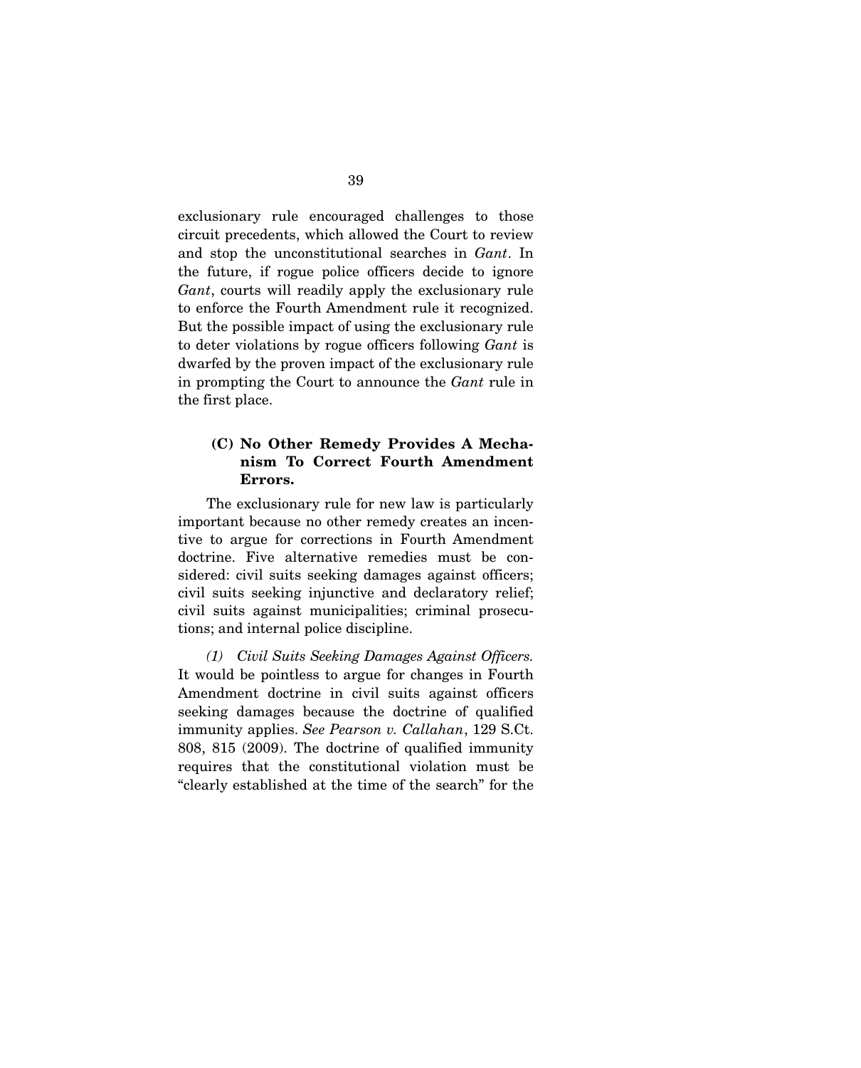exclusionary rule encouraged challenges to those circuit precedents, which allowed the Court to review and stop the unconstitutional searches in *Gant*. In the future, if rogue police officers decide to ignore *Gant*, courts will readily apply the exclusionary rule to enforce the Fourth Amendment rule it recognized. But the possible impact of using the exclusionary rule to deter violations by rogue officers following *Gant* is dwarfed by the proven impact of the exclusionary rule in prompting the Court to announce the *Gant* rule in the first place.

### (C) No Other Remedy Provides A Mechanism To Correct Fourth Amendment Errors.

The exclusionary rule for new law is particularly important because no other remedy creates an incentive to argue for corrections in Fourth Amendment doctrine. Five alternative remedies must be considered: civil suits seeking damages against officers; civil suits seeking injunctive and declaratory relief; civil suits against municipalities; criminal prosecutions; and internal police discipline.

*(1) Civil Suits Seeking Damages Against Officers.* It would be pointless to argue for changes in Fourth Amendment doctrine in civil suits against officers seeking damages because the doctrine of qualified immunity applies. *See Pearson v. Callahan*, 129 S.Ct. 808, 815 (2009). The doctrine of qualified immunity requires that the constitutional violation must be "clearly established at the time of the search" for the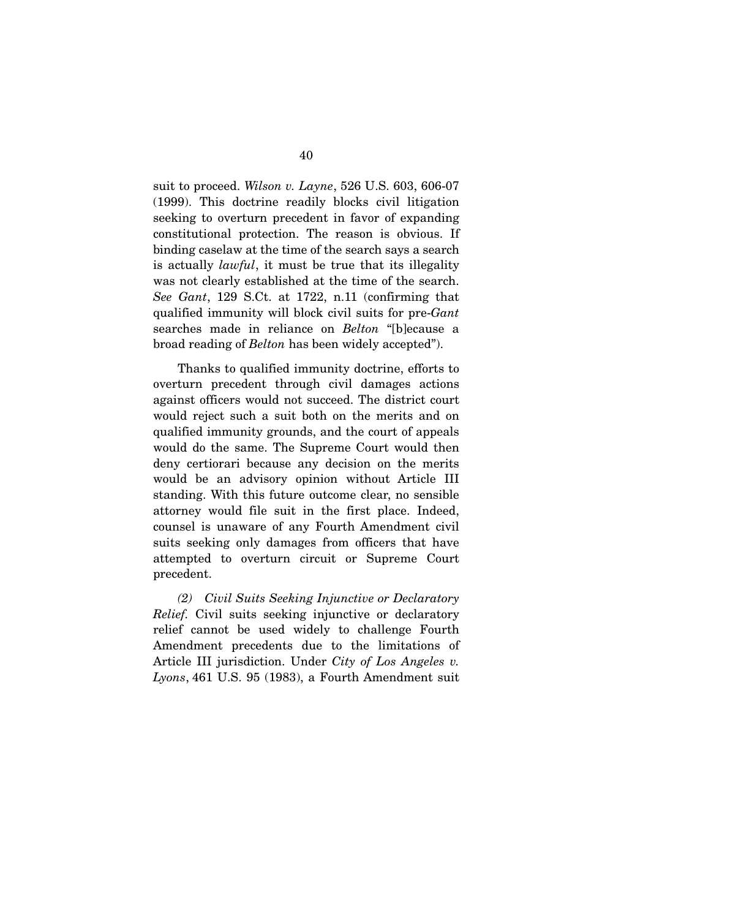suit to proceed. *Wilson v. Layne*, 526 U.S. 603, 606-07 (1999). This doctrine readily blocks civil litigation seeking to overturn precedent in favor of expanding constitutional protection. The reason is obvious. If binding caselaw at the time of the search says a search is actually *lawful*, it must be true that its illegality was not clearly established at the time of the search. *See Gant*, 129 S.Ct. at 1722, n.11 (confirming that qualified immunity will block civil suits for pre-*Gant* searches made in reliance on *Belton* "[b]ecause a broad reading of *Belton* has been widely accepted").

Thanks to qualified immunity doctrine, efforts to overturn precedent through civil damages actions against officers would not succeed. The district court would reject such a suit both on the merits and on qualified immunity grounds, and the court of appeals would do the same. The Supreme Court would then deny certiorari because any decision on the merits would be an advisory opinion without Article III standing. With this future outcome clear, no sensible attorney would file suit in the first place. Indeed, counsel is unaware of any Fourth Amendment civil suits seeking only damages from officers that have attempted to overturn circuit or Supreme Court precedent.

*(2) Civil Suits Seeking Injunctive or Declaratory Relief.* Civil suits seeking injunctive or declaratory relief cannot be used widely to challenge Fourth Amendment precedents due to the limitations of Article III jurisdiction. Under *City of Los Angeles v. Lyons*, 461 U.S. 95 (1983), a Fourth Amendment suit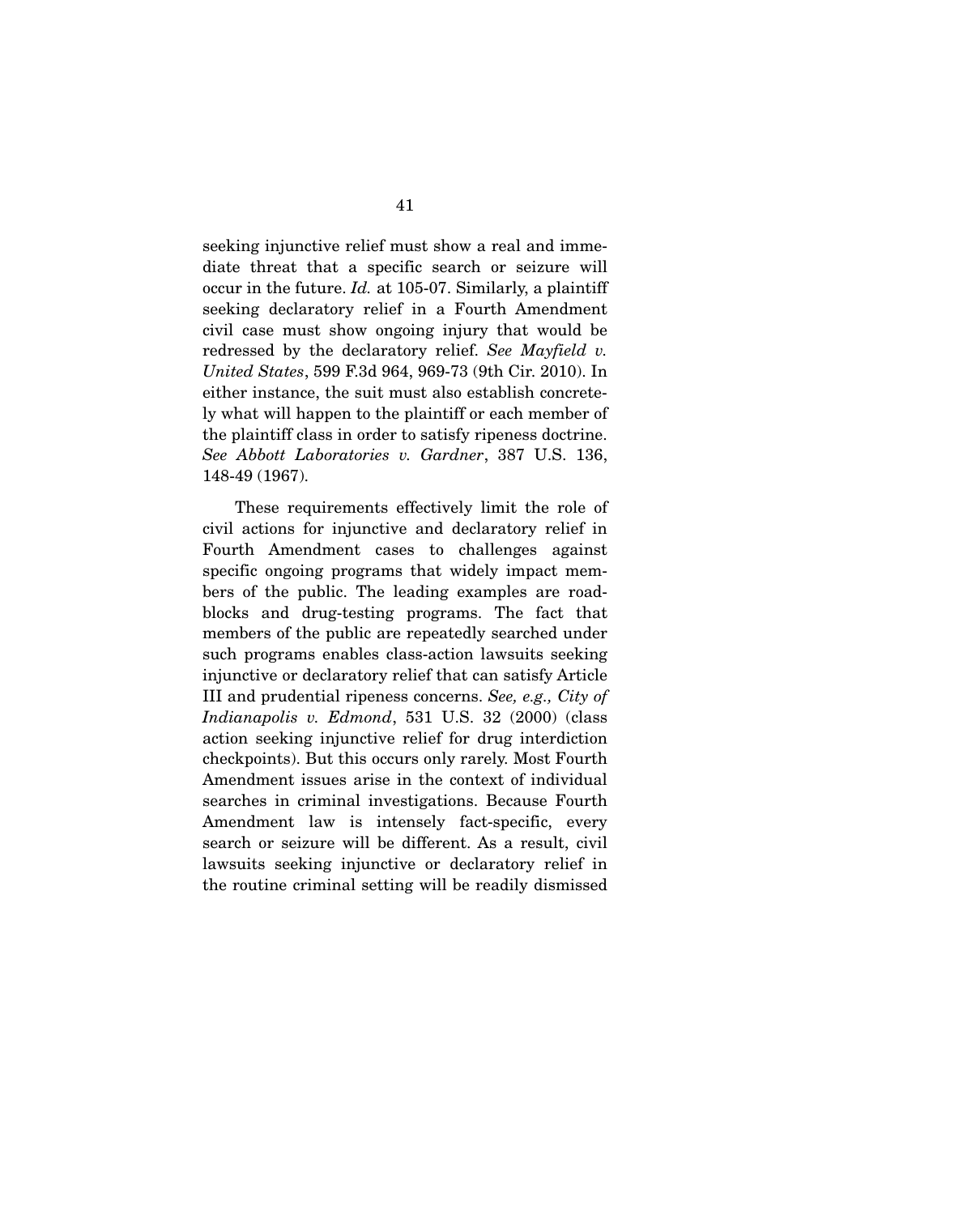seeking injunctive relief must show a real and immediate threat that a specific search or seizure will occur in the future. *Id.* at 105-07. Similarly, a plaintiff seeking declaratory relief in a Fourth Amendment civil case must show ongoing injury that would be redressed by the declaratory relief. *See Mayfield v. United States*, 599 F.3d 964, 969-73 (9th Cir. 2010). In either instance, the suit must also establish concretely what will happen to the plaintiff or each member of the plaintiff class in order to satisfy ripeness doctrine. *See Abbott Laboratories v. Gardner*, 387 U.S. 136, 148-49 (1967).

These requirements effectively limit the role of civil actions for injunctive and declaratory relief in Fourth Amendment cases to challenges against specific ongoing programs that widely impact members of the public. The leading examples are roadblocks and drug-testing programs. The fact that members of the public are repeatedly searched under such programs enables class-action lawsuits seeking injunctive or declaratory relief that can satisfy Article III and prudential ripeness concerns. *See, e.g., City of Indianapolis v. Edmond*, 531 U.S. 32 (2000) (class action seeking injunctive relief for drug interdiction checkpoints). But this occurs only rarely. Most Fourth Amendment issues arise in the context of individual searches in criminal investigations. Because Fourth Amendment law is intensely fact-specific, every search or seizure will be different. As a result, civil lawsuits seeking injunctive or declaratory relief in the routine criminal setting will be readily dismissed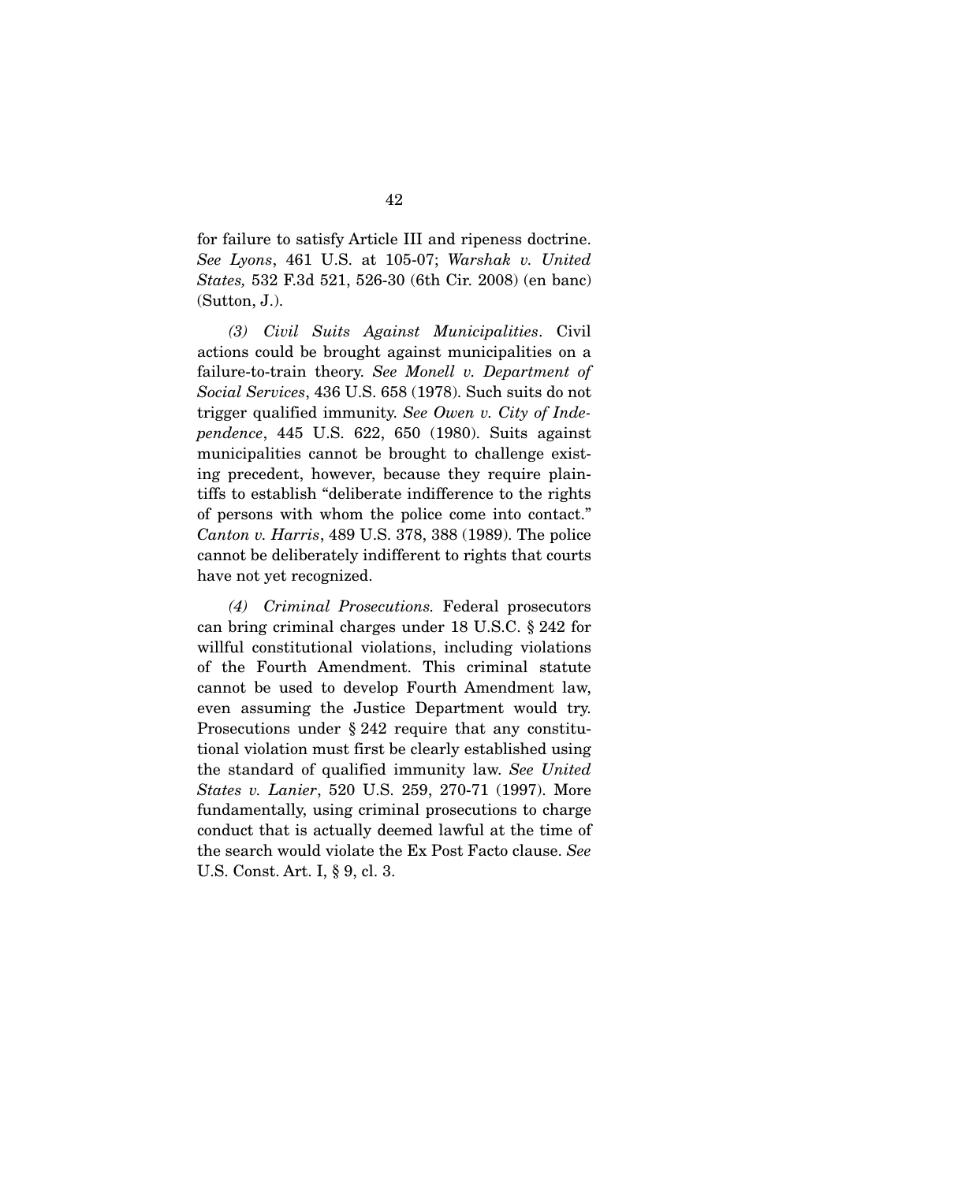for failure to satisfy Article III and ripeness doctrine. *See Lyons*, 461 U.S. at 105-07; *Warshak v. United States,* 532 F.3d 521, 526-30 (6th Cir. 2008) (en banc) (Sutton, J.).

*(3) Civil Suits Against Municipalities*. Civil actions could be brought against municipalities on a failure-to-train theory. *See Monell v. Department of Social Services*, 436 U.S. 658 (1978). Such suits do not trigger qualified immunity. *See Owen v. City of Independence*, 445 U.S. 622, 650 (1980). Suits against municipalities cannot be brought to challenge existing precedent, however, because they require plaintiffs to establish "deliberate indifference to the rights of persons with whom the police come into contact." *Canton v. Harris*, 489 U.S. 378, 388 (1989). The police cannot be deliberately indifferent to rights that courts have not yet recognized.

*(4) Criminal Prosecutions.* Federal prosecutors can bring criminal charges under 18 U.S.C. § 242 for willful constitutional violations, including violations of the Fourth Amendment. This criminal statute cannot be used to develop Fourth Amendment law, even assuming the Justice Department would try. Prosecutions under § 242 require that any constitutional violation must first be clearly established using the standard of qualified immunity law. *See United States v. Lanier*, 520 U.S. 259, 270-71 (1997). More fundamentally, using criminal prosecutions to charge conduct that is actually deemed lawful at the time of the search would violate the Ex Post Facto clause. *See* U.S. Const. Art. I, § 9, cl. 3.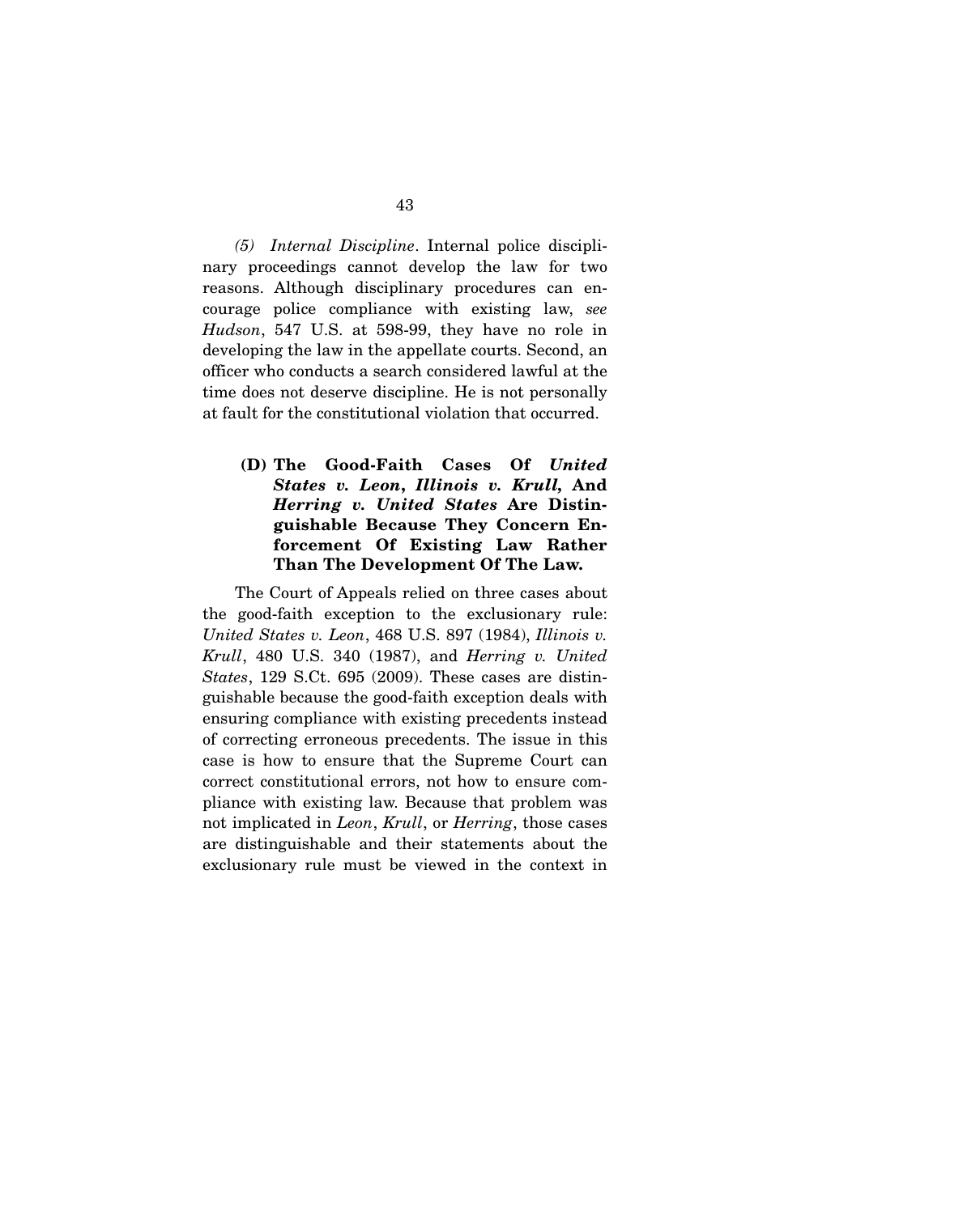*(5) Internal Discipline*. Internal police disciplinary proceedings cannot develop the law for two reasons. Although disciplinary procedures can encourage police compliance with existing law, *see Hudson*, 547 U.S. at 598-99, they have no role in developing the law in the appellate courts. Second, an officer who conducts a search considered lawful at the time does not deserve discipline. He is not personally at fault for the constitutional violation that occurred.

### (D) The Good-Faith Cases Of *United States v. Leon*, *Illinois v. Krull*, And *Herring v. United States* Are Distinguishable Because They Concern Enforcement Of Existing Law Rather Than The Development Of The Law.

The Court of Appeals relied on three cases about the good-faith exception to the exclusionary rule: *United States v. Leon*, 468 U.S. 897 (1984), *Illinois v. Krull*, 480 U.S. 340 (1987), and *Herring v. United States*, 129 S.Ct. 695 (2009). These cases are distinguishable because the good-faith exception deals with ensuring compliance with existing precedents instead of correcting erroneous precedents. The issue in this case is how to ensure that the Supreme Court can correct constitutional errors, not how to ensure compliance with existing law. Because that problem was not implicated in *Leon*, *Krull*, or *Herring*, those cases are distinguishable and their statements about the exclusionary rule must be viewed in the context in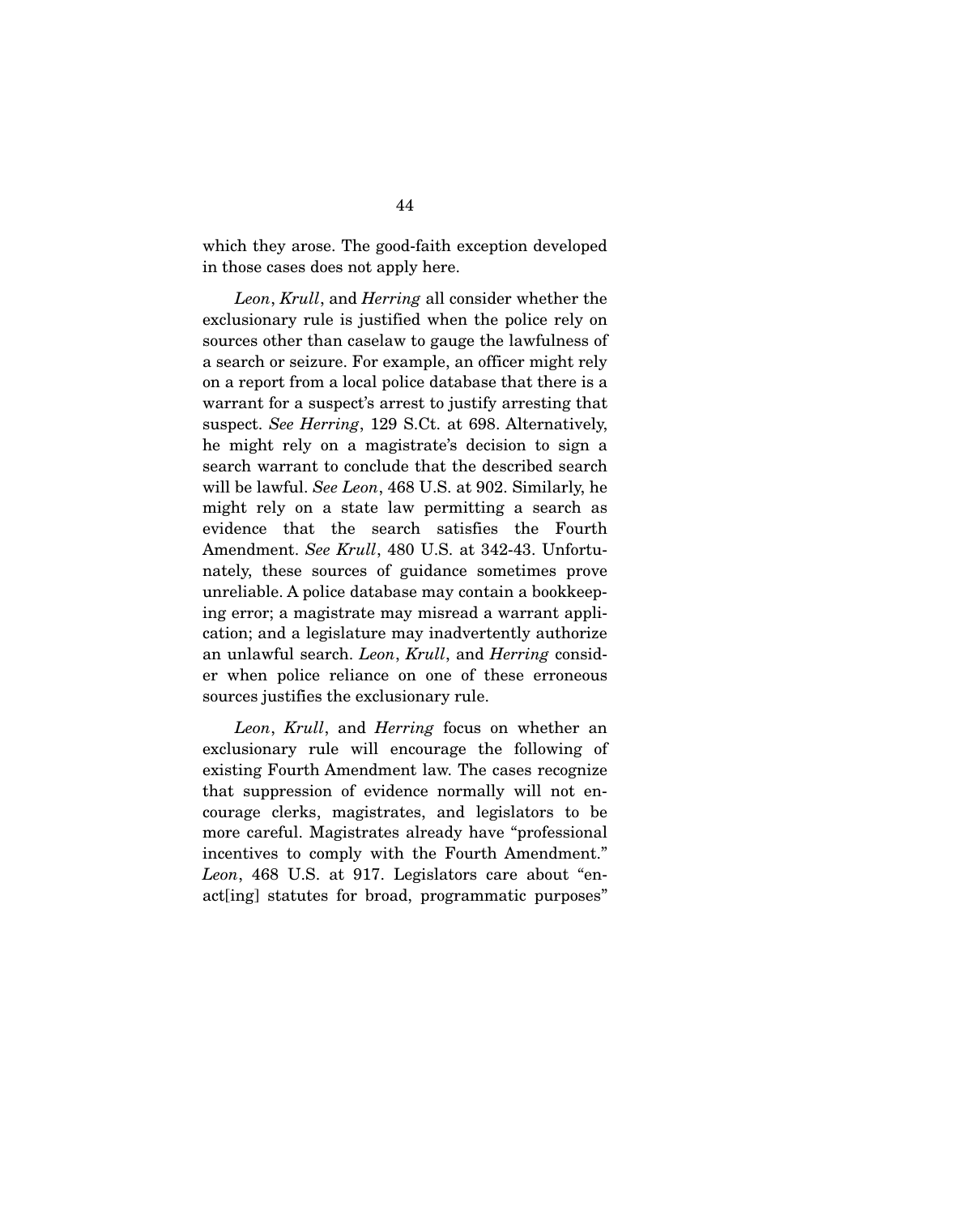which they arose. The good-faith exception developed in those cases does not apply here.

*Leon*, *Krull*, and *Herring* all consider whether the exclusionary rule is justified when the police rely on sources other than caselaw to gauge the lawfulness of a search or seizure. For example, an officer might rely on a report from a local police database that there is a warrant for a suspect's arrest to justify arresting that suspect. *See Herring*, 129 S.Ct. at 698. Alternatively, he might rely on a magistrate's decision to sign a search warrant to conclude that the described search will be lawful. *See Leon*, 468 U.S. at 902. Similarly, he might rely on a state law permitting a search as evidence that the search satisfies the Fourth Amendment. *See Krull*, 480 U.S. at 342-43. Unfortunately, these sources of guidance sometimes prove unreliable. A police database may contain a bookkeeping error; a magistrate may misread a warrant application; and a legislature may inadvertently authorize an unlawful search. *Leon*, *Krull*, and *Herring* consider when police reliance on one of these erroneous sources justifies the exclusionary rule.

*Leon*, *Krull*, and *Herring* focus on whether an exclusionary rule will encourage the following of existing Fourth Amendment law. The cases recognize that suppression of evidence normally will not encourage clerks, magistrates, and legislators to be more careful. Magistrates already have "professional incentives to comply with the Fourth Amendment." *Leon*, 468 U.S. at 917. Legislators care about "enact[ing] statutes for broad, programmatic purposes"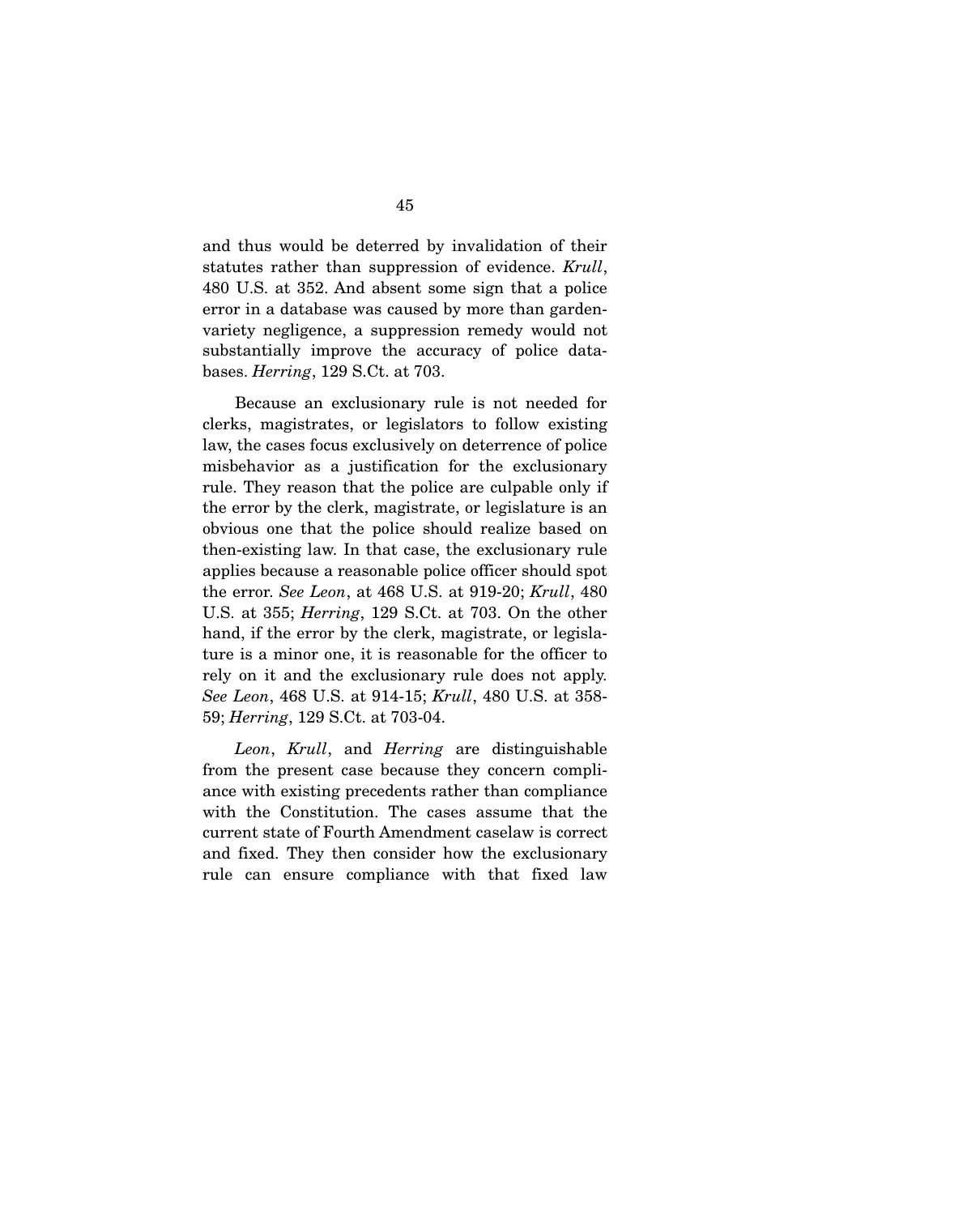and thus would be deterred by invalidation of their statutes rather than suppression of evidence. *Krull*, 480 U.S. at 352. And absent some sign that a police error in a database was caused by more than garden-variety negligence, a suppression remedy would not substantially improve the accuracy of police databases. *Herring*, 129 S.Ct. at 703.

Because an exclusionary rule is not needed for clerks, magistrates, or legislators to follow existing law, the cases focus exclusively on deterrence of police misbehavior as a justification for the exclusionary rule. They reason that the police are culpable only if the error by the clerk, magistrate, or legislature is an obvious one that the police should realize based on then-existing law. In that case, the exclusionary rule applies because a reasonable police officer should spot the error. *See Leon*, at 468 U.S. at 919-20; *Krull*, 480 U.S. at 355; *Herring*, 129 S.Ct. at 703. On the other hand, if the error by the clerk, magistrate, or legislature is a minor one, it is reasonable for the officer to rely on it and the exclusionary rule does not apply. *See Leon*, 468 U.S. at 914-15; *Krull*, 480 U.S. at 358-59; *Herring*, 129 S.Ct. at 703-04.

*Leon*, *Krull*, and *Herring* are distinguishable from the present case because they concern compliance with existing precedents rather than compliance with the Constitution. The cases assume that the current state of Fourth Amendment caselaw is correct and fixed. They then consider how the exclusionary rule can ensure compliance with that fixed law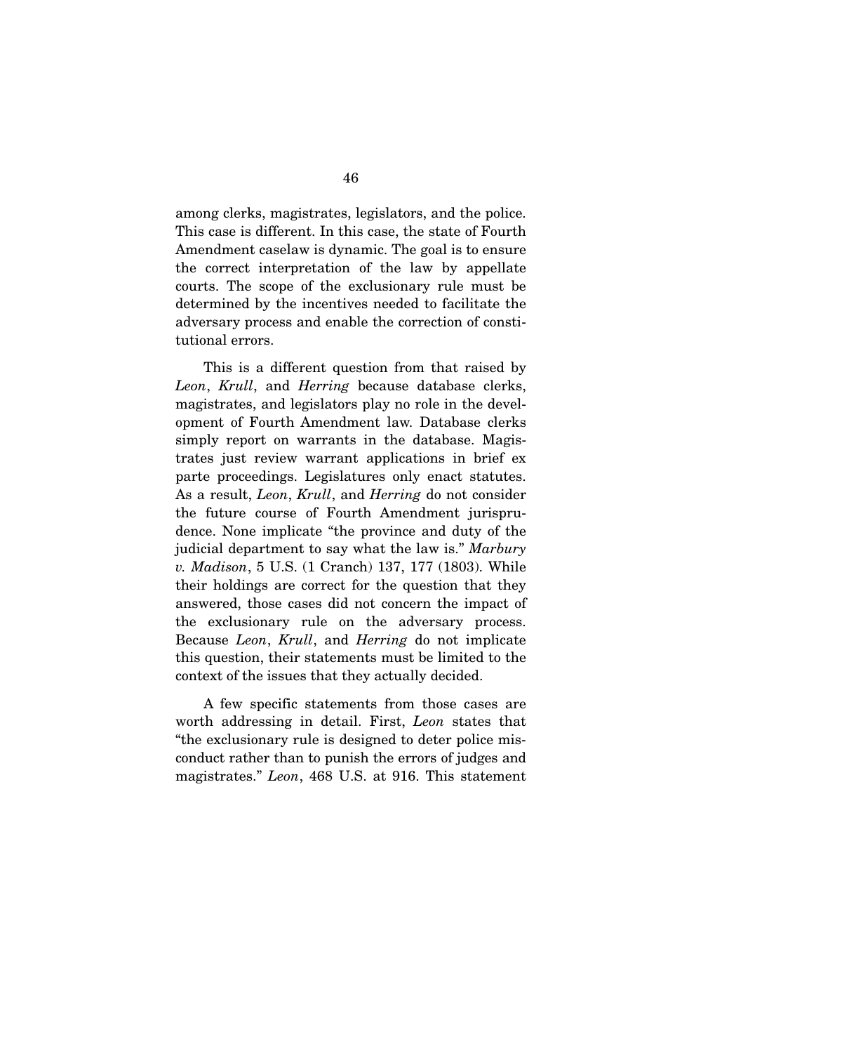among clerks, magistrates, legislators, and the police. This case is different. In this case, the state of Fourth Amendment caselaw is dynamic. The goal is to ensure the correct interpretation of the law by appellate courts. The scope of the exclusionary rule must be determined by the incentives needed to facilitate the adversary process and enable the correction of constitutional errors.

This is a different question from that raised by *Leon*, *Krull*, and *Herring* because database clerks, magistrates, and legislators play no role in the development of Fourth Amendment law. Database clerks simply report on warrants in the database. Magistrates just review warrant applications in brief ex parte proceedings. Legislatures only enact statutes. As a result, *Leon*, *Krull*, and *Herring* do not consider the future course of Fourth Amendment jurisprudence. None implicate "the province and duty of the judicial department to say what the law is." *Marbury v. Madison*, 5 U.S. (1 Cranch) 137, 177 (1803). While their holdings are correct for the question that they answered, those cases did not concern the impact of the exclusionary rule on the adversary process. Because *Leon*, *Krull*, and *Herring* do not implicate this question, their statements must be limited to the context of the issues that they actually decided.

A few specific statements from those cases are worth addressing in detail. First, *Leon* states that "the exclusionary rule is designed to deter police misconduct rather than to punish the errors of judges and magistrates." *Leon*, 468 U.S. at 916. This statement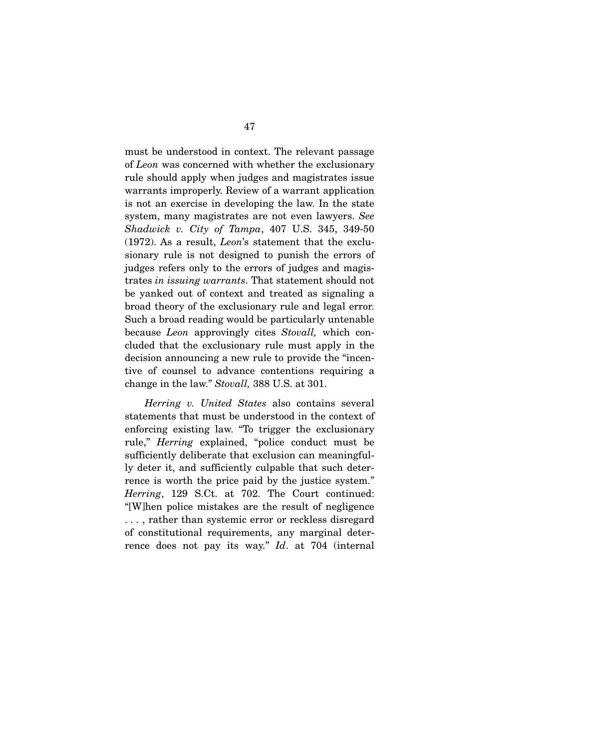must be understood in context. The relevant passage of *Leon* was concerned with whether the exclusionary rule should apply when judges and magistrates issue warrants improperly. Review of a warrant application is not an exercise in developing the law. In the state system, many magistrates are not even lawyers. *See Shadwick v. City of Tampa*, 407 U.S. 345, 349-50 (1972). As a result, *Leon*'s statement that the exclusionary rule is not designed to punish the errors of judges refers only to the errors of judges and magistrates *in issuing warrants*. That statement should not be yanked out of context and treated as signaling a broad theory of the exclusionary rule and legal error. Such a broad reading would be particularly untenable because *Leon* approvingly cites *Stovall,* which concluded that the exclusionary rule must apply in the decision announcing a new rule to provide the "incentive of counsel to advance contentions requiring a change in the law." *Stovall,* 388 U.S. at 301.

*Herring v. United States* also contains several statements that must be understood in the context of enforcing existing law. "To trigger the exclusionary rule," *Herring* explained, "police conduct must be sufficiently deliberate that exclusion can meaningfully deter it, and sufficiently culpable that such deterrence is worth the price paid by the justice system." *Herring*, 129 S.Ct. at 702. The Court continued: "[W]hen police mistakes are the result of negligence . . . , rather than systemic error or reckless disregard of constitutional requirements, any marginal deterrence does not pay its way." *Id*. at 704 (internal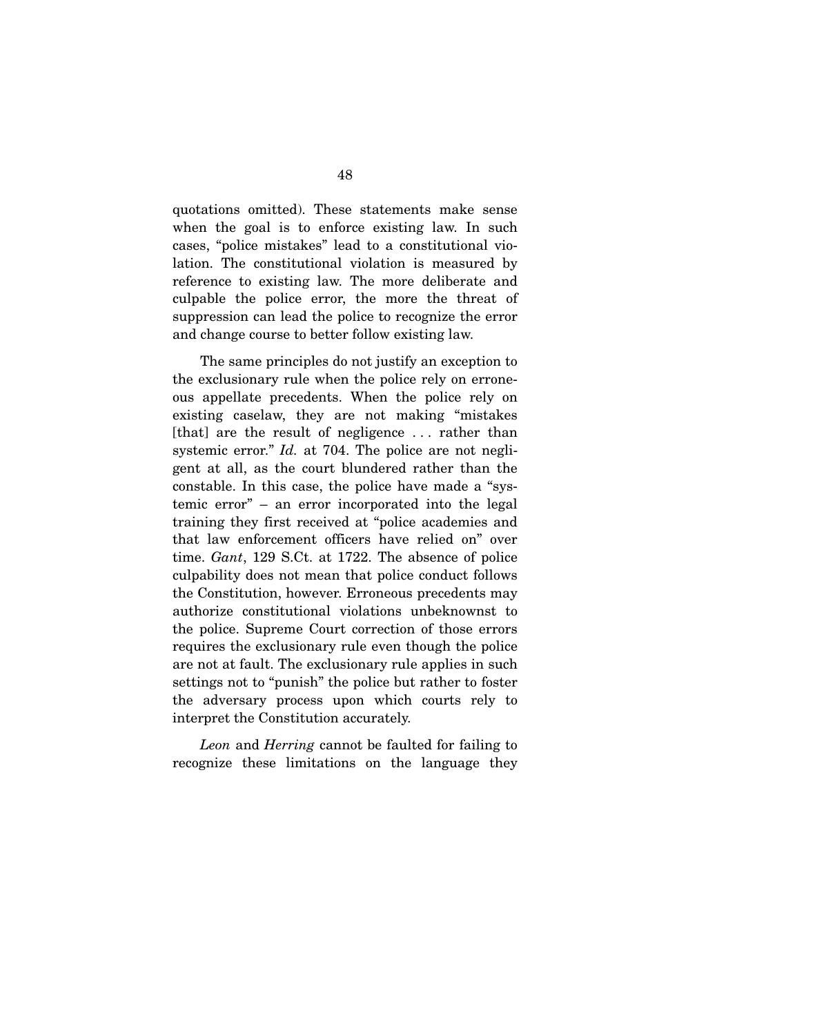quotations omitted). These statements make sense when the goal is to enforce existing law. In such cases, "police mistakes" lead to a constitutional violation. The constitutional violation is measured by reference to existing law. The more deliberate and culpable the police error, the more the threat of suppression can lead the police to recognize the error and change course to better follow existing law.

The same principles do not justify an exception to the exclusionary rule when the police rely on erroneous appellate precedents. When the police rely on existing caselaw, they are not making "mistakes [that] are the result of negligence . . . rather than systemic error." *Id.* at 704. The police are not negligent at all, as the court blundered rather than the constable. In this case, the police have made a "systemic error" – an error incorporated into the legal training they first received at "police academies and that law enforcement officers have relied on" over time. *Gant*, 129 S.Ct. at 1722. The absence of police culpability does not mean that police conduct follows the Constitution, however. Erroneous precedents may authorize constitutional violations unbeknownst to the police. Supreme Court correction of those errors requires the exclusionary rule even though the police are not at fault. The exclusionary rule applies in such settings not to "punish" the police but rather to foster the adversary process upon which courts rely to interpret the Constitution accurately.

*Leon* and *Herring* cannot be faulted for failing to recognize these limitations on the language they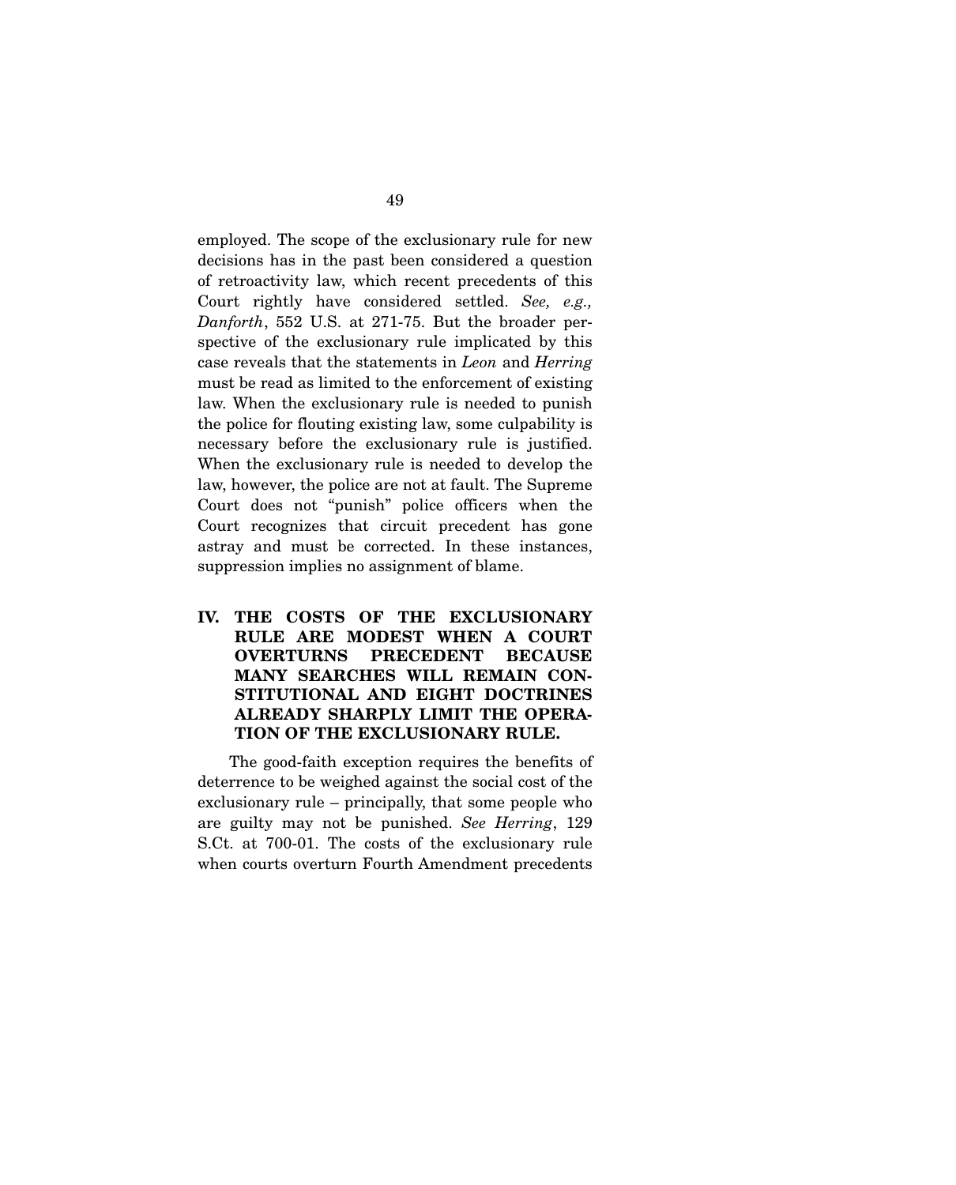employed. The scope of the exclusionary rule for new decisions has in the past been considered a question of retroactivity law, which recent precedents of this Court rightly have considered settled. *See, e.g., Danforth*, 552 U.S. at 271-75. But the broader perspective of the exclusionary rule implicated by this case reveals that the statements in *Leon* and *Herring* must be read as limited to the enforcement of existing law. When the exclusionary rule is needed to punish the police for flouting existing law, some culpability is necessary before the exclusionary rule is justified. When the exclusionary rule is needed to develop the law, however, the police are not at fault. The Supreme Court does not "punish" police officers when the Court recognizes that circuit precedent has gone astray and must be corrected. In these instances, suppression implies no assignment of blame.

## IV. THE COSTS OF THE EXCLUSIONARY RULE ARE MODEST WHEN A COURT OVERTURNS PRECEDENT BECAUSE MANY SEARCHES WILL REMAIN CONSTITUTIONAL AND EIGHT DOCTRINES ALREADY SHARPLY LIMIT THE OPERATION OF THE EXCLUSIONARY RULE.

The good-faith exception requires the benefits of deterrence to be weighed against the social cost of the exclusionary rule – principally, that some people who are guilty may not be punished. *See Herring*, 129 S.Ct. at 700-01. The costs of the exclusionary rule when courts overturn Fourth Amendment precedents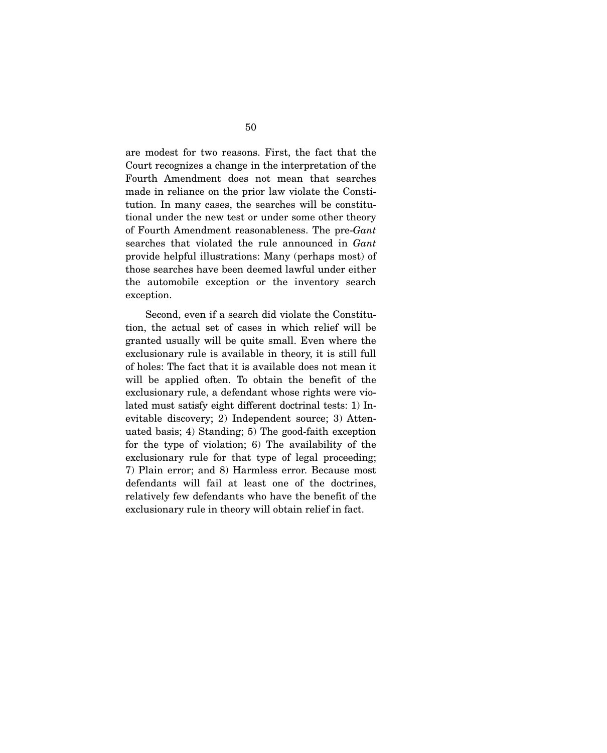are modest for two reasons. First, the fact that the Court recognizes a change in the interpretation of the Fourth Amendment does not mean that searches made in reliance on the prior law violate the Constitution. In many cases, the searches will be constitutional under the new test or under some other theory of Fourth Amendment reasonableness. The pre-*Gant* searches that violated the rule announced in *Gant* provide helpful illustrations: Many (perhaps most) of those searches have been deemed lawful under either the automobile exception or the inventory search exception.

Second, even if a search did violate the Constitution, the actual set of cases in which relief will be granted usually will be quite small. Even where the exclusionary rule is available in theory, it is still full of holes: The fact that it is available does not mean it will be applied often. To obtain the benefit of the exclusionary rule, a defendant whose rights were violated must satisfy eight different doctrinal tests: 1) Inevitable discovery; 2) Independent source; 3) Attenuated basis; 4) Standing; 5) The good-faith exception for the type of violation; 6) The availability of the exclusionary rule for that type of legal proceeding; 7) Plain error; and 8) Harmless error. Because most defendants will fail at least one of the doctrines, relatively few defendants who have the benefit of the exclusionary rule in theory will obtain relief in fact.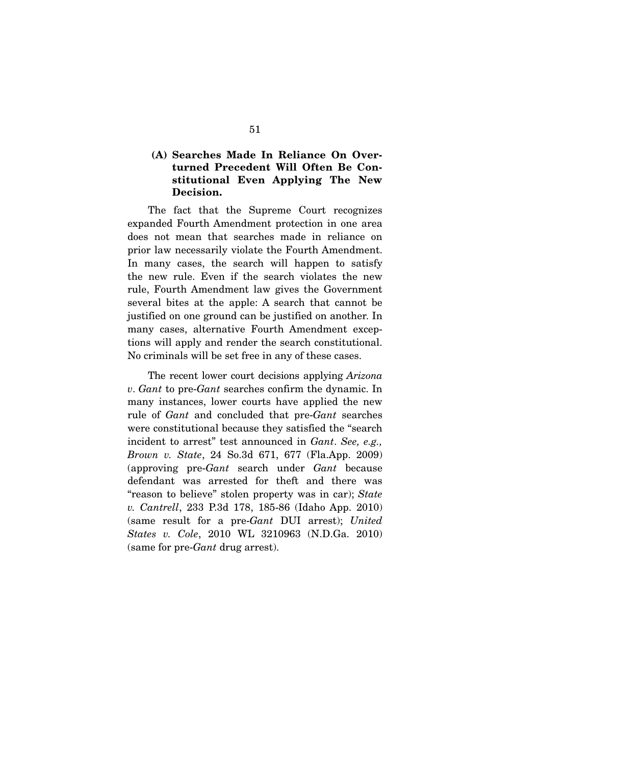### (A) Searches Made In Reliance On Overturned Precedent Will Often Be Constitutional Even Applying The New Decision.

The fact that the Supreme Court recognizes expanded Fourth Amendment protection in one area does not mean that searches made in reliance on prior law necessarily violate the Fourth Amendment. In many cases, the search will happen to satisfy the new rule. Even if the search violates the new rule, Fourth Amendment law gives the Government several bites at the apple: A search that cannot be justified on one ground can be justified on another. In many cases, alternative Fourth Amendment exceptions will apply and render the search constitutional. No criminals will be set free in any of these cases.

The recent lower court decisions applying *Arizona v. Gant* to pre-*Gant* searches confirm the dynamic. In many instances, lower courts have applied the new rule of *Gant* and concluded that pre-*Gant* searches were constitutional because they satisfied the "search incident to arrest" test announced in *Gant*. *See, e.g., Brown v. State*, 24 So.3d 671, 677 (Fla.App. 2009) (approving pre-*Gant* search under *Gant* because defendant was arrested for theft and there was "reason to believe" stolen property was in car); *State v. Cantrell*, 233 P.3d 178, 185-86 (Idaho App. 2010) (same result for a pre-*Gant* DUI arrest); *United States v. Cole*, 2010 WL 3210963 (N.D.Ga. 2010) (same for pre-*Gant* drug arrest).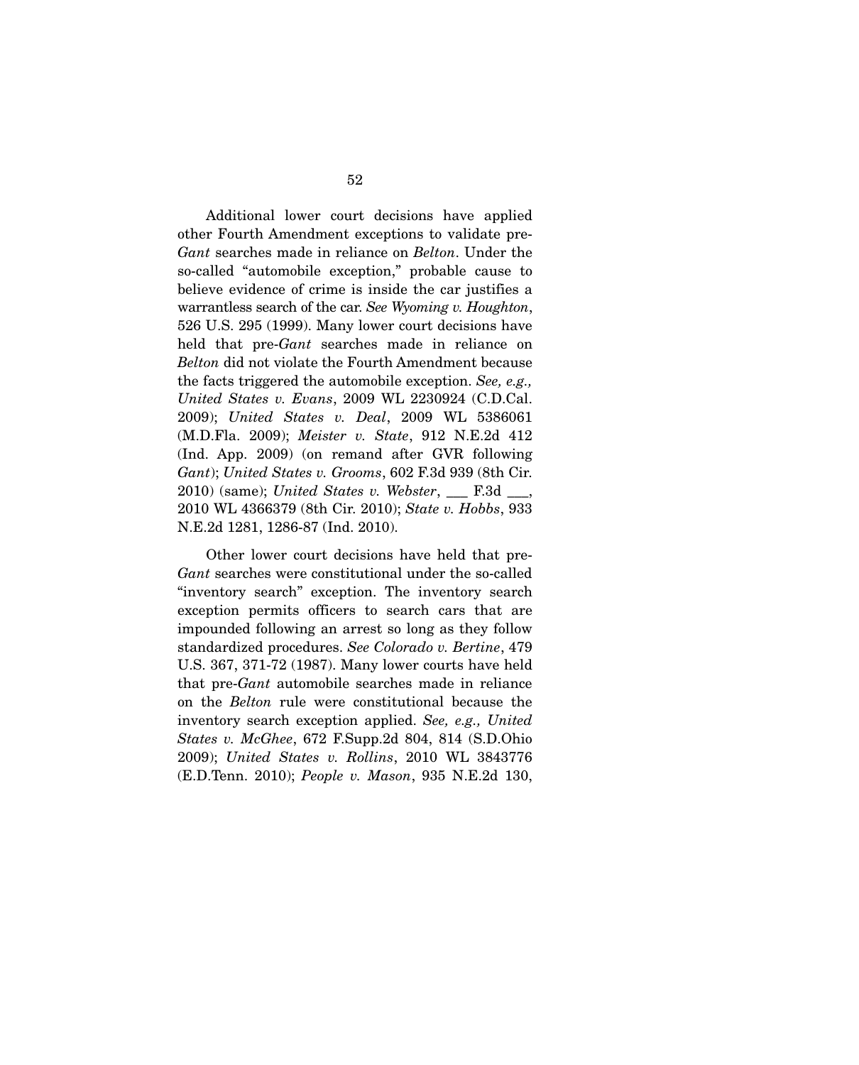Additional lower court decisions have applied other Fourth Amendment exceptions to validate pre-*Gant* searches made in reliance on *Belton*. Under the so-called "automobile exception," probable cause to believe evidence of crime is inside the car justifies a warrantless search of the car. *See Wyoming v. Houghton*, 526 U.S. 295 (1999). Many lower court decisions have held that pre-*Gant* searches made in reliance on *Belton* did not violate the Fourth Amendment because the facts triggered the automobile exception. *See, e.g., United States v. Evans*, 2009 WL 2230924 (C.D.Cal. 2009); *United States v. Deal*, 2009 WL 5386061 (M.D.Fla. 2009); *Meister v. State*, 912 N.E.2d 412 (Ind. App. 2009) (on remand after GVR following *Gant*); *United States v. Grooms*, 602 F.3d 939 (8th Cir. 2010) (same); *United States v. Webster*, ___ F.3d ___, 2010 WL 4366379 (8th Cir. 2010); *State v. Hobbs*, 933 N.E.2d 1281, 1286-87 (Ind. 2010).

Other lower court decisions have held that pre-*Gant* searches were constitutional under the so-called "inventory search" exception. The inventory search exception permits officers to search cars that are impounded following an arrest so long as they follow standardized procedures. *See Colorado v. Bertine*, 479 U.S. 367, 371-72 (1987). Many lower courts have held that pre-*Gant* automobile searches made in reliance on the *Belton* rule were constitutional because the inventory search exception applied. *See, e.g., United States v. McGhee*, 672 F.Supp.2d 804, 814 (S.D.Ohio 2009); *United States v. Rollins*, 2010 WL 3843776 (E.D.Tenn. 2010); *People v. Mason*, 935 N.E.2d 130,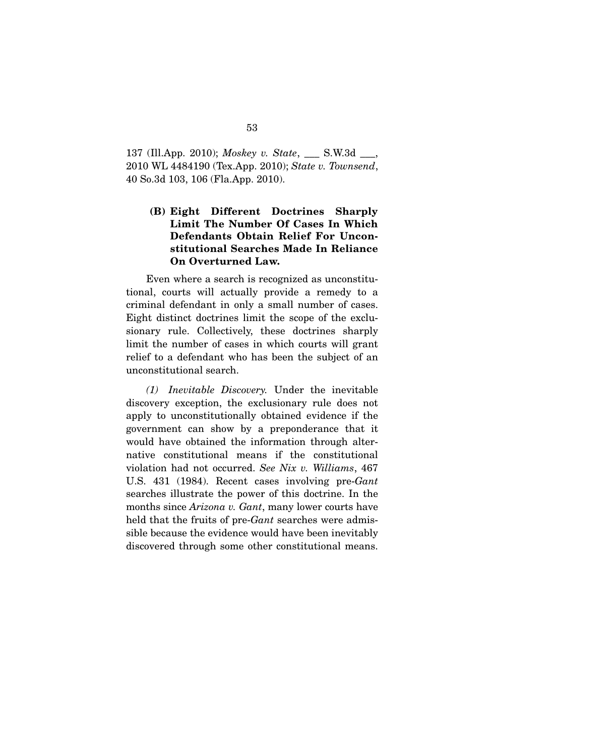137 (Ill.App. 2010); *Moskey v. State*, ___ S.W.3d ___, 2010 WL 4484190 (Tex.App. 2010); *State v. Townsend*, 40 So.3d 103, 106 (Fla.App. 2010).

### (B) Eight Different Doctrines Sharply Limit The Number Of Cases In Which Defendants Obtain Relief For Unconstitutional Searches Made In Reliance On Overturned Law.

Even where a search is recognized as unconstitutional, courts will actually provide a remedy to a criminal defendant in only a small number of cases. Eight distinct doctrines limit the scope of the exclusionary rule. Collectively, these doctrines sharply limit the number of cases in which courts will grant relief to a defendant who has been the subject of an unconstitutional search.

*(1) Inevitable Discovery.* Under the inevitable discovery exception, the exclusionary rule does not apply to unconstitutionally obtained evidence if the government can show by a preponderance that it would have obtained the information through alternative constitutional means if the constitutional violation had not occurred. *See Nix v. Williams*, 467 U.S. 431 (1984). Recent cases involving pre-*Gant* searches illustrate the power of this doctrine. In the months since *Arizona v. Gant*, many lower courts have held that the fruits of pre-*Gant* searches were admissible because the evidence would have been inevitably discovered through some other constitutional means.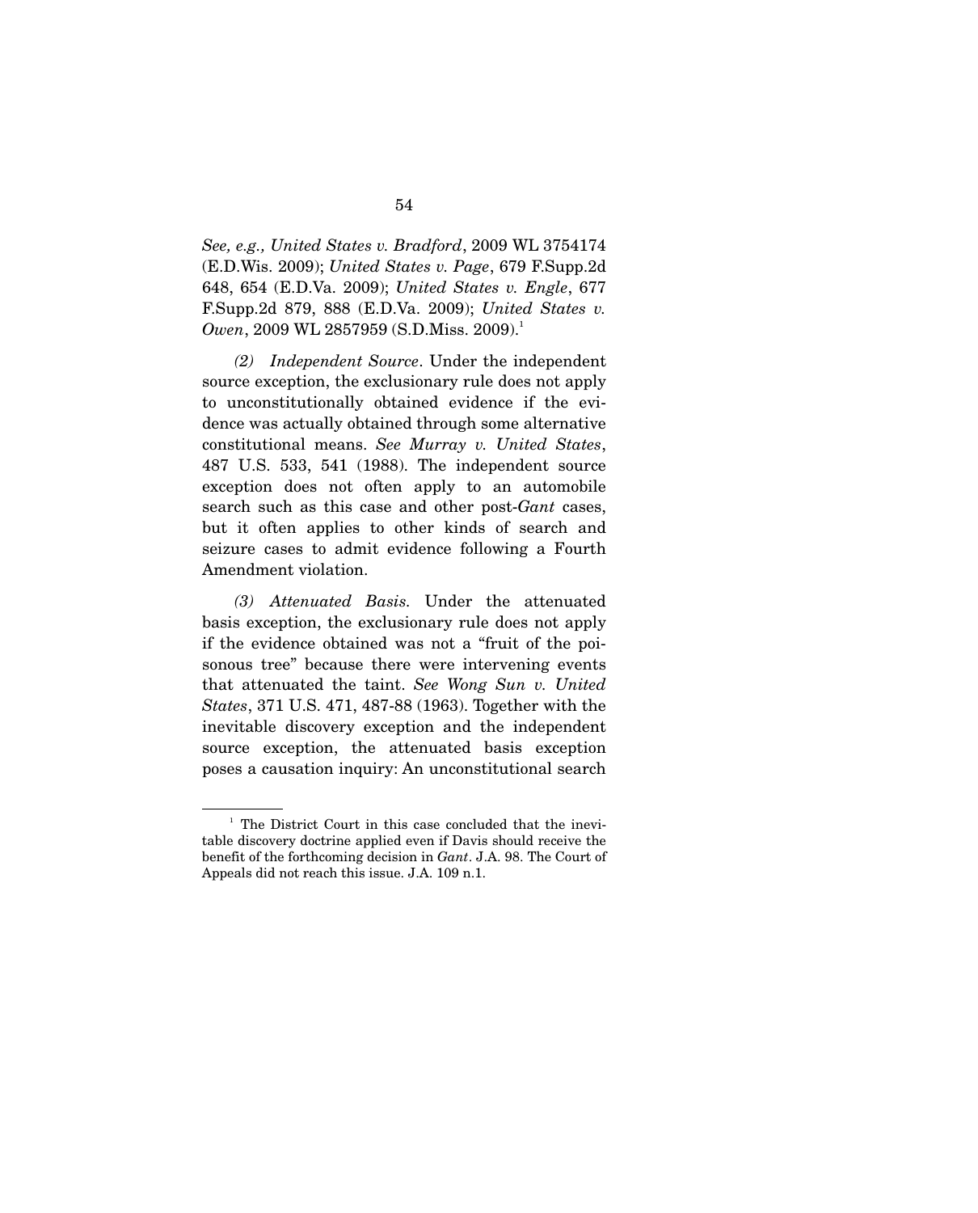*See, e.g., United States v. Bradford*, 2009 WL 3754174 (E.D.Wis. 2009); *United States v. Page*, 679 F.Supp.2d 648, 654 (E.D.Va. 2009); *United States v. Engle*, 677 F.Supp.2d 879, 888 (E.D.Va. 2009); *United States v. Owen*, 2009 WL 2857959 (S.D.Miss. 2009).[1]

*(2) Independent Source*. Under the independent source exception, the exclusionary rule does not apply to unconstitutionally obtained evidence if the evidence was actually obtained through some alternative constitutional means. *See Murray v. United States*, 487 U.S. 533, 541 (1988). The independent source exception does not often apply to an automobile search such as this case and other post-*Gant* cases, but it often applies to other kinds of search and seizure cases to admit evidence following a Fourth Amendment violation.

*(3) Attenuated Basis.* Under the attenuated basis exception, the exclusionary rule does not apply if the evidence obtained was not a "fruit of the poisonous tree" because there were intervening events that attenuated the taint. *See Wong Sun v. United States*, 371 U.S. 471, 487-88 (1963). Together with the inevitable discovery exception and the independent source exception, the attenuated basis exception poses a causation inquiry: An unconstitutional search

---

[1] The District Court in this case concluded that the inevitable discovery doctrine applied even if Davis should receive the benefit of the forthcoming decision in *Gant*. J.A. 98. The Court of Appeals did not reach this issue. J.A. 109 n.1.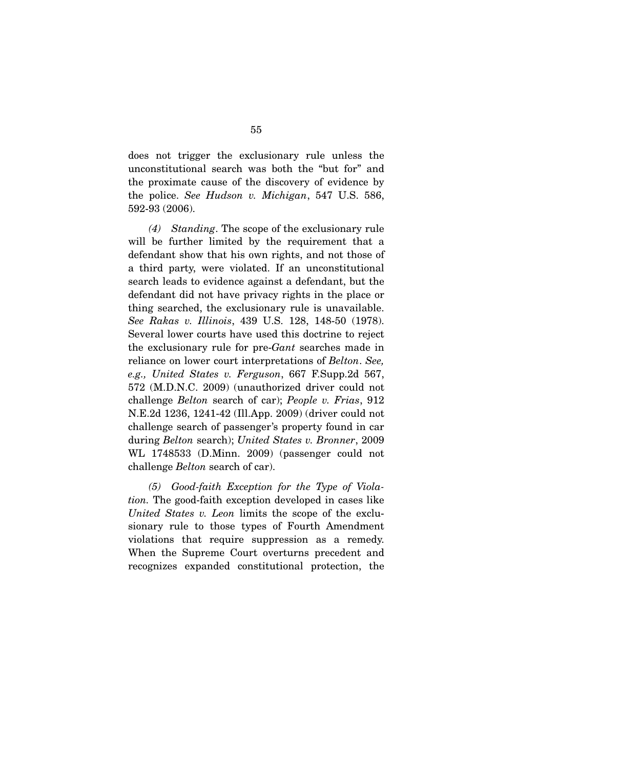does not trigger the exclusionary rule unless the unconstitutional search was both the "but for" and the proximate cause of the discovery of evidence by the police. *See Hudson v. Michigan*, 547 U.S. 586, 592-93 (2006).

*(4) Standing*. The scope of the exclusionary rule will be further limited by the requirement that a defendant show that his own rights, and not those of a third party, were violated. If an unconstitutional search leads to evidence against a defendant, but the defendant did not have privacy rights in the place or thing searched, the exclusionary rule is unavailable. *See Rakas v. Illinois*, 439 U.S. 128, 148-50 (1978). Several lower courts have used this doctrine to reject the exclusionary rule for pre-*Gant* searches made in reliance on lower court interpretations of *Belton*. *See, e.g., United States v. Ferguson*, 667 F.Supp.2d 567, 572 (M.D.N.C. 2009) (unauthorized driver could not challenge *Belton* search of car); *People v. Frias*, 912 N.E.2d 1236, 1241-42 (Ill.App. 2009) (driver could not challenge search of passenger's property found in car during *Belton* search); *United States v. Bronner*, 2009 WL 1748533 (D.Minn. 2009) (passenger could not challenge *Belton* search of car).

*(5) Good-faith Exception for the Type of Violation.* The good-faith exception developed in cases like *United States v. Leon* limits the scope of the exclusionary rule to those types of Fourth Amendment violations that require suppression as a remedy. When the Supreme Court overturns precedent and recognizes expanded constitutional protection, the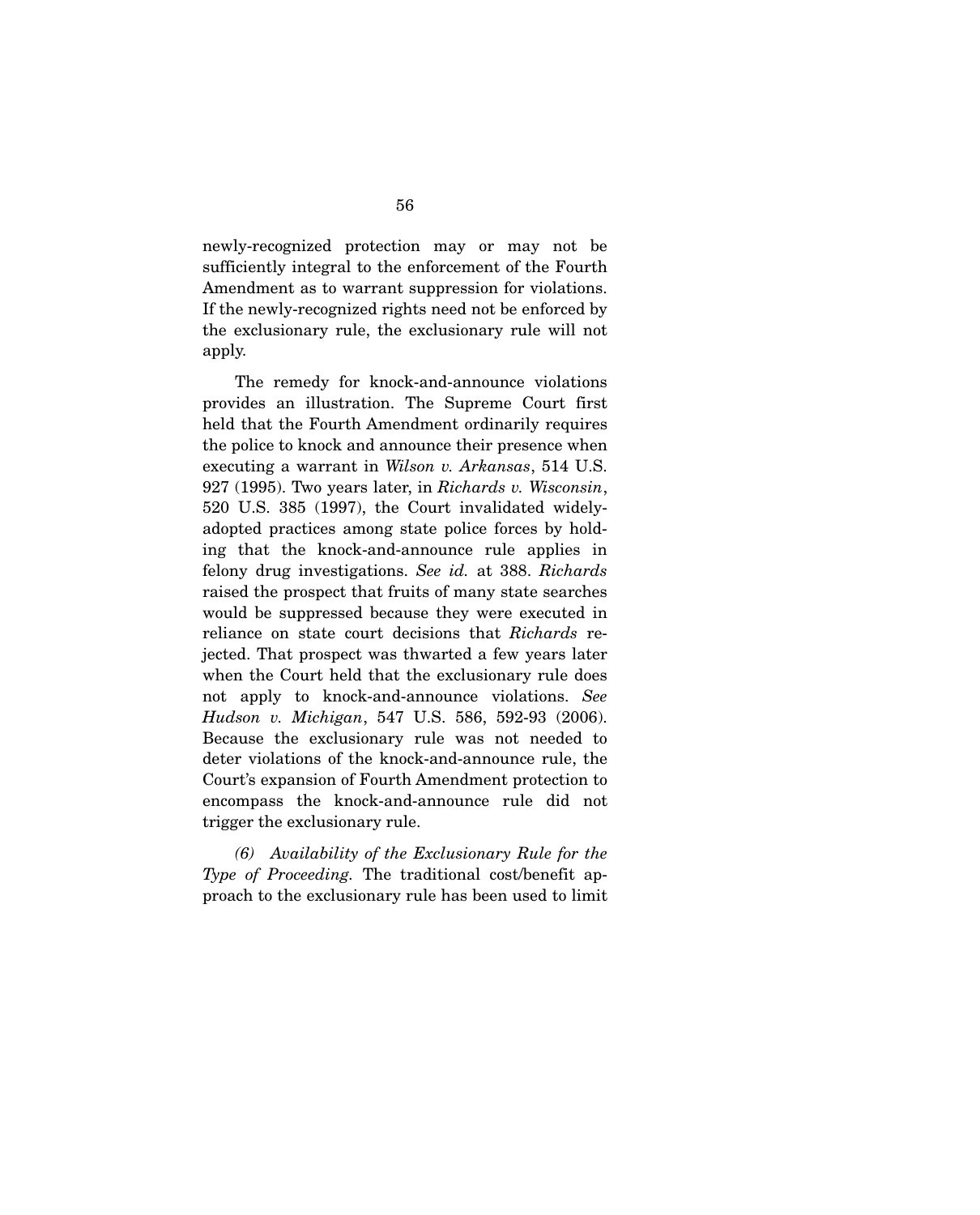newly-recognized protection may or may not be sufficiently integral to the enforcement of the Fourth Amendment as to warrant suppression for violations. If the newly-recognized rights need not be enforced by the exclusionary rule, the exclusionary rule will not apply.

The remedy for knock-and-announce violations provides an illustration. The Supreme Court first held that the Fourth Amendment ordinarily requires the police to knock and announce their presence when executing a warrant in *Wilson v. Arkansas*, 514 U.S. 927 (1995). Two years later, in *Richards v. Wisconsin*, 520 U.S. 385 (1997), the Court invalidated widely-adopted practices among state police forces by holding that the knock-and-announce rule applies in felony drug investigations. *See id.* at 388. *Richards* raised the prospect that fruits of many state searches would be suppressed because they were executed in reliance on state court decisions that *Richards* rejected. That prospect was thwarted a few years later when the Court held that the exclusionary rule does not apply to knock-and-announce violations. *See Hudson v. Michigan*, 547 U.S. 586, 592-93 (2006). Because the exclusionary rule was not needed to deter violations of the knock-and-announce rule, the Court's expansion of Fourth Amendment protection to encompass the knock-and-announce rule did not trigger the exclusionary rule.

*(6) Availability of the Exclusionary Rule for the Type of Proceeding.* The traditional cost/benefit approach to the exclusionary rule has been used to limit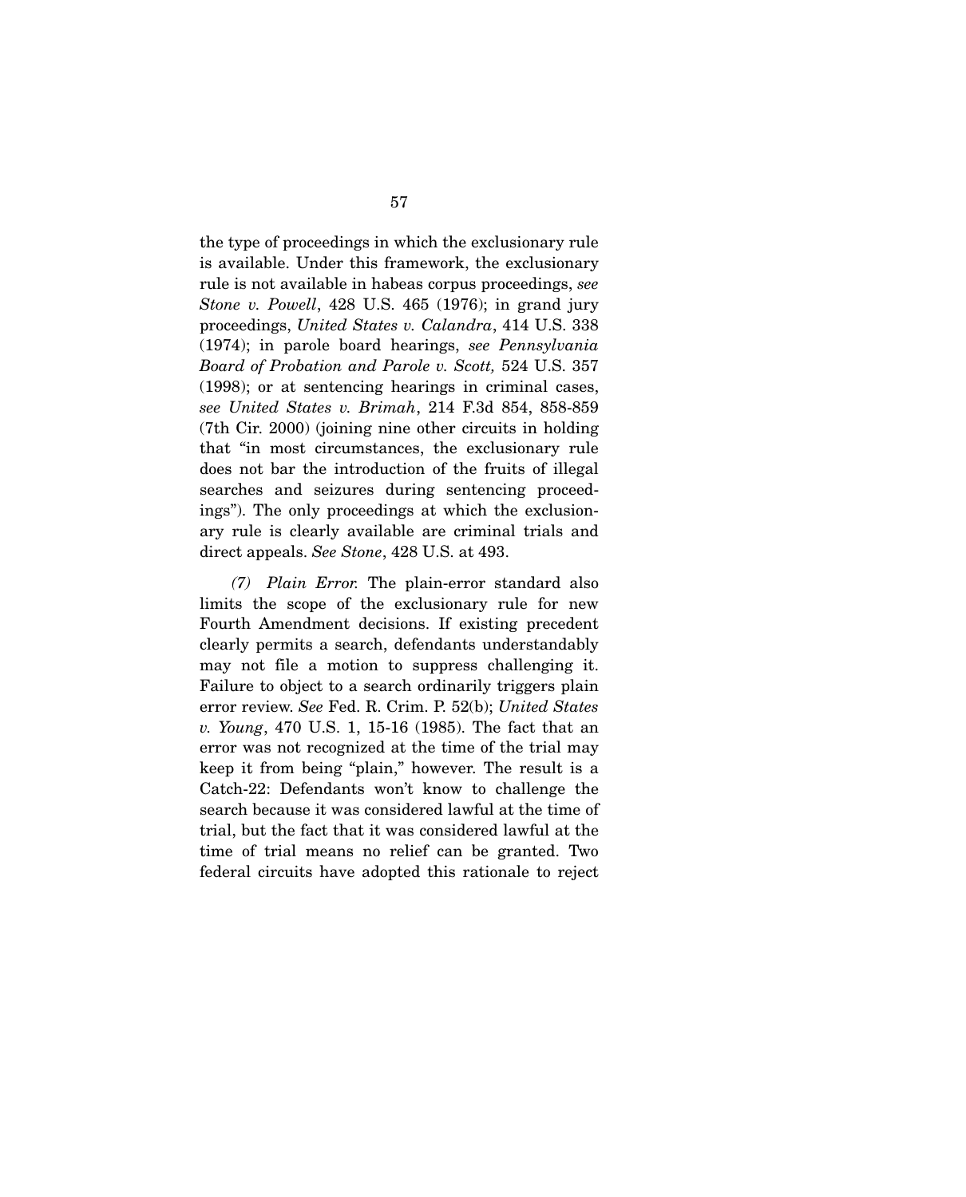the type of proceedings in which the exclusionary rule is available. Under this framework, the exclusionary rule is not available in habeas corpus proceedings, *see Stone v. Powell*, 428 U.S. 465 (1976); in grand jury proceedings, *United States v. Calandra*, 414 U.S. 338 (1974); in parole board hearings, *see Pennsylvania Board of Probation and Parole v. Scott,* 524 U.S. 357 (1998); or at sentencing hearings in criminal cases, *see United States v. Brimah*, 214 F.3d 854, 858-859 (7th Cir. 2000) (joining nine other circuits in holding that "in most circumstances, the exclusionary rule does not bar the introduction of the fruits of illegal searches and seizures during sentencing proceedings"). The only proceedings at which the exclusionary rule is clearly available are criminal trials and direct appeals. *See Stone*, 428 U.S. at 493.

*(7) Plain Error.* The plain-error standard also limits the scope of the exclusionary rule for new Fourth Amendment decisions. If existing precedent clearly permits a search, defendants understandably may not file a motion to suppress challenging it. Failure to object to a search ordinarily triggers plain error review. *See* Fed. R. Crim. P. 52(b); *United States v. Young*, 470 U.S. 1, 15-16 (1985). The fact that an error was not recognized at the time of the trial may keep it from being "plain," however. The result is a Catch-22: Defendants won't know to challenge the search because it was considered lawful at the time of trial, but the fact that it was considered lawful at the time of trial means no relief can be granted. Two federal circuits have adopted this rationale to reject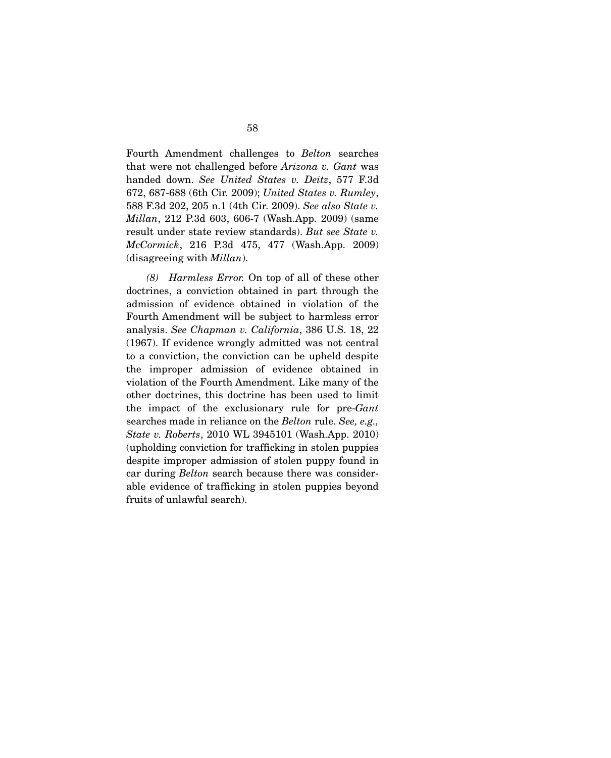Fourth Amendment challenges to *Belton* searches that were not challenged before *Arizona v. Gant* was handed down. *See United States v. Deitz*, 577 F.3d 672, 687-688 (6th Cir. 2009); *United States v. Rumley*, 588 F.3d 202, 205 n.1 (4th Cir. 2009). *See also State v. Millan*, 212 P.3d 603, 606-7 (Wash.App. 2009) (same result under state review standards). *But see State v. McCormick*, 216 P.3d 475, 477 (Wash.App. 2009) (disagreeing with *Millan*).

*(8) Harmless Error.* On top of all of these other doctrines, a conviction obtained in part through the admission of evidence obtained in violation of the Fourth Amendment will be subject to harmless error analysis. *See Chapman v. California*, 386 U.S. 18, 22 (1967). If evidence wrongly admitted was not central to a conviction, the conviction can be upheld despite the improper admission of evidence obtained in violation of the Fourth Amendment. Like many of the other doctrines, this doctrine has been used to limit the impact of the exclusionary rule for pre-*Gant* searches made in reliance on the *Belton* rule. *See, e.g., State v. Roberts*, 2010 WL 3945101 (Wash.App. 2010) (upholding conviction for trafficking in stolen puppies despite improper admission of stolen puppy found in car during *Belton* search because there was considerable evidence of trafficking in stolen puppies beyond fruits of unlawful search).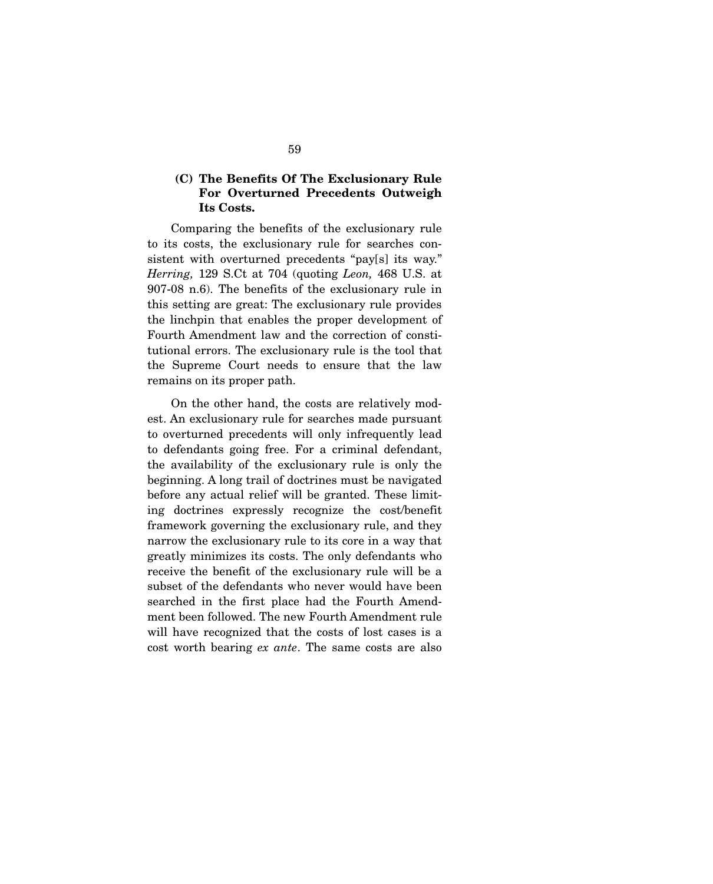### (C) The Benefits Of The Exclusionary Rule For Overturned Precedents Outweigh Its Costs.

Comparing the benefits of the exclusionary rule to its costs, the exclusionary rule for searches consistent with overturned precedents "pay[s] its way." *Herring,* 129 S.Ct at 704 (quoting *Leon,* 468 U.S. at 907-08 n.6). The benefits of the exclusionary rule in this setting are great: The exclusionary rule provides the linchpin that enables the proper development of Fourth Amendment law and the correction of constitutional errors. The exclusionary rule is the tool that the Supreme Court needs to ensure that the law remains on its proper path.

On the other hand, the costs are relatively modest. An exclusionary rule for searches made pursuant to overturned precedents will only infrequently lead to defendants going free. For a criminal defendant, the availability of the exclusionary rule is only the beginning. A long trail of doctrines must be navigated before any actual relief will be granted. These limiting doctrines expressly recognize the cost/benefit framework governing the exclusionary rule, and they narrow the exclusionary rule to its core in a way that greatly minimizes its costs. The only defendants who receive the benefit of the exclusionary rule will be a subset of the defendants who never would have been searched in the first place had the Fourth Amendment been followed. The new Fourth Amendment rule will have recognized that the costs of lost cases is a cost worth bearing *ex ante*. The same costs are also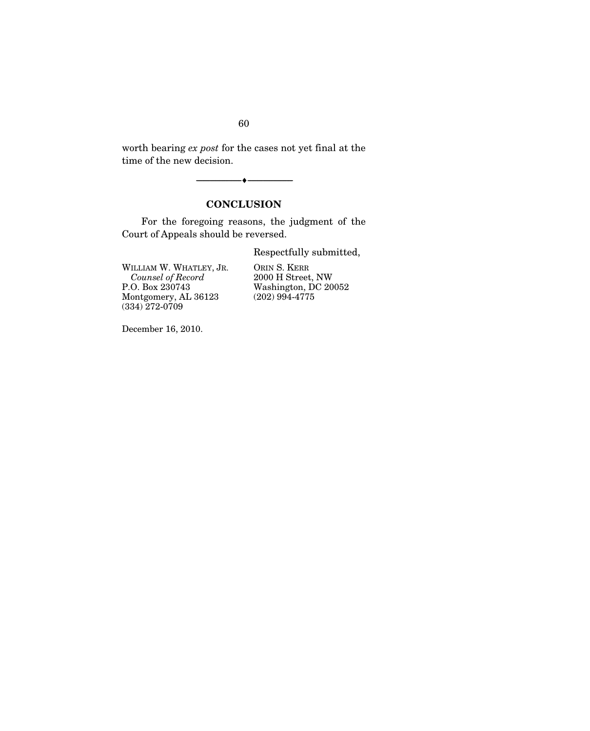worth bearing *ex post* for the cases not yet final at the time of the new decision.

---

## CONCLUSION

For the foregoing reasons, the judgment of the Court of Appeals should be reversed.

Respectfully submitted,

WILLIAM W. WHATLEY, JR.
*Counsel of Record*
P.O. Box 230743
Montgomery, AL 36123
(334) 272-0709

ORIN S. KERR
2000 H Street, NW
Washington, DC 20052
(202) 994-4775

December 16, 2010.